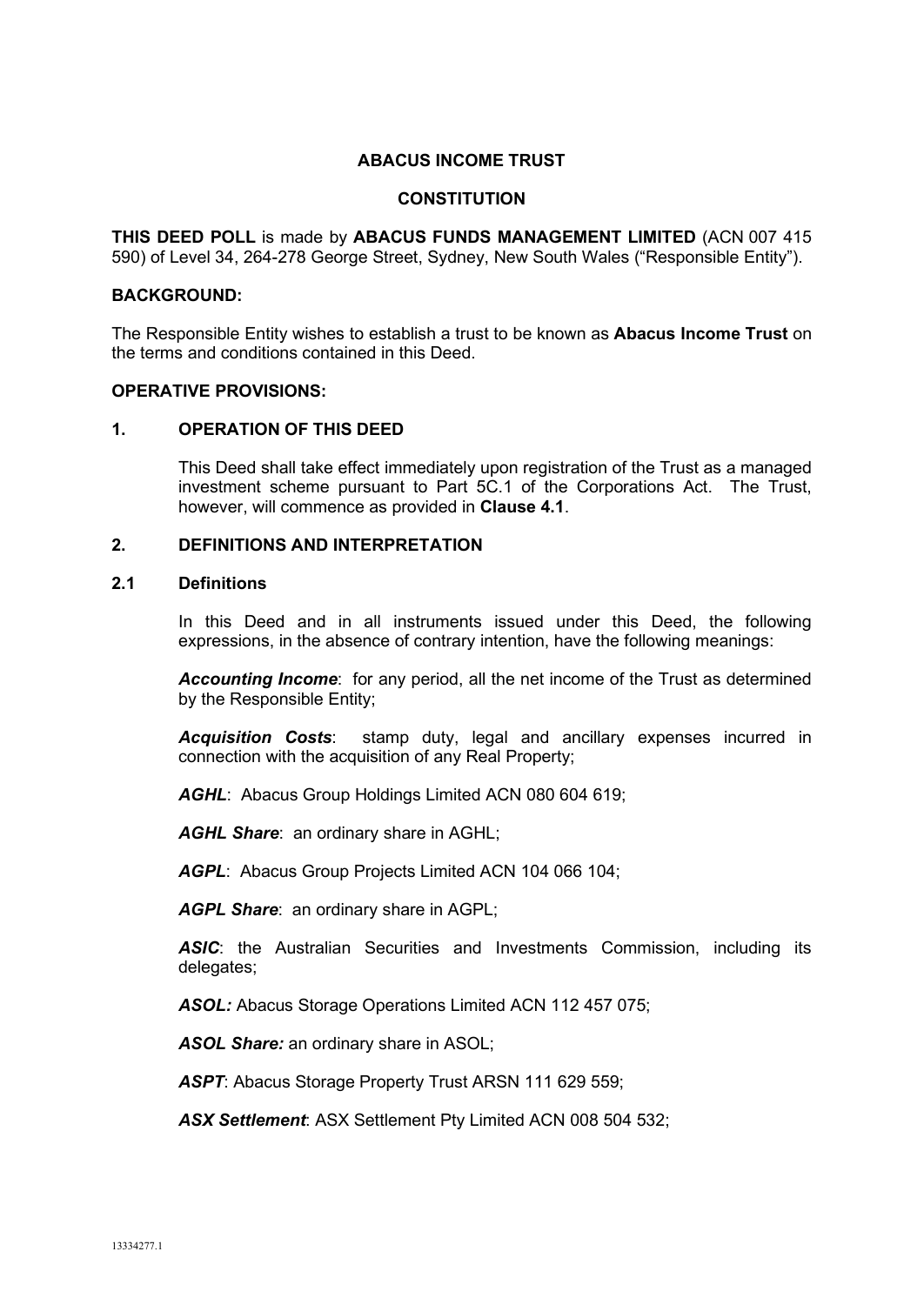# ABACUS INCOME TRUST

## CONSTITUTION

**THIS DEED POLL** is made by **ABACUS FUNDS MANAGEMENT LIMITED** (ACN 007 415 590) of Level 34, 264-278 George Street, Sydney, New South Wales ("Responsible Entity").

**BACKGROUND:**

The Responsible Entity wishes to establish a trust to be known as **Abacus Income Trust** on the terms and conditions contained in this Deed.

**OPERATIVE PROVISIONS:**

## 1. OPERATION OF THIS DEED

This Deed shall take effect immediately upon registration of the Trust as a managed investment scheme pursuant to Part 5C.1 of the Corporations Act. The Trust, however, will commence as provided in **Clause 4.1**.

## 2. DEFINITIONS AND INTERPRETATION

### 2.1 Definitions

In this Deed and in all instruments issued under this Deed, the following expressions, in the absence of contrary intention, have the following meanings:

***Accounting Income***: for any period, all the net income of the Trust as determined by the Responsible Entity;

***Acquisition Costs***: stamp duty, legal and ancillary expenses incurred in connection with the acquisition of any Real Property;

***AGHL***: Abacus Group Holdings Limited ACN 080 604 619;

***AGHL Share***: an ordinary share in AGHL;

***AGPL***: Abacus Group Projects Limited ACN 104 066 104;

***AGPL Share***: an ordinary share in AGPL;

***ASIC***: the Australian Securities and Investments Commission, including its delegates;

***ASOL:*** Abacus Storage Operations Limited ACN 112 457 075;

***ASOL Share:*** an ordinary share in ASOL;

***ASPT***: Abacus Storage Property Trust ARSN 111 629 559;

***ASX Settlement***: ASX Settlement Pty Limited ACN 008 504 532;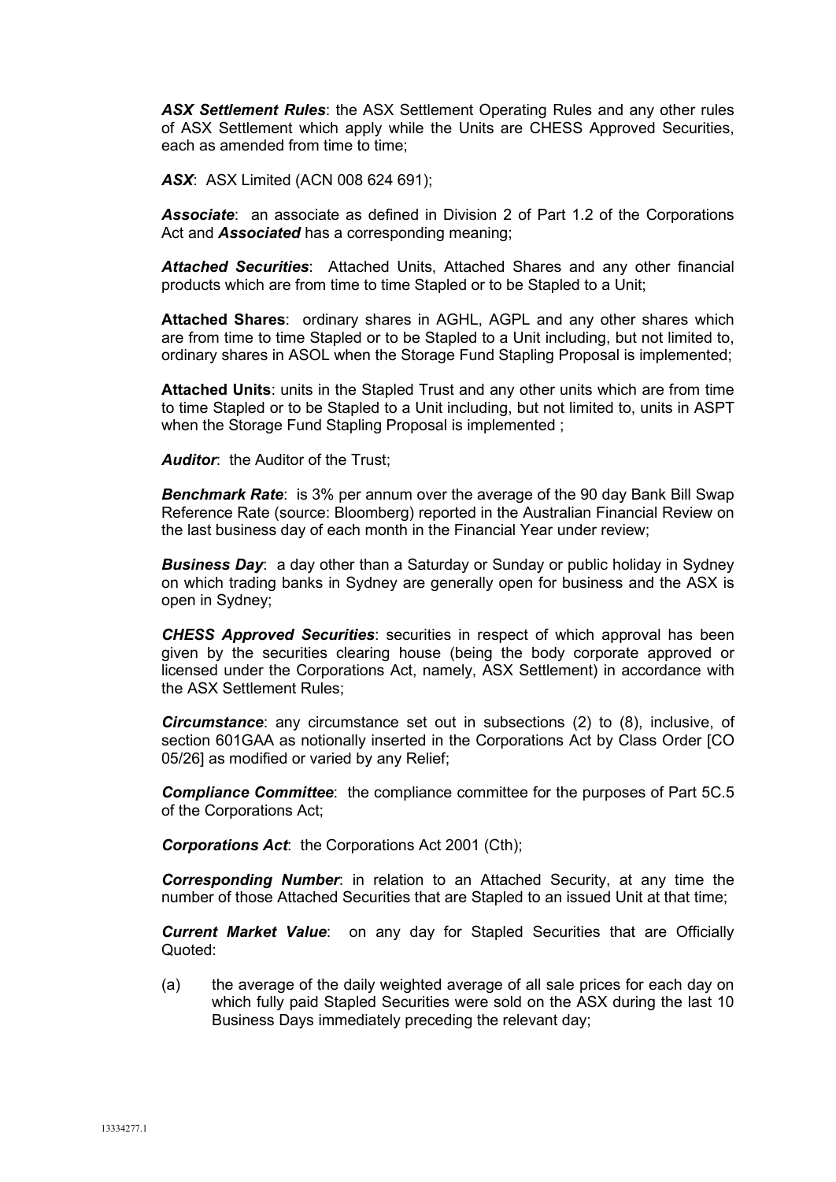***ASX Settlement Rules***: the ASX Settlement Operating Rules and any other rules of ASX Settlement which apply while the Units are CHESS Approved Securities, each as amended from time to time;

***ASX***: ASX Limited (ACN 008 624 691);

***Associate***: an associate as defined in Division 2 of Part 1.2 of the Corporations Act and ***Associated*** has a corresponding meaning;

***Attached Securities***: Attached Units, Attached Shares and any other financial products which are from time to time Stapled or to be Stapled to a Unit;

**Attached Shares**: ordinary shares in AGHL, AGPL and any other shares which are from time to time Stapled or to be Stapled to a Unit including, but not limited to, ordinary shares in ASOL when the Storage Fund Stapling Proposal is implemented;

**Attached Units**: units in the Stapled Trust and any other units which are from time to time Stapled or to be Stapled to a Unit including, but not limited to, units in ASPT when the Storage Fund Stapling Proposal is implemented ;

***Auditor***: the Auditor of the Trust;

***Benchmark Rate***: is 3% per annum over the average of the 90 day Bank Bill Swap Reference Rate (source: Bloomberg) reported in the Australian Financial Review on the last business day of each month in the Financial Year under review;

***Business Day***: a day other than a Saturday or Sunday or public holiday in Sydney on which trading banks in Sydney are generally open for business and the ASX is open in Sydney;

***CHESS Approved Securities***: securities in respect of which approval has been given by the securities clearing house (being the body corporate approved or licensed under the Corporations Act, namely, ASX Settlement) in accordance with the ASX Settlement Rules;

***Circumstance***: any circumstance set out in subsections (2) to (8), inclusive, of section 601GAA as notionally inserted in the Corporations Act by Class Order [CO 05/26] as modified or varied by any Relief;

***Compliance Committee***: the compliance committee for the purposes of Part 5C.5 of the Corporations Act;

***Corporations Act***: the Corporations Act 2001 (Cth);

***Corresponding Number***: in relation to an Attached Security, at any time the number of those Attached Securities that are Stapled to an issued Unit at that time;

***Current Market Value***: on any day for Stapled Securities that are Officially Quoted:

(a) the average of the daily weighted average of all sale prices for each day on which fully paid Stapled Securities were sold on the ASX during the last 10 Business Days immediately preceding the relevant day;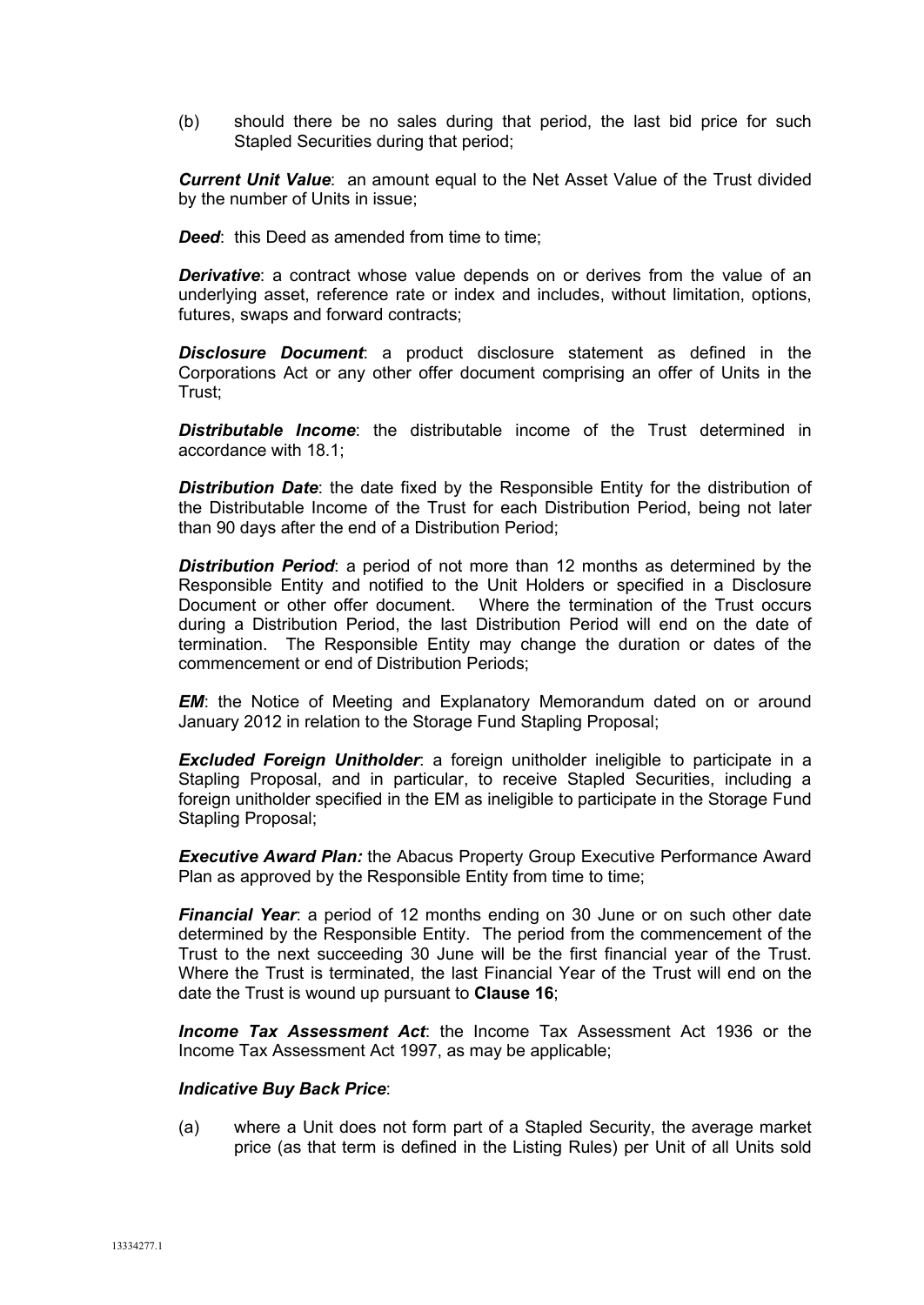(b) should there be no sales during that period, the last bid price for such Stapled Securities during that period;

***Current Unit Value***: an amount equal to the Net Asset Value of the Trust divided by the number of Units in issue;

***Deed***: this Deed as amended from time to time;

***Derivative***: a contract whose value depends on or derives from the value of an underlying asset, reference rate or index and includes, without limitation, options, futures, swaps and forward contracts;

***Disclosure Document***: a product disclosure statement as defined in the Corporations Act or any other offer document comprising an offer of Units in the Trust;

***Distributable Income***: the distributable income of the Trust determined in accordance with 18.1;

***Distribution Date***: the date fixed by the Responsible Entity for the distribution of the Distributable Income of the Trust for each Distribution Period, being not later than 90 days after the end of a Distribution Period;

***Distribution Period***: a period of not more than 12 months as determined by the Responsible Entity and notified to the Unit Holders or specified in a Disclosure Document or other offer document. Where the termination of the Trust occurs during a Distribution Period, the last Distribution Period will end on the date of termination. The Responsible Entity may change the duration or dates of the commencement or end of Distribution Periods;

***EM***: the Notice of Meeting and Explanatory Memorandum dated on or around January 2012 in relation to the Storage Fund Stapling Proposal;

***Excluded Foreign Unitholder***: a foreign unitholder ineligible to participate in a Stapling Proposal, and in particular, to receive Stapled Securities, including a foreign unitholder specified in the EM as ineligible to participate in the Storage Fund Stapling Proposal;

***Executive Award Plan:*** the Abacus Property Group Executive Performance Award Plan as approved by the Responsible Entity from time to time;

***Financial Year***: a period of 12 months ending on 30 June or on such other date determined by the Responsible Entity. The period from the commencement of the Trust to the next succeeding 30 June will be the first financial year of the Trust. Where the Trust is terminated, the last Financial Year of the Trust will end on the date the Trust is wound up pursuant to **Clause 16**;

***Income Tax Assessment Act***: the Income Tax Assessment Act 1936 or the Income Tax Assessment Act 1997, as may be applicable;

***Indicative Buy Back Price***:

(a) where a Unit does not form part of a Stapled Security, the average market price (as that term is defined in the Listing Rules) per Unit of all Units sold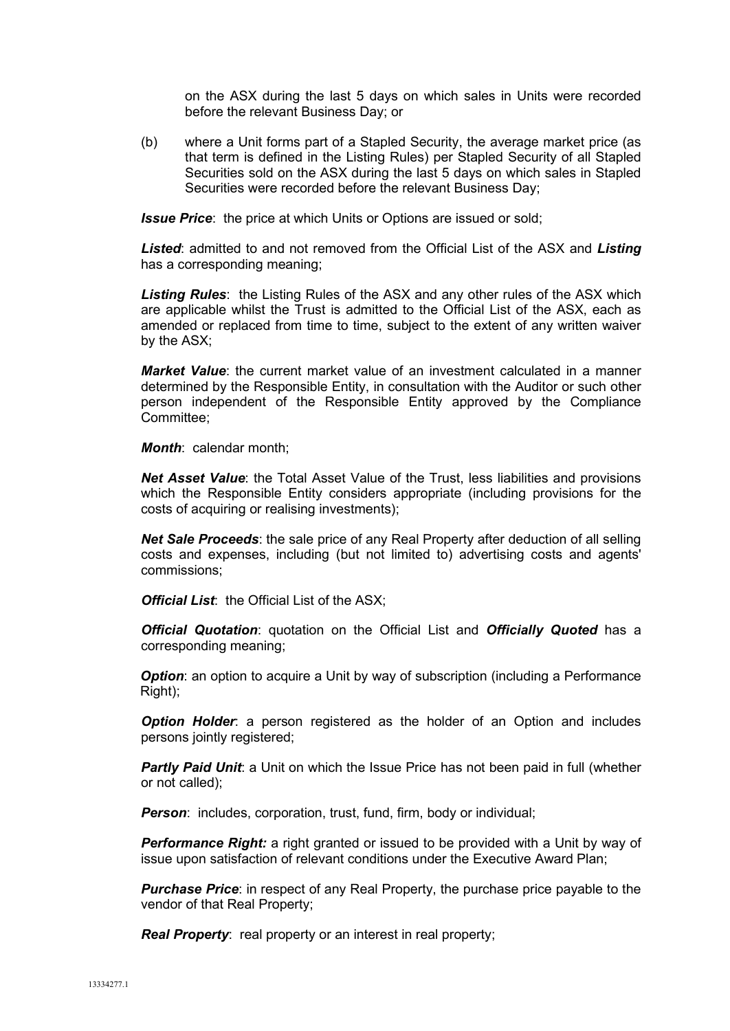on the ASX during the last 5 days on which sales in Units were recorded before the relevant Business Day; or

(b) where a Unit forms part of a Stapled Security, the average market price (as that term is defined in the Listing Rules) per Stapled Security of all Stapled Securities sold on the ASX during the last 5 days on which sales in Stapled Securities were recorded before the relevant Business Day;

***Issue Price***: the price at which Units or Options are issued or sold;

***Listed***: admitted to and not removed from the Official List of the ASX and ***Listing*** has a corresponding meaning;

***Listing Rules***: the Listing Rules of the ASX and any other rules of the ASX which are applicable whilst the Trust is admitted to the Official List of the ASX, each as amended or replaced from time to time, subject to the extent of any written waiver by the ASX;

***Market Value***: the current market value of an investment calculated in a manner determined by the Responsible Entity, in consultation with the Auditor or such other person independent of the Responsible Entity approved by the Compliance Committee;

***Month***: calendar month;

***Net Asset Value***: the Total Asset Value of the Trust, less liabilities and provisions which the Responsible Entity considers appropriate (including provisions for the costs of acquiring or realising investments);

***Net Sale Proceeds***: the sale price of any Real Property after deduction of all selling costs and expenses, including (but not limited to) advertising costs and agents' commissions;

***Official List***: the Official List of the ASX;

***Official Quotation***: quotation on the Official List and ***Officially Quoted*** has a corresponding meaning;

***Option***: an option to acquire a Unit by way of subscription (including a Performance Right);

***Option Holder***: a person registered as the holder of an Option and includes persons jointly registered;

***Partly Paid Unit***: a Unit on which the Issue Price has not been paid in full (whether or not called);

***Person***: includes, corporation, trust, fund, firm, body or individual;

***Performance Right:*** a right granted or issued to be provided with a Unit by way of issue upon satisfaction of relevant conditions under the Executive Award Plan;

***Purchase Price***: in respect of any Real Property, the purchase price payable to the vendor of that Real Property;

***Real Property***: real property or an interest in real property;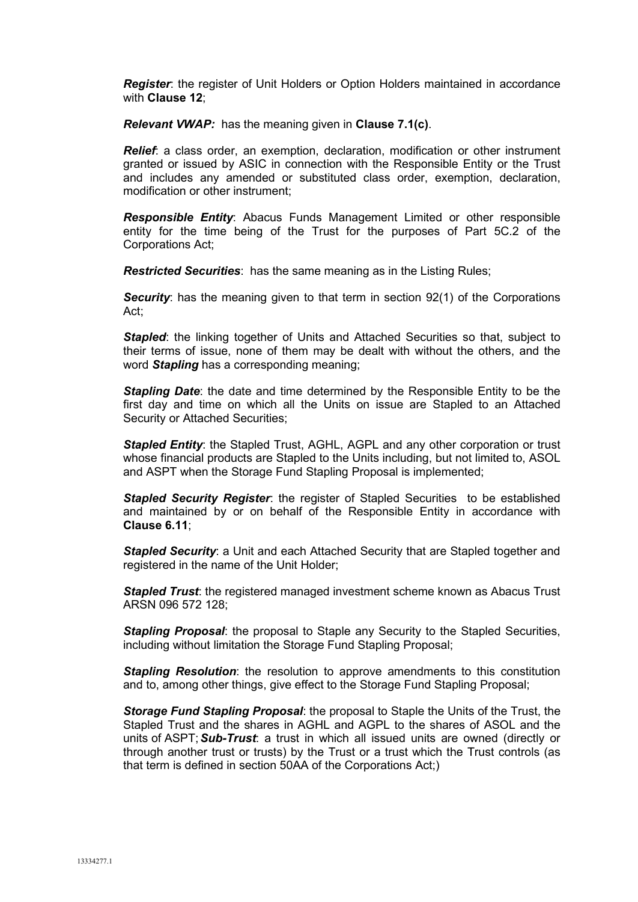***Register***: the register of Unit Holders or Option Holders maintained in accordance with **Clause 12**;

***Relevant VWAP:*** has the meaning given in **Clause 7.1(c)**.

***Relief***: a class order, an exemption, declaration, modification or other instrument granted or issued by ASIC in connection with the Responsible Entity or the Trust and includes any amended or substituted class order, exemption, declaration, modification or other instrument;

***Responsible Entity***: Abacus Funds Management Limited or other responsible entity for the time being of the Trust for the purposes of Part 5C.2 of the Corporations Act;

***Restricted Securities***: has the same meaning as in the Listing Rules;

***Security***: has the meaning given to that term in section 92(1) of the Corporations Act;

***Stapled***: the linking together of Units and Attached Securities so that, subject to their terms of issue, none of them may be dealt with without the others, and the word ***Stapling*** has a corresponding meaning;

***Stapling Date***: the date and time determined by the Responsible Entity to be the first day and time on which all the Units on issue are Stapled to an Attached Security or Attached Securities;

***Stapled Entity***: the Stapled Trust, AGHL, AGPL and any other corporation or trust whose financial products are Stapled to the Units including, but not limited to, ASOL and ASPT when the Storage Fund Stapling Proposal is implemented;

***Stapled Security Register***: the register of Stapled Securities to be established and maintained by or on behalf of the Responsible Entity in accordance with **Clause 6.11**;

***Stapled Security***: a Unit and each Attached Security that are Stapled together and registered in the name of the Unit Holder;

***Stapled Trust***: the registered managed investment scheme known as Abacus Trust ARSN 096 572 128;

***Stapling Proposal***: the proposal to Staple any Security to the Stapled Securities, including without limitation the Storage Fund Stapling Proposal;

***Stapling Resolution***: the resolution to approve amendments to this constitution and to, among other things, give effect to the Storage Fund Stapling Proposal;

***Storage Fund Stapling Proposal***: the proposal to Staple the Units of the Trust, the Stapled Trust and the shares in AGHL and AGPL to the shares of ASOL and the units of ASPT; ***Sub-Trust***: a trust in which all issued units are owned (directly or through another trust or trusts) by the Trust or a trust which the Trust controls (as that term is defined in section 50AA of the Corporations Act;)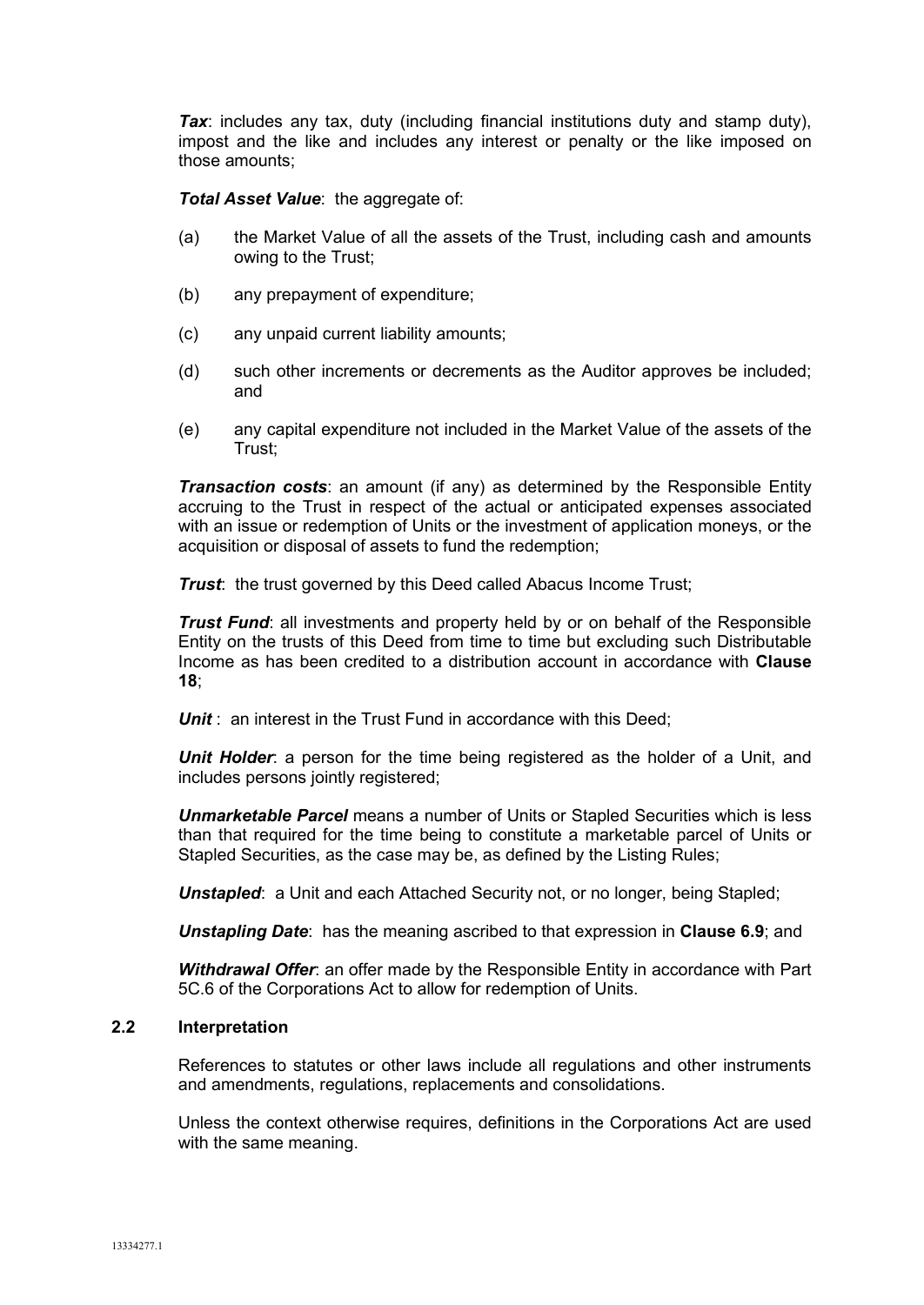***Tax***: includes any tax, duty (including financial institutions duty and stamp duty), impost and the like and includes any interest or penalty or the like imposed on those amounts;

***Total Asset Value***: the aggregate of:

(a) the Market Value of all the assets of the Trust, including cash and amounts owing to the Trust;

(b) any prepayment of expenditure;

(c) any unpaid current liability amounts;

(d) such other increments or decrements as the Auditor approves be included; and

(e) any capital expenditure not included in the Market Value of the assets of the Trust;

***Transaction costs***: an amount (if any) as determined by the Responsible Entity accruing to the Trust in respect of the actual or anticipated expenses associated with an issue or redemption of Units or the investment of application moneys, or the acquisition or disposal of assets to fund the redemption;

***Trust***: the trust governed by this Deed called Abacus Income Trust;

***Trust Fund***: all investments and property held by or on behalf of the Responsible Entity on the trusts of this Deed from time to time but excluding such Distributable Income as has been credited to a distribution account in accordance with **Clause 18**;

***Unit*** : an interest in the Trust Fund in accordance with this Deed;

***Unit Holder***: a person for the time being registered as the holder of a Unit, and includes persons jointly registered;

***Unmarketable Parcel*** means a number of Units or Stapled Securities which is less than that required for the time being to constitute a marketable parcel of Units or Stapled Securities, as the case may be, as defined by the Listing Rules;

***Unstapled***: a Unit and each Attached Security not, or no longer, being Stapled;

***Unstapling Date***: has the meaning ascribed to that expression in **Clause 6.9**; and

***Withdrawal Offer***: an offer made by the Responsible Entity in accordance with Part 5C.6 of the Corporations Act to allow for redemption of Units.

### 2.2 Interpretation

References to statutes or other laws include all regulations and other instruments and amendments, regulations, replacements and consolidations.

Unless the context otherwise requires, definitions in the Corporations Act are used with the same meaning.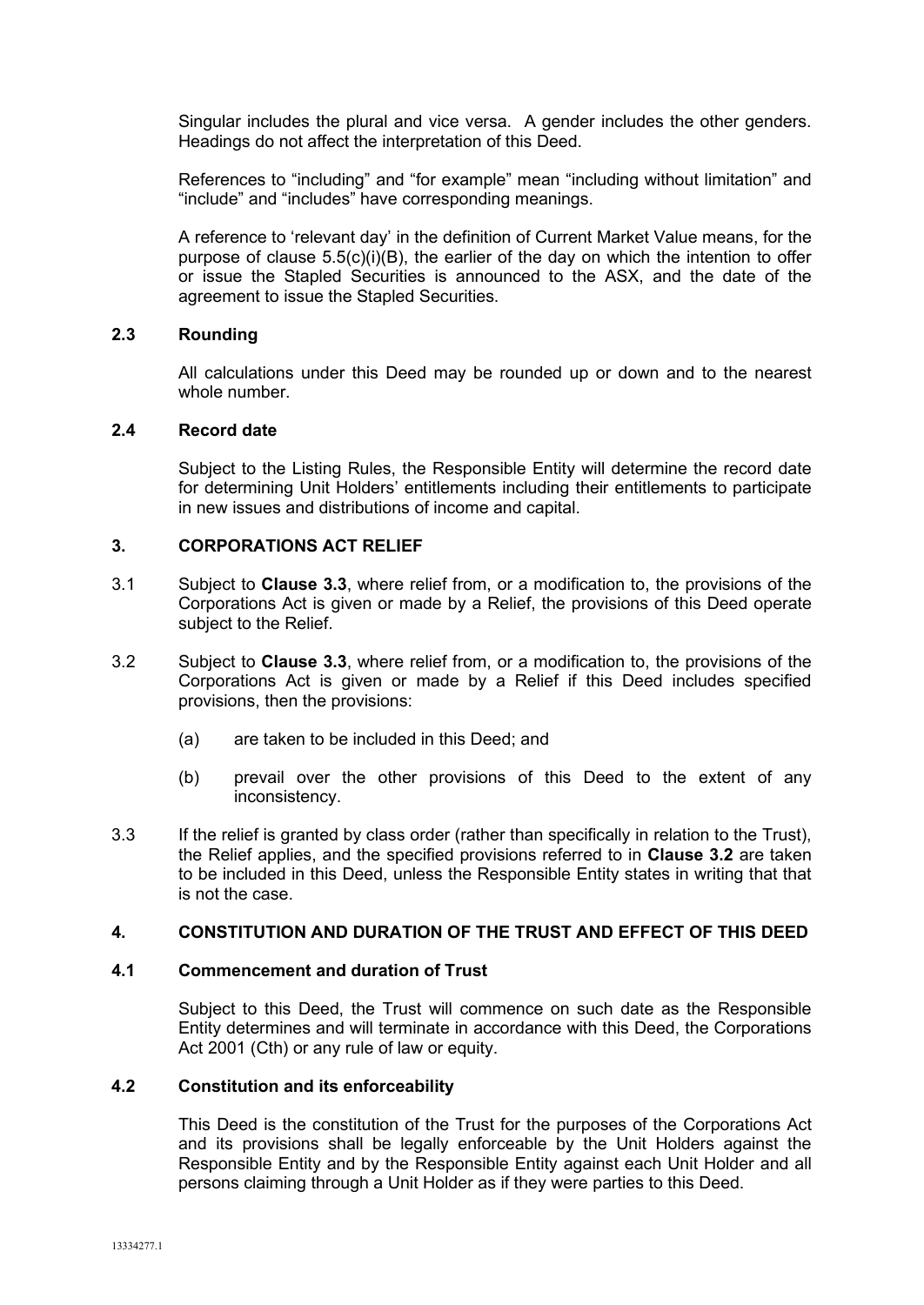Singular includes the plural and vice versa. A gender includes the other genders. Headings do not affect the interpretation of this Deed.

References to "including" and "for example" mean "including without limitation" and "include" and "includes" have corresponding meanings.

A reference to 'relevant day' in the definition of Current Market Value means, for the purpose of clause 5.5(c)(i)(B), the earlier of the day on which the intention to offer or issue the Stapled Securities is announced to the ASX, and the date of the agreement to issue the Stapled Securities.

### 2.3 Rounding

All calculations under this Deed may be rounded up or down and to the nearest whole number.

### 2.4 Record date

Subject to the Listing Rules, the Responsible Entity will determine the record date for determining Unit Holders' entitlements including their entitlements to participate in new issues and distributions of income and capital.

## 3. CORPORATIONS ACT RELIEF

3.1 Subject to **Clause 3.3**, where relief from, or a modification to, the provisions of the Corporations Act is given or made by a Relief, the provisions of this Deed operate subject to the Relief.

3.2 Subject to **Clause 3.3**, where relief from, or a modification to, the provisions of the Corporations Act is given or made by a Relief if this Deed includes specified provisions, then the provisions:

(a) are taken to be included in this Deed; and

(b) prevail over the other provisions of this Deed to the extent of any inconsistency.

3.3 If the relief is granted by class order (rather than specifically in relation to the Trust), the Relief applies, and the specified provisions referred to in **Clause 3.2** are taken to be included in this Deed, unless the Responsible Entity states in writing that that is not the case.

## 4. CONSTITUTION AND DURATION OF THE TRUST AND EFFECT OF THIS DEED

### 4.1 Commencement and duration of Trust

Subject to this Deed, the Trust will commence on such date as the Responsible Entity determines and will terminate in accordance with this Deed, the Corporations Act 2001 (Cth) or any rule of law or equity.

### 4.2 Constitution and its enforceability

This Deed is the constitution of the Trust for the purposes of the Corporations Act and its provisions shall be legally enforceable by the Unit Holders against the Responsible Entity and by the Responsible Entity against each Unit Holder and all persons claiming through a Unit Holder as if they were parties to this Deed.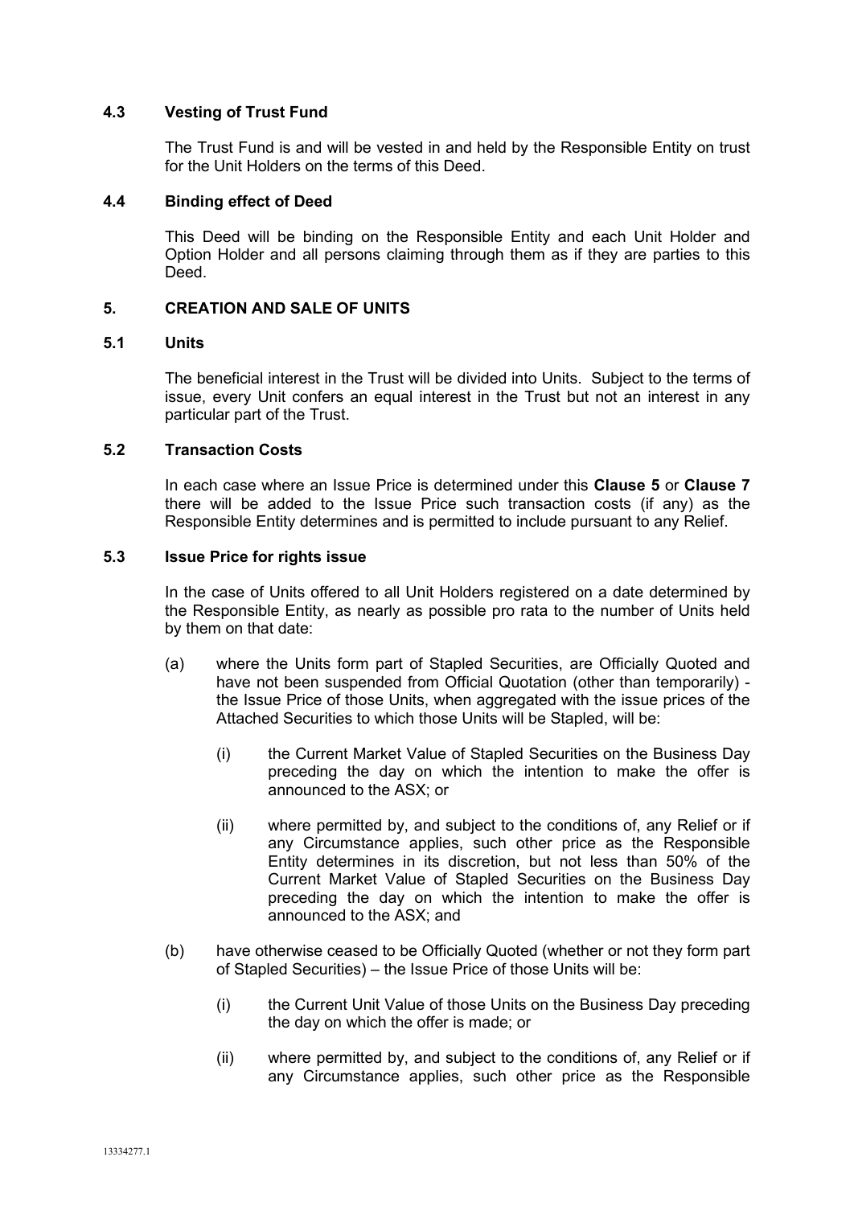### 4.3 Vesting of Trust Fund

The Trust Fund is and will be vested in and held by the Responsible Entity on trust for the Unit Holders on the terms of this Deed.

### 4.4 Binding effect of Deed

This Deed will be binding on the Responsible Entity and each Unit Holder and Option Holder and all persons claiming through them as if they are parties to this Deed.

## 5. CREATION AND SALE OF UNITS

### 5.1 Units

The beneficial interest in the Trust will be divided into Units. Subject to the terms of issue, every Unit confers an equal interest in the Trust but not an interest in any particular part of the Trust.

### 5.2 Transaction Costs

In each case where an Issue Price is determined under this **Clause 5** or **Clause 7** there will be added to the Issue Price such transaction costs (if any) as the Responsible Entity determines and is permitted to include pursuant to any Relief.

### 5.3 Issue Price for rights issue

In the case of Units offered to all Unit Holders registered on a date determined by the Responsible Entity, as nearly as possible pro rata to the number of Units held by them on that date:

(a) where the Units form part of Stapled Securities, are Officially Quoted and have not been suspended from Official Quotation (other than temporarily) - the Issue Price of those Units, when aggregated with the issue prices of the Attached Securities to which those Units will be Stapled, will be:

 (i) the Current Market Value of Stapled Securities on the Business Day preceding the day on which the intention to make the offer is announced to the ASX; or

 (ii) where permitted by, and subject to the conditions of, any Relief or if any Circumstance applies, such other price as the Responsible Entity determines in its discretion, but not less than 50% of the Current Market Value of Stapled Securities on the Business Day preceding the day on which the intention to make the offer is announced to the ASX; and

(b) have otherwise ceased to be Officially Quoted (whether or not they form part of Stapled Securities) – the Issue Price of those Units will be:

 (i) the Current Unit Value of those Units on the Business Day preceding the day on which the offer is made; or

 (ii) where permitted by, and subject to the conditions of, any Relief or if any Circumstance applies, such other price as the Responsible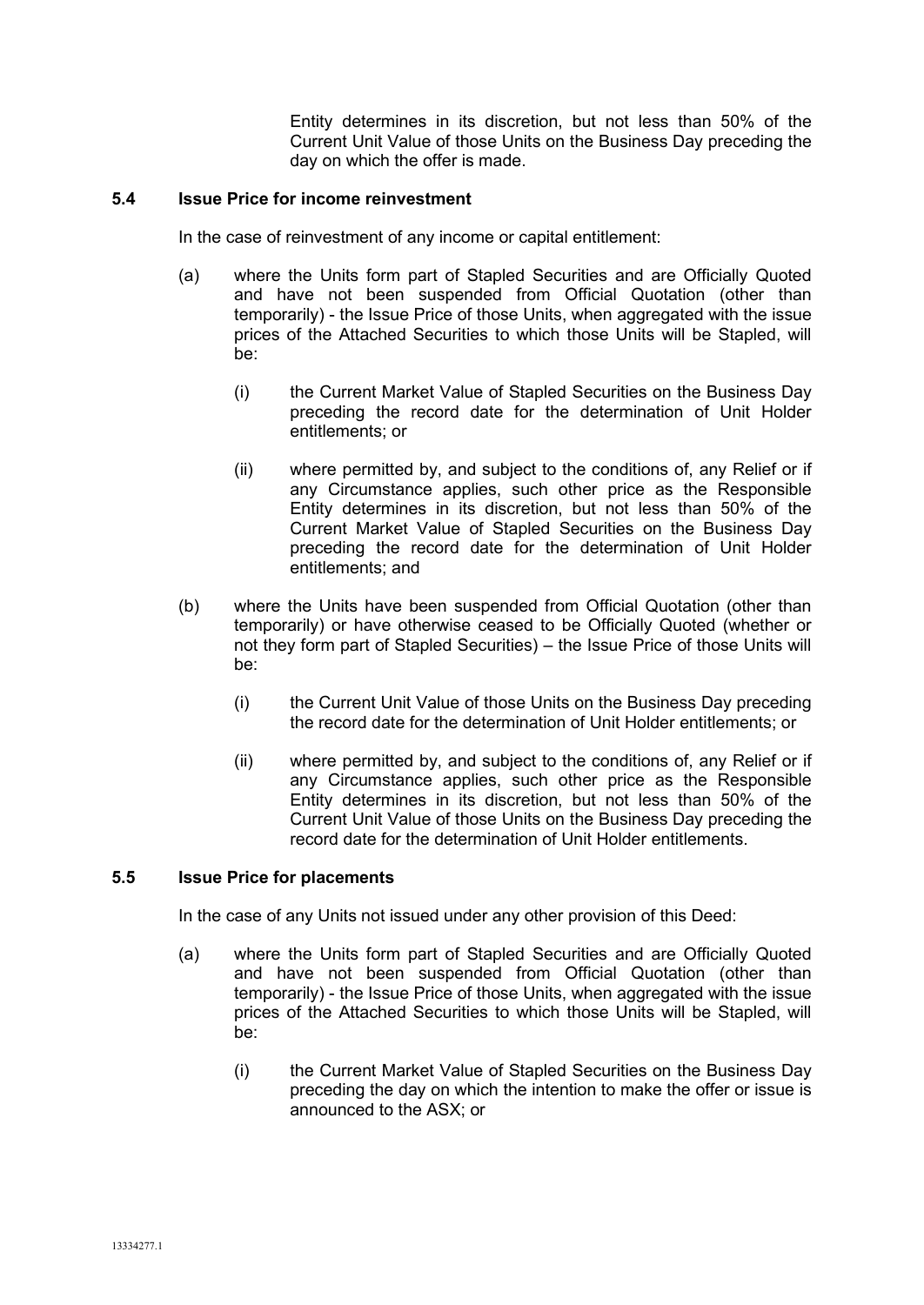Entity determines in its discretion, but not less than 50% of the Current Unit Value of those Units on the Business Day preceding the day on which the offer is made.

### 5.4 Issue Price for income reinvestment

In the case of reinvestment of any income or capital entitlement:

(a) where the Units form part of Stapled Securities and are Officially Quoted and have not been suspended from Official Quotation (other than temporarily) - the Issue Price of those Units, when aggregated with the issue prices of the Attached Securities to which those Units will be Stapled, will be:

 (i) the Current Market Value of Stapled Securities on the Business Day preceding the record date for the determination of Unit Holder entitlements; or

 (ii) where permitted by, and subject to the conditions of, any Relief or if any Circumstance applies, such other price as the Responsible Entity determines in its discretion, but not less than 50% of the Current Market Value of Stapled Securities on the Business Day preceding the record date for the determination of Unit Holder entitlements; and

(b) where the Units have been suspended from Official Quotation (other than temporarily) or have otherwise ceased to be Officially Quoted (whether or not they form part of Stapled Securities) – the Issue Price of those Units will be:

 (i) the Current Unit Value of those Units on the Business Day preceding the record date for the determination of Unit Holder entitlements; or

 (ii) where permitted by, and subject to the conditions of, any Relief or if any Circumstance applies, such other price as the Responsible Entity determines in its discretion, but not less than 50% of the Current Unit Value of those Units on the Business Day preceding the record date for the determination of Unit Holder entitlements.

### 5.5 Issue Price for placements

In the case of any Units not issued under any other provision of this Deed:

(a) where the Units form part of Stapled Securities and are Officially Quoted and have not been suspended from Official Quotation (other than temporarily) - the Issue Price of those Units, when aggregated with the issue prices of the Attached Securities to which those Units will be Stapled, will be:

 (i) the Current Market Value of Stapled Securities on the Business Day preceding the day on which the intention to make the offer or issue is announced to the ASX; or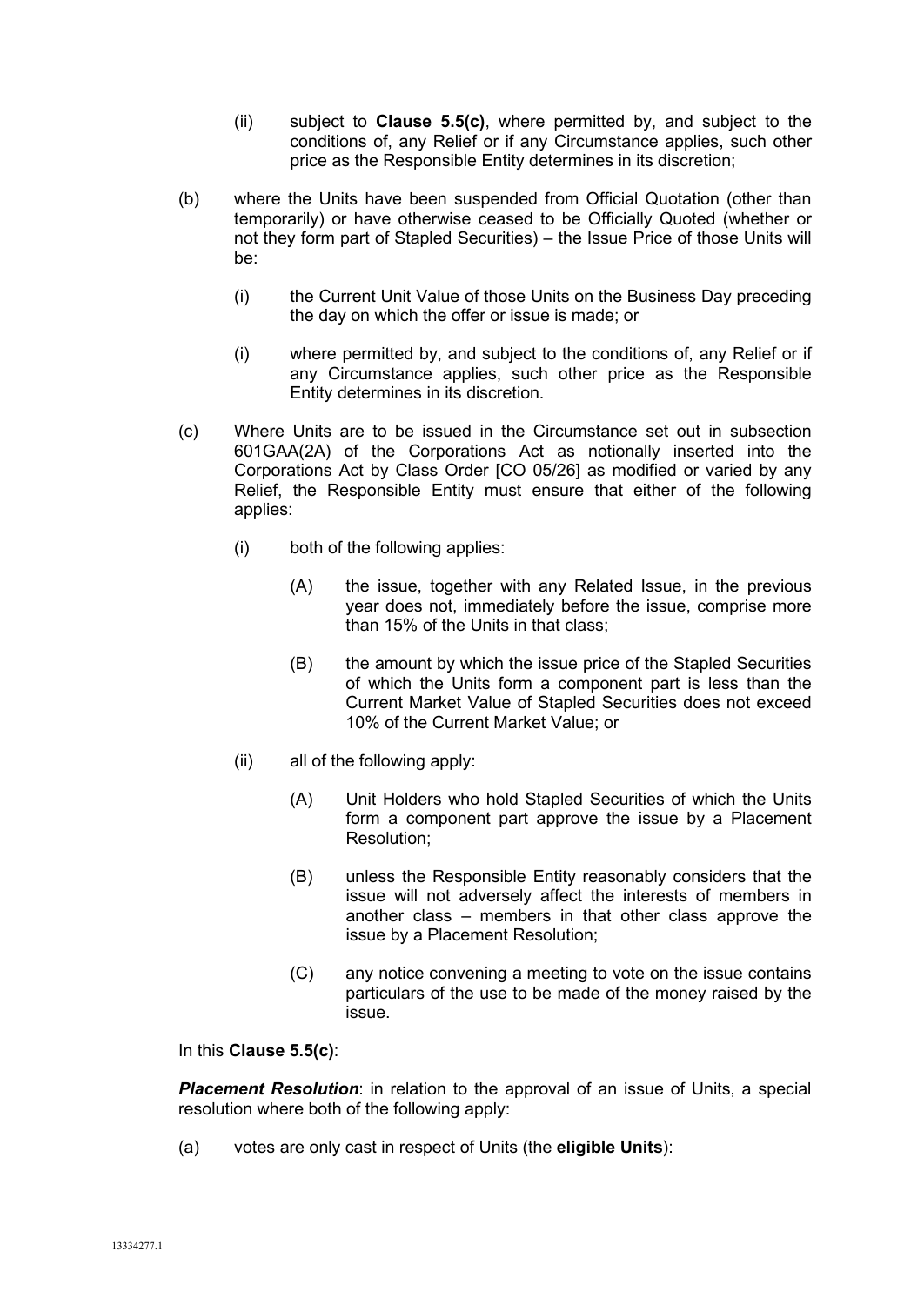(ii) subject to **Clause 5.5(c)**, where permitted by, and subject to the conditions of, any Relief or if any Circumstance applies, such other price as the Responsible Entity determines in its discretion;

(b) where the Units have been suspended from Official Quotation (other than temporarily) or have otherwise ceased to be Officially Quoted (whether or not they form part of Stapled Securities) – the Issue Price of those Units will be:

(i) the Current Unit Value of those Units on the Business Day preceding the day on which the offer or issue is made; or

(i) where permitted by, and subject to the conditions of, any Relief or if any Circumstance applies, such other price as the Responsible Entity determines in its discretion.

(c) Where Units are to be issued in the Circumstance set out in subsection 601GAA(2A) of the Corporations Act as notionally inserted into the Corporations Act by Class Order [CO 05/26] as modified or varied by any Relief, the Responsible Entity must ensure that either of the following applies:

(i) both of the following applies:

(A) the issue, together with any Related Issue, in the previous year does not, immediately before the issue, comprise more than 15% of the Units in that class;

(B) the amount by which the issue price of the Stapled Securities of which the Units form a component part is less than the Current Market Value of Stapled Securities does not exceed 10% of the Current Market Value; or

(ii) all of the following apply:

(A) Unit Holders who hold Stapled Securities of which the Units form a component part approve the issue by a Placement Resolution;

(B) unless the Responsible Entity reasonably considers that the issue will not adversely affect the interests of members in another class – members in that other class approve the issue by a Placement Resolution;

(C) any notice convening a meeting to vote on the issue contains particulars of the use to be made of the money raised by the issue.

In this **Clause 5.5(c)**:

***Placement Resolution***: in relation to the approval of an issue of Units, a special resolution where both of the following apply:

(a) votes are only cast in respect of Units (the **eligible Units**):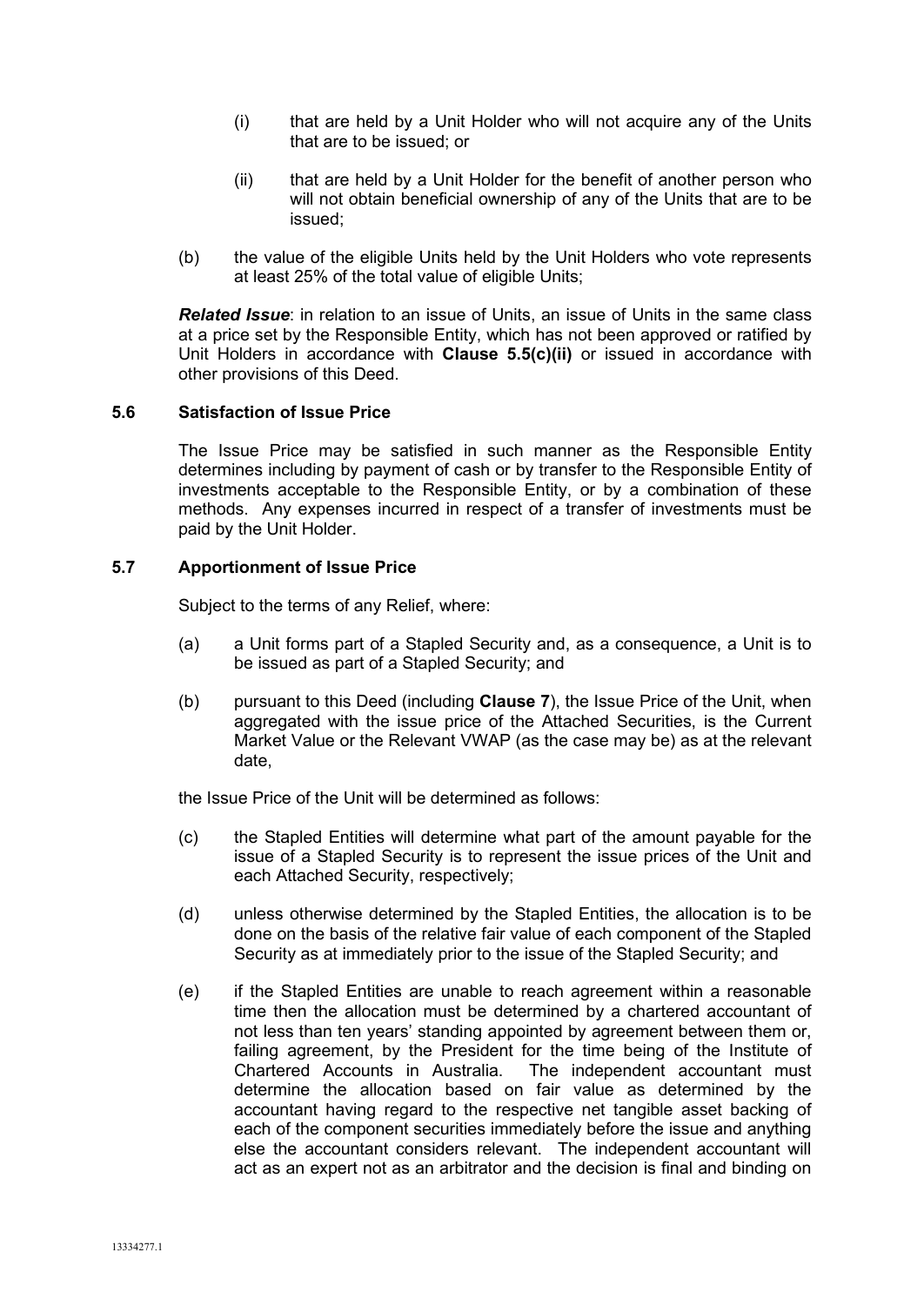(i) that are held by a Unit Holder who will not acquire any of the Units that are to be issued; or

(ii) that are held by a Unit Holder for the benefit of another person who will not obtain beneficial ownership of any of the Units that are to be issued;

(b) the value of the eligible Units held by the Unit Holders who vote represents at least 25% of the total value of eligible Units;

***Related Issue***: in relation to an issue of Units, an issue of Units in the same class at a price set by the Responsible Entity, which has not been approved or ratified by Unit Holders in accordance with **Clause 5.5(c)(ii)** or issued in accordance with other provisions of this Deed.

### 5.6 Satisfaction of Issue Price

The Issue Price may be satisfied in such manner as the Responsible Entity determines including by payment of cash or by transfer to the Responsible Entity of investments acceptable to the Responsible Entity, or by a combination of these methods. Any expenses incurred in respect of a transfer of investments must be paid by the Unit Holder.

### 5.7 Apportionment of Issue Price

Subject to the terms of any Relief, where:

(a) a Unit forms part of a Stapled Security and, as a consequence, a Unit is to be issued as part of a Stapled Security; and

(b) pursuant to this Deed (including **Clause 7**), the Issue Price of the Unit, when aggregated with the issue price of the Attached Securities, is the Current Market Value or the Relevant VWAP (as the case may be) as at the relevant date,

the Issue Price of the Unit will be determined as follows:

(c) the Stapled Entities will determine what part of the amount payable for the issue of a Stapled Security is to represent the issue prices of the Unit and each Attached Security, respectively;

(d) unless otherwise determined by the Stapled Entities, the allocation is to be done on the basis of the relative fair value of each component of the Stapled Security as at immediately prior to the issue of the Stapled Security; and

(e) if the Stapled Entities are unable to reach agreement within a reasonable time then the allocation must be determined by a chartered accountant of not less than ten years' standing appointed by agreement between them or, failing agreement, by the President for the time being of the Institute of Chartered Accounts in Australia. The independent accountant must determine the allocation based on fair value as determined by the accountant having regard to the respective net tangible asset backing of each of the component securities immediately before the issue and anything else the accountant considers relevant. The independent accountant will act as an expert not as an arbitrator and the decision is final and binding on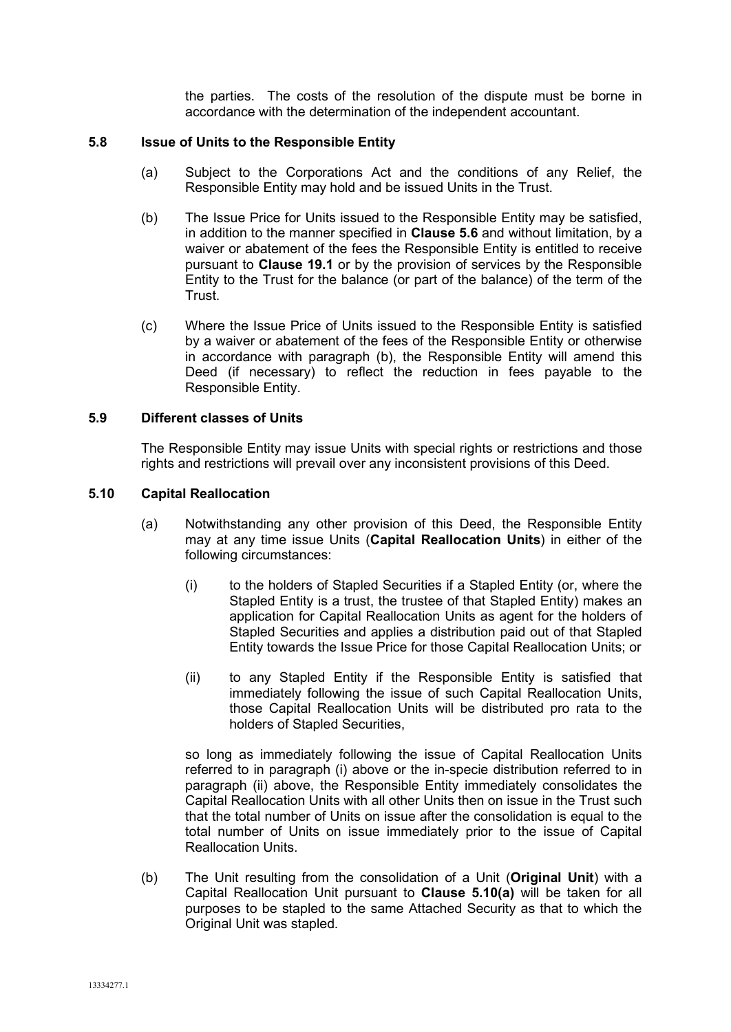the parties. The costs of the resolution of the dispute must be borne in accordance with the determination of the independent accountant.

### 5.8 Issue of Units to the Responsible Entity

(a) Subject to the Corporations Act and the conditions of any Relief, the Responsible Entity may hold and be issued Units in the Trust.

(b) The Issue Price for Units issued to the Responsible Entity may be satisfied, in addition to the manner specified in **Clause 5.6** and without limitation, by a waiver or abatement of the fees the Responsible Entity is entitled to receive pursuant to **Clause 19.1** or by the provision of services by the Responsible Entity to the Trust for the balance (or part of the balance) of the term of the Trust.

(c) Where the Issue Price of Units issued to the Responsible Entity is satisfied by a waiver or abatement of the fees of the Responsible Entity or otherwise in accordance with paragraph (b), the Responsible Entity will amend this Deed (if necessary) to reflect the reduction in fees payable to the Responsible Entity.

### 5.9 Different classes of Units

The Responsible Entity may issue Units with special rights or restrictions and those rights and restrictions will prevail over any inconsistent provisions of this Deed.

### 5.10 Capital Reallocation

(a) Notwithstanding any other provision of this Deed, the Responsible Entity may at any time issue Units (**Capital Reallocation Units**) in either of the following circumstances:

(i) to the holders of Stapled Securities if a Stapled Entity (or, where the Stapled Entity is a trust, the trustee of that Stapled Entity) makes an application for Capital Reallocation Units as agent for the holders of Stapled Securities and applies a distribution paid out of that Stapled Entity towards the Issue Price for those Capital Reallocation Units; or

(ii) to any Stapled Entity if the Responsible Entity is satisfied that immediately following the issue of such Capital Reallocation Units, those Capital Reallocation Units will be distributed pro rata to the holders of Stapled Securities,

so long as immediately following the issue of Capital Reallocation Units referred to in paragraph (i) above or the in-specie distribution referred to in paragraph (ii) above, the Responsible Entity immediately consolidates the Capital Reallocation Units with all other Units then on issue in the Trust such that the total number of Units on issue after the consolidation is equal to the total number of Units on issue immediately prior to the issue of Capital Reallocation Units.

(b) The Unit resulting from the consolidation of a Unit (**Original Unit**) with a Capital Reallocation Unit pursuant to **Clause 5.10(a)** will be taken for all purposes to be stapled to the same Attached Security as that to which the Original Unit was stapled.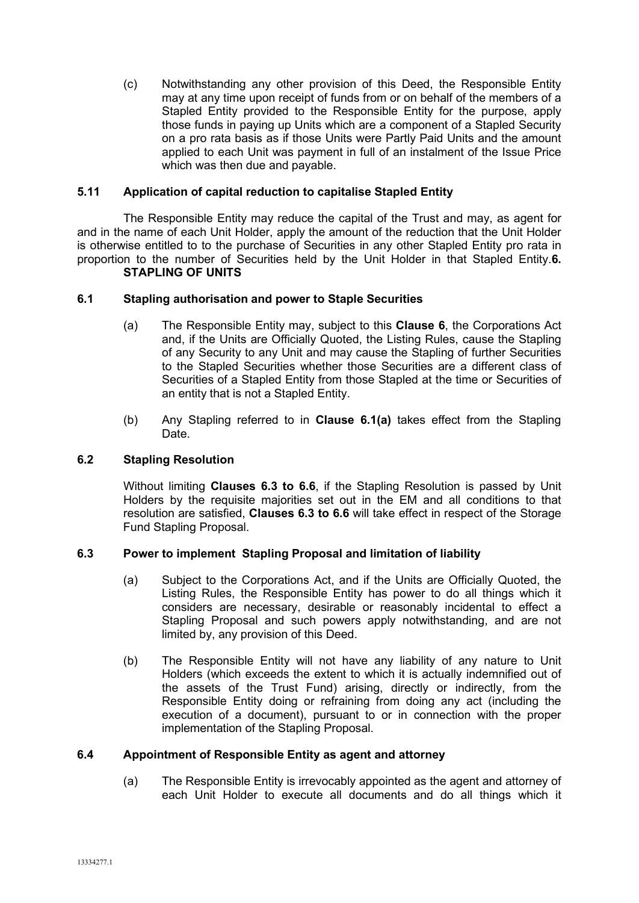(c) Notwithstanding any other provision of this Deed, the Responsible Entity may at any time upon receipt of funds from or on behalf of the members of a Stapled Entity provided to the Responsible Entity for the purpose, apply those funds in paying up Units which are a component of a Stapled Security on a pro rata basis as if those Units were Partly Paid Units and the amount applied to each Unit was payment in full of an instalment of the Issue Price which was then due and payable.

### 5.11 Application of capital reduction to capitalise Stapled Entity

The Responsible Entity may reduce the capital of the Trust and may, as agent for and in the name of each Unit Holder, apply the amount of the reduction that the Unit Holder is otherwise entitled to to the purchase of Securities in any other Stapled Entity pro rata in proportion to the number of Securities held by the Unit Holder in that Stapled Entity.

## 6. STAPLING OF UNITS

### 6.1 Stapling authorisation and power to Staple Securities

(a) The Responsible Entity may, subject to this **Clause 6**, the Corporations Act and, if the Units are Officially Quoted, the Listing Rules, cause the Stapling of any Security to any Unit and may cause the Stapling of further Securities to the Stapled Securities whether those Securities are a different class of Securities of a Stapled Entity from those Stapled at the time or Securities of an entity that is not a Stapled Entity.

(b) Any Stapling referred to in **Clause 6.1(a)** takes effect from the Stapling Date.

### 6.2 Stapling Resolution

Without limiting **Clauses 6.3 to 6.6**, if the Stapling Resolution is passed by Unit Holders by the requisite majorities set out in the EM and all conditions to that resolution are satisfied, **Clauses 6.3 to 6.6** will take effect in respect of the Storage Fund Stapling Proposal.

### 6.3 Power to implement Stapling Proposal and limitation of liability

(a) Subject to the Corporations Act, and if the Units are Officially Quoted, the Listing Rules, the Responsible Entity has power to do all things which it considers are necessary, desirable or reasonably incidental to effect a Stapling Proposal and such powers apply notwithstanding, and are not limited by, any provision of this Deed.

(b) The Responsible Entity will not have any liability of any nature to Unit Holders (which exceeds the extent to which it is actually indemnified out of the assets of the Trust Fund) arising, directly or indirectly, from the Responsible Entity doing or refraining from doing any act (including the execution of a document), pursuant to or in connection with the proper implementation of the Stapling Proposal.

### 6.4 Appointment of Responsible Entity as agent and attorney

(a) The Responsible Entity is irrevocably appointed as the agent and attorney of each Unit Holder to execute all documents and do all things which it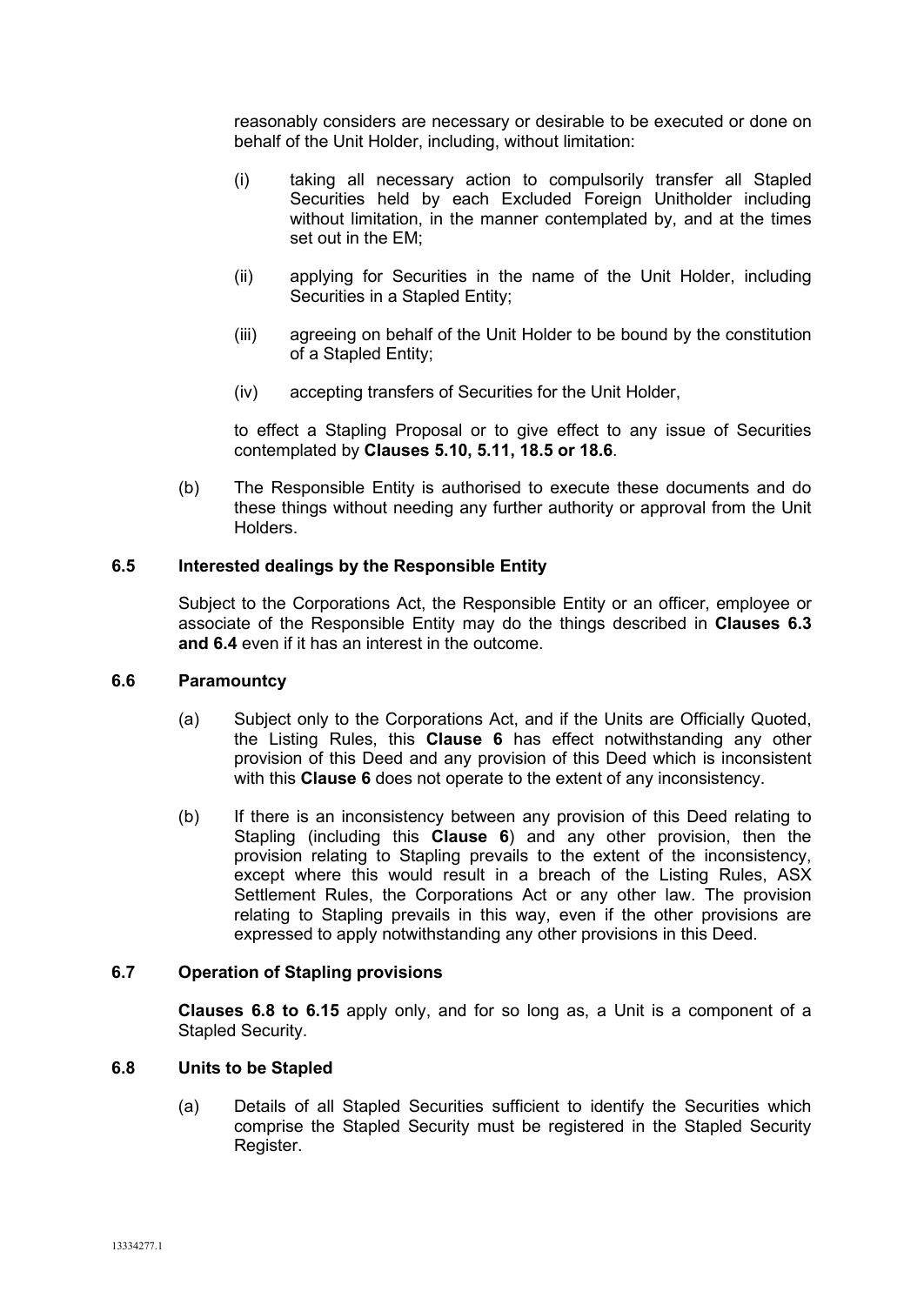reasonably considers are necessary or desirable to be executed or done on behalf of the Unit Holder, including, without limitation:

(i) taking all necessary action to compulsorily transfer all Stapled Securities held by each Excluded Foreign Unitholder including without limitation, in the manner contemplated by, and at the times set out in the EM;

(ii) applying for Securities in the name of the Unit Holder, including Securities in a Stapled Entity;

(iii) agreeing on behalf of the Unit Holder to be bound by the constitution of a Stapled Entity;

(iv) accepting transfers of Securities for the Unit Holder,

to effect a Stapling Proposal or to give effect to any issue of Securities contemplated by **Clauses 5.10, 5.11, 18.5 or 18.6**.

(b) The Responsible Entity is authorised to execute these documents and do these things without needing any further authority or approval from the Unit Holders.

### 6.5 Interested dealings by the Responsible Entity

Subject to the Corporations Act, the Responsible Entity or an officer, employee or associate of the Responsible Entity may do the things described in **Clauses 6.3 and 6.4** even if it has an interest in the outcome.

### 6.6 Paramountcy

(a) Subject only to the Corporations Act, and if the Units are Officially Quoted, the Listing Rules, this **Clause 6** has effect notwithstanding any other provision of this Deed and any provision of this Deed which is inconsistent with this **Clause 6** does not operate to the extent of any inconsistency.

(b) If there is an inconsistency between any provision of this Deed relating to Stapling (including this **Clause 6**) and any other provision, then the provision relating to Stapling prevails to the extent of the inconsistency, except where this would result in a breach of the Listing Rules, ASX Settlement Rules, the Corporations Act or any other law. The provision relating to Stapling prevails in this way, even if the other provisions are expressed to apply notwithstanding any other provisions in this Deed.

### 6.7 Operation of Stapling provisions

**Clauses 6.8 to 6.15** apply only, and for so long as, a Unit is a component of a Stapled Security.

### 6.8 Units to be Stapled

(a) Details of all Stapled Securities sufficient to identify the Securities which comprise the Stapled Security must be registered in the Stapled Security Register.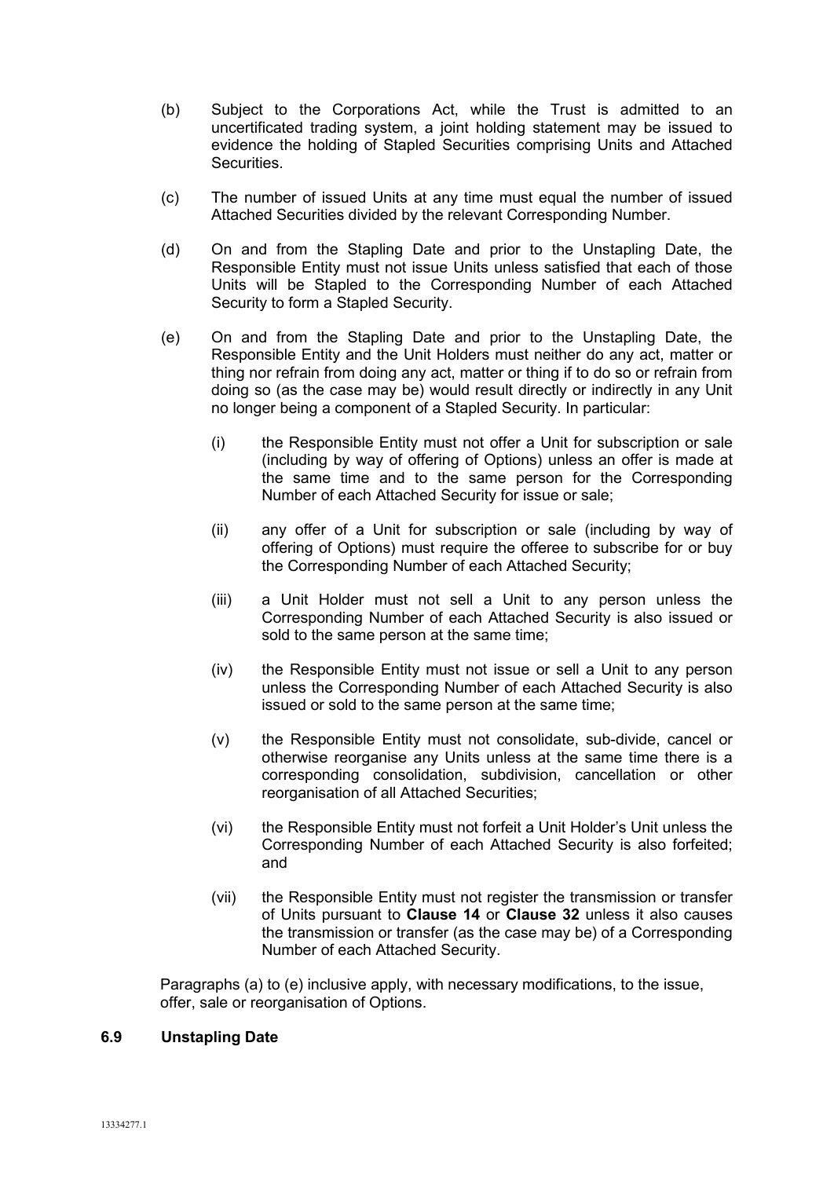(b) Subject to the Corporations Act, while the Trust is admitted to an uncertificated trading system, a joint holding statement may be issued to evidence the holding of Stapled Securities comprising Units and Attached Securities.

(c) The number of issued Units at any time must equal the number of issued Attached Securities divided by the relevant Corresponding Number.

(d) On and from the Stapling Date and prior to the Unstapling Date, the Responsible Entity must not issue Units unless satisfied that each of those Units will be Stapled to the Corresponding Number of each Attached Security to form a Stapled Security.

(e) On and from the Stapling Date and prior to the Unstapling Date, the Responsible Entity and the Unit Holders must neither do any act, matter or thing nor refrain from doing any act, matter or thing if to do so or refrain from doing so (as the case may be) would result directly or indirectly in any Unit no longer being a component of a Stapled Security. In particular:

   (i) the Responsible Entity must not offer a Unit for subscription or sale (including by way of offering of Options) unless an offer is made at the same time and to the same person for the Corresponding Number of each Attached Security for issue or sale;

   (ii) any offer of a Unit for subscription or sale (including by way of offering of Options) must require the offeree to subscribe for or buy the Corresponding Number of each Attached Security;

   (iii) a Unit Holder must not sell a Unit to any person unless the Corresponding Number of each Attached Security is also issued or sold to the same person at the same time;

   (iv) the Responsible Entity must not issue or sell a Unit to any person unless the Corresponding Number of each Attached Security is also issued or sold to the same person at the same time;

   (v) the Responsible Entity must not consolidate, sub-divide, cancel or otherwise reorganise any Units unless at the same time there is a corresponding consolidation, subdivision, cancellation or other reorganisation of all Attached Securities;

   (vi) the Responsible Entity must not forfeit a Unit Holder's Unit unless the Corresponding Number of each Attached Security is also forfeited; and

   (vii) the Responsible Entity must not register the transmission or transfer of Units pursuant to **Clause 14** or **Clause 32** unless it also causes the transmission or transfer (as the case may be) of a Corresponding Number of each Attached Security.

Paragraphs (a) to (e) inclusive apply, with necessary modifications, to the issue, offer, sale or reorganisation of Options.

### 6.9 Unstapling Date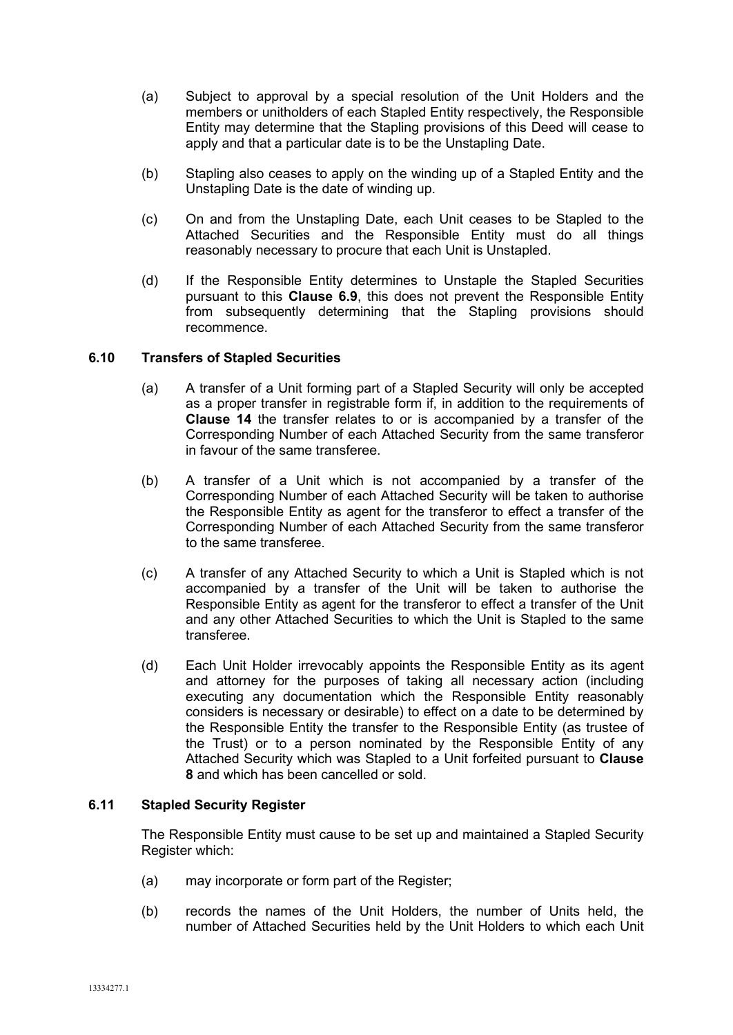(a) Subject to approval by a special resolution of the Unit Holders and the members or unitholders of each Stapled Entity respectively, the Responsible Entity may determine that the Stapling provisions of this Deed will cease to apply and that a particular date is to be the Unstapling Date.

(b) Stapling also ceases to apply on the winding up of a Stapled Entity and the Unstapling Date is the date of winding up.

(c) On and from the Unstapling Date, each Unit ceases to be Stapled to the Attached Securities and the Responsible Entity must do all things reasonably necessary to procure that each Unit is Unstapled.

(d) If the Responsible Entity determines to Unstaple the Stapled Securities pursuant to this **Clause 6.9**, this does not prevent the Responsible Entity from subsequently determining that the Stapling provisions should recommence.

### 6.10 Transfers of Stapled Securities

(a) A transfer of a Unit forming part of a Stapled Security will only be accepted as a proper transfer in registrable form if, in addition to the requirements of **Clause 14** the transfer relates to or is accompanied by a transfer of the Corresponding Number of each Attached Security from the same transferor in favour of the same transferee.

(b) A transfer of a Unit which is not accompanied by a transfer of the Corresponding Number of each Attached Security will be taken to authorise the Responsible Entity as agent for the transferor to effect a transfer of the Corresponding Number of each Attached Security from the same transferor to the same transferee.

(c) A transfer of any Attached Security to which a Unit is Stapled which is not accompanied by a transfer of the Unit will be taken to authorise the Responsible Entity as agent for the transferor to effect a transfer of the Unit and any other Attached Securities to which the Unit is Stapled to the same transferee.

(d) Each Unit Holder irrevocably appoints the Responsible Entity as its agent and attorney for the purposes of taking all necessary action (including executing any documentation which the Responsible Entity reasonably considers is necessary or desirable) to effect on a date to be determined by the Responsible Entity the transfer to the Responsible Entity (as trustee of the Trust) or to a person nominated by the Responsible Entity of any Attached Security which was Stapled to a Unit forfeited pursuant to **Clause 8** and which has been cancelled or sold.

### 6.11 Stapled Security Register

The Responsible Entity must cause to be set up and maintained a Stapled Security Register which:

(a) may incorporate or form part of the Register;

(b) records the names of the Unit Holders, the number of Units held, the number of Attached Securities held by the Unit Holders to which each Unit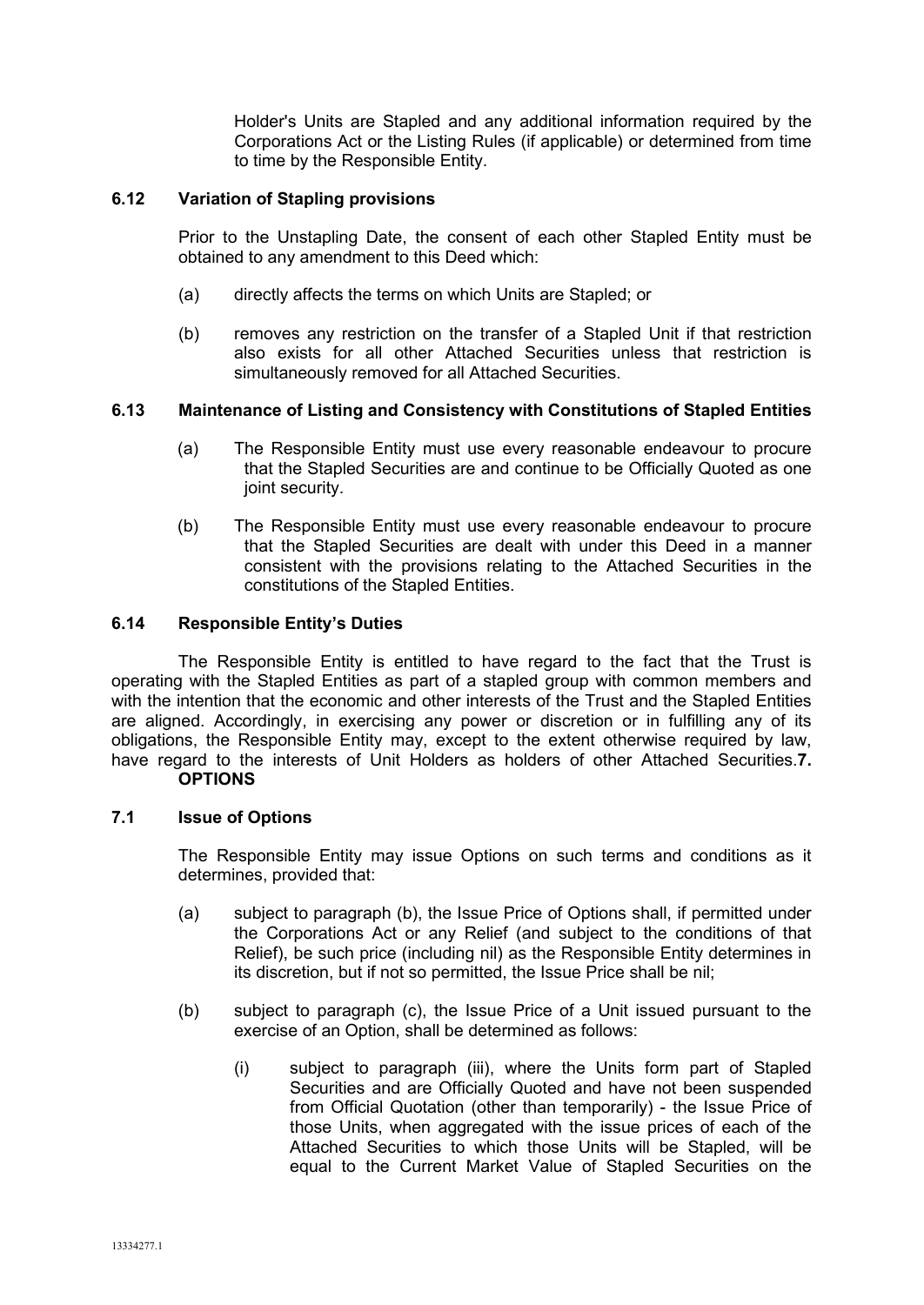Holder's Units are Stapled and any additional information required by the Corporations Act or the Listing Rules (if applicable) or determined from time to time by the Responsible Entity.

### 6.12 Variation of Stapling provisions

Prior to the Unstapling Date, the consent of each other Stapled Entity must be obtained to any amendment to this Deed which:

(a) directly affects the terms on which Units are Stapled; or

(b) removes any restriction on the transfer of a Stapled Unit if that restriction also exists for all other Attached Securities unless that restriction is simultaneously removed for all Attached Securities.

### 6.13 Maintenance of Listing and Consistency with Constitutions of Stapled Entities

(a) The Responsible Entity must use every reasonable endeavour to procure that the Stapled Securities are and continue to be Officially Quoted as one joint security.

(b) The Responsible Entity must use every reasonable endeavour to procure that the Stapled Securities are dealt with under this Deed in a manner consistent with the provisions relating to the Attached Securities in the constitutions of the Stapled Entities.

### 6.14 Responsible Entity's Duties

The Responsible Entity is entitled to have regard to the fact that the Trust is operating with the Stapled Entities as part of a stapled group with common members and with the intention that the economic and other interests of the Trust and the Stapled Entities are aligned. Accordingly, in exercising any power or discretion or in fulfilling any of its obligations, the Responsible Entity may, except to the extent otherwise required by law, have regard to the interests of Unit Holders as holders of other Attached Securities.

## 7. OPTIONS

### 7.1 Issue of Options

The Responsible Entity may issue Options on such terms and conditions as it determines, provided that:

(a) subject to paragraph (b), the Issue Price of Options shall, if permitted under the Corporations Act or any Relief (and subject to the conditions of that Relief), be such price (including nil) as the Responsible Entity determines in its discretion, but if not so permitted, the Issue Price shall be nil;

(b) subject to paragraph (c), the Issue Price of a Unit issued pursuant to the exercise of an Option, shall be determined as follows:

(i) subject to paragraph (iii), where the Units form part of Stapled Securities and are Officially Quoted and have not been suspended from Official Quotation (other than temporarily) - the Issue Price of those Units, when aggregated with the issue prices of each of the Attached Securities to which those Units will be Stapled, will be equal to the Current Market Value of Stapled Securities on the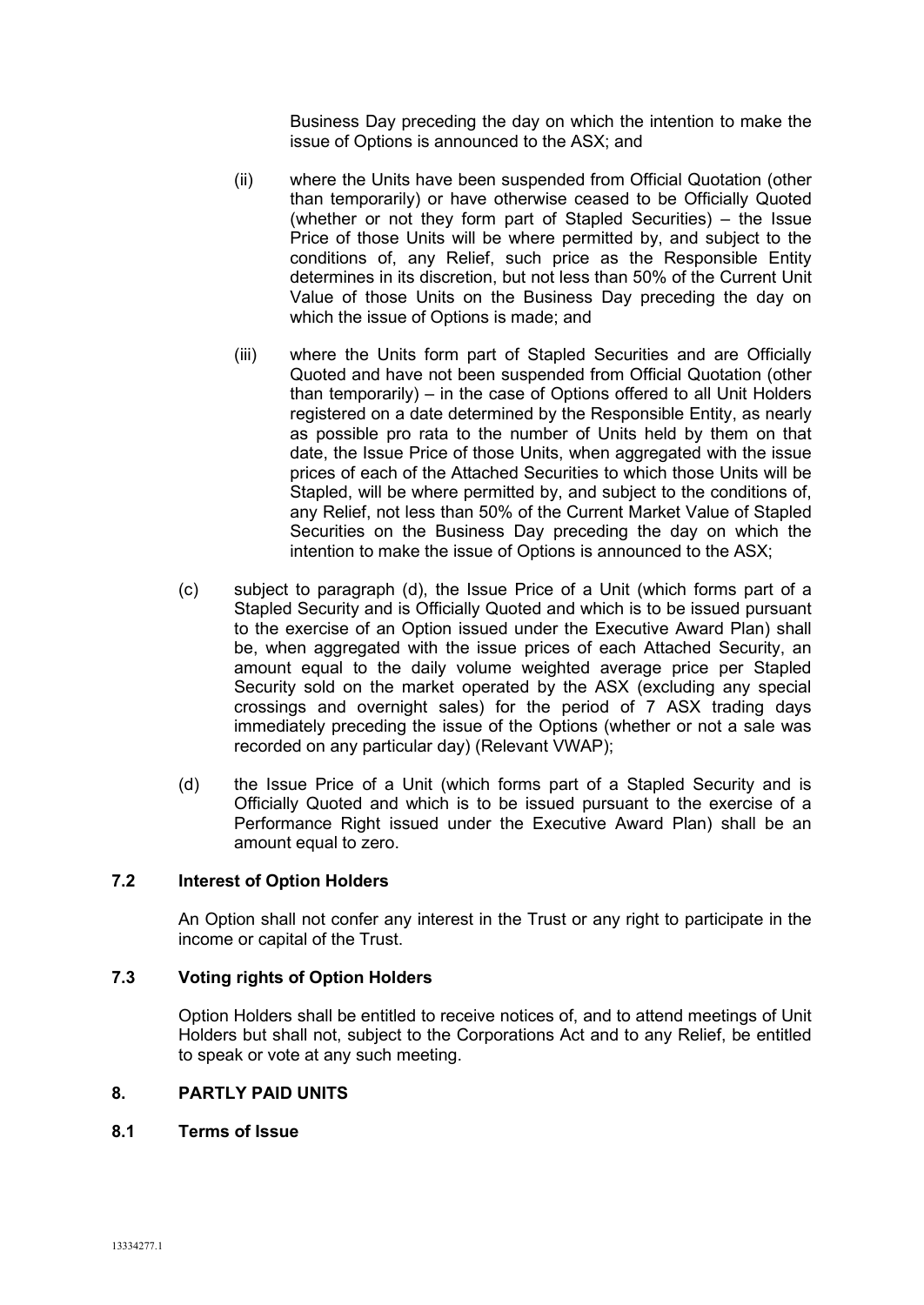Business Day preceding the day on which the intention to make the issue of Options is announced to the ASX; and

(ii) where the Units have been suspended from Official Quotation (other than temporarily) or have otherwise ceased to be Officially Quoted (whether or not they form part of Stapled Securities) – the Issue Price of those Units will be where permitted by, and subject to the conditions of, any Relief, such price as the Responsible Entity determines in its discretion, but not less than 50% of the Current Unit Value of those Units on the Business Day preceding the day on which the issue of Options is made; and

(iii) where the Units form part of Stapled Securities and are Officially Quoted and have not been suspended from Official Quotation (other than temporarily) – in the case of Options offered to all Unit Holders registered on a date determined by the Responsible Entity, as nearly as possible pro rata to the number of Units held by them on that date, the Issue Price of those Units, when aggregated with the issue prices of each of the Attached Securities to which those Units will be Stapled, will be where permitted by, and subject to the conditions of, any Relief, not less than 50% of the Current Market Value of Stapled Securities on the Business Day preceding the day on which the intention to make the issue of Options is announced to the ASX;

(c) subject to paragraph (d), the Issue Price of a Unit (which forms part of a Stapled Security and is Officially Quoted and which is to be issued pursuant to the exercise of an Option issued under the Executive Award Plan) shall be, when aggregated with the issue prices of each Attached Security, an amount equal to the daily volume weighted average price per Stapled Security sold on the market operated by the ASX (excluding any special crossings and overnight sales) for the period of 7 ASX trading days immediately preceding the issue of the Options (whether or not a sale was recorded on any particular day) (Relevant VWAP);

(d) the Issue Price of a Unit (which forms part of a Stapled Security and is Officially Quoted and which is to be issued pursuant to the exercise of a Performance Right issued under the Executive Award Plan) shall be an amount equal to zero.

### 7.2 Interest of Option Holders

An Option shall not confer any interest in the Trust or any right to participate in the income or capital of the Trust.

### 7.3 Voting rights of Option Holders

Option Holders shall be entitled to receive notices of, and to attend meetings of Unit Holders but shall not, subject to the Corporations Act and to any Relief, be entitled to speak or vote at any such meeting.

## 8. PARTLY PAID UNITS

### 8.1 Terms of Issue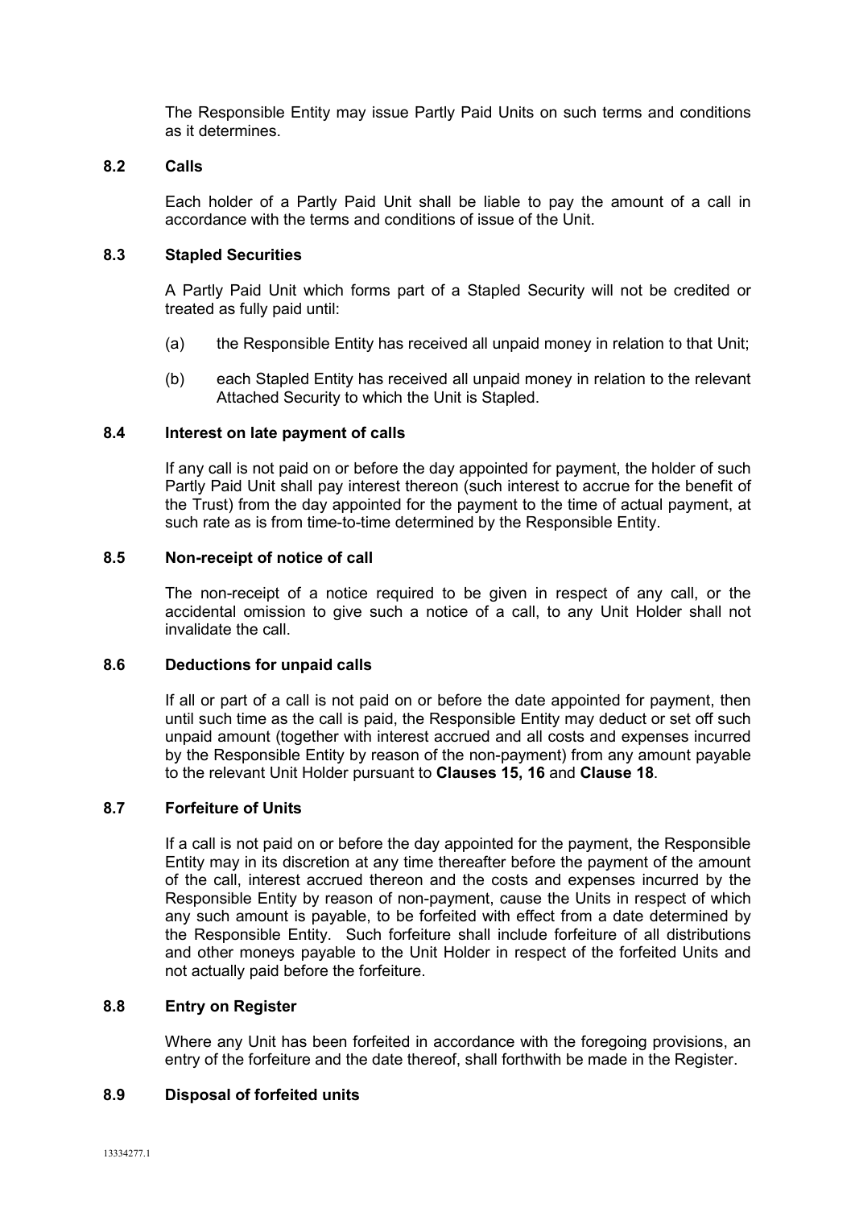The Responsible Entity may issue Partly Paid Units on such terms and conditions as it determines.

### 8.2 Calls

Each holder of a Partly Paid Unit shall be liable to pay the amount of a call in accordance with the terms and conditions of issue of the Unit.

### 8.3 Stapled Securities

A Partly Paid Unit which forms part of a Stapled Security will not be credited or treated as fully paid until:

(a) the Responsible Entity has received all unpaid money in relation to that Unit;

(b) each Stapled Entity has received all unpaid money in relation to the relevant Attached Security to which the Unit is Stapled.

### 8.4 Interest on late payment of calls

If any call is not paid on or before the day appointed for payment, the holder of such Partly Paid Unit shall pay interest thereon (such interest to accrue for the benefit of the Trust) from the day appointed for the payment to the time of actual payment, at such rate as is from time-to-time determined by the Responsible Entity.

### 8.5 Non-receipt of notice of call

The non-receipt of a notice required to be given in respect of any call, or the accidental omission to give such a notice of a call, to any Unit Holder shall not invalidate the call.

### 8.6 Deductions for unpaid calls

If all or part of a call is not paid on or before the date appointed for payment, then until such time as the call is paid, the Responsible Entity may deduct or set off such unpaid amount (together with interest accrued and all costs and expenses incurred by the Responsible Entity by reason of the non-payment) from any amount payable to the relevant Unit Holder pursuant to **Clauses 15, 16** and **Clause 18**.

### 8.7 Forfeiture of Units

If a call is not paid on or before the day appointed for the payment, the Responsible Entity may in its discretion at any time thereafter before the payment of the amount of the call, interest accrued thereon and the costs and expenses incurred by the Responsible Entity by reason of non-payment, cause the Units in respect of which any such amount is payable, to be forfeited with effect from a date determined by the Responsible Entity. Such forfeiture shall include forfeiture of all distributions and other moneys payable to the Unit Holder in respect of the forfeited Units and not actually paid before the forfeiture.

### 8.8 Entry on Register

Where any Unit has been forfeited in accordance with the foregoing provisions, an entry of the forfeiture and the date thereof, shall forthwith be made in the Register.

### 8.9 Disposal of forfeited units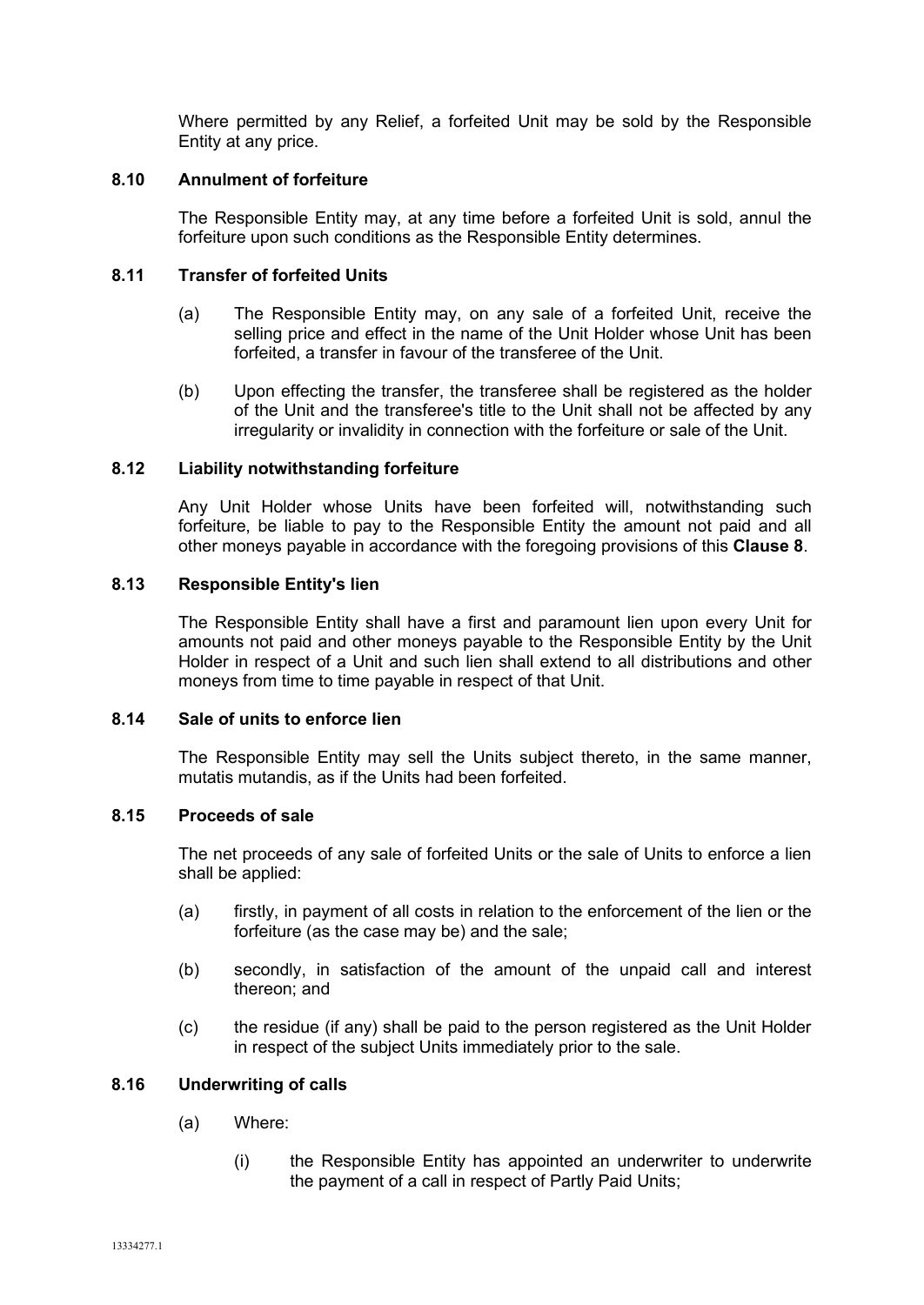Where permitted by any Relief, a forfeited Unit may be sold by the Responsible Entity at any price.

### 8.10 Annulment of forfeiture

The Responsible Entity may, at any time before a forfeited Unit is sold, annul the forfeiture upon such conditions as the Responsible Entity determines.

### 8.11 Transfer of forfeited Units

(a) The Responsible Entity may, on any sale of a forfeited Unit, receive the selling price and effect in the name of the Unit Holder whose Unit has been forfeited, a transfer in favour of the transferee of the Unit.

(b) Upon effecting the transfer, the transferee shall be registered as the holder of the Unit and the transferee's title to the Unit shall not be affected by any irregularity or invalidity in connection with the forfeiture or sale of the Unit.

### 8.12 Liability notwithstanding forfeiture

Any Unit Holder whose Units have been forfeited will, notwithstanding such forfeiture, be liable to pay to the Responsible Entity the amount not paid and all other moneys payable in accordance with the foregoing provisions of this **Clause 8**.

### 8.13 Responsible Entity's lien

The Responsible Entity shall have a first and paramount lien upon every Unit for amounts not paid and other moneys payable to the Responsible Entity by the Unit Holder in respect of a Unit and such lien shall extend to all distributions and other moneys from time to time payable in respect of that Unit.

### 8.14 Sale of units to enforce lien

The Responsible Entity may sell the Units subject thereto, in the same manner, mutatis mutandis, as if the Units had been forfeited.

### 8.15 Proceeds of sale

The net proceeds of any sale of forfeited Units or the sale of Units to enforce a lien shall be applied:

(a) firstly, in payment of all costs in relation to the enforcement of the lien or the forfeiture (as the case may be) and the sale;

(b) secondly, in satisfaction of the amount of the unpaid call and interest thereon; and

(c) the residue (if any) shall be paid to the person registered as the Unit Holder in respect of the subject Units immediately prior to the sale.

### 8.16 Underwriting of calls

(a) Where:

(i) the Responsible Entity has appointed an underwriter to underwrite the payment of a call in respect of Partly Paid Units;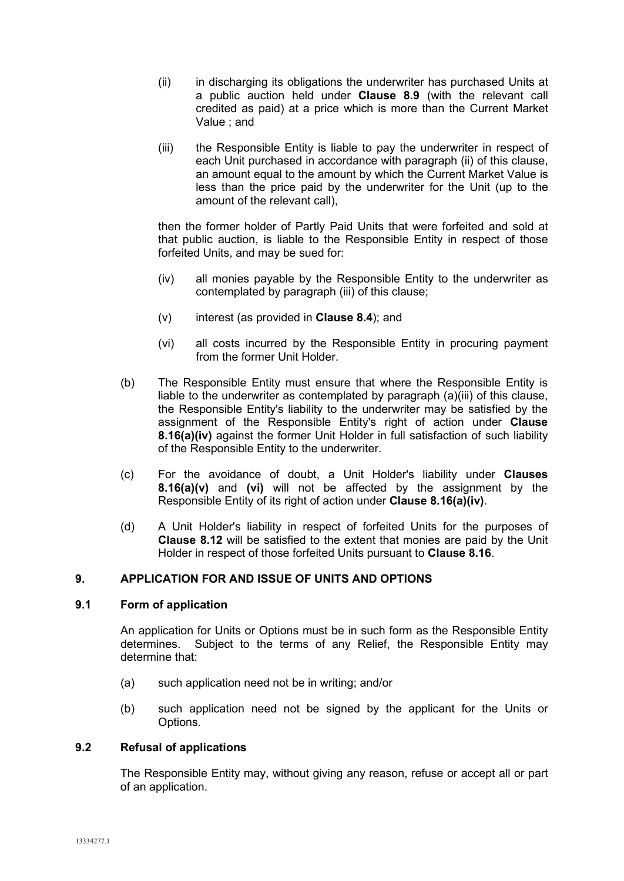(ii) in discharging its obligations the underwriter has purchased Units at a public auction held under **Clause 8.9** (with the relevant call credited as paid) at a price which is more than the Current Market Value ; and

(iii) the Responsible Entity is liable to pay the underwriter in respect of each Unit purchased in accordance with paragraph (ii) of this clause, an amount equal to the amount by which the Current Market Value is less than the price paid by the underwriter for the Unit (up to the amount of the relevant call),

then the former holder of Partly Paid Units that were forfeited and sold at that public auction, is liable to the Responsible Entity in respect of those forfeited Units, and may be sued for:

(iv) all monies payable by the Responsible Entity to the underwriter as contemplated by paragraph (iii) of this clause;

(v) interest (as provided in **Clause 8.4**); and

(vi) all costs incurred by the Responsible Entity in procuring payment from the former Unit Holder.

(b) The Responsible Entity must ensure that where the Responsible Entity is liable to the underwriter as contemplated by paragraph (a)(iii) of this clause, the Responsible Entity's liability to the underwriter may be satisfied by the assignment of the Responsible Entity's right of action under **Clause 8.16(a)(iv)** against the former Unit Holder in full satisfaction of such liability of the Responsible Entity to the underwriter.

(c) For the avoidance of doubt, a Unit Holder's liability under **Clauses 8.16(a)(v)** and **(vi)** will not be affected by the assignment by the Responsible Entity of its right of action under **Clause 8.16(a)(iv)**.

(d) A Unit Holder's liability in respect of forfeited Units for the purposes of **Clause 8.12** will be satisfied to the extent that monies are paid by the Unit Holder in respect of those forfeited Units pursuant to **Clause 8.16**.

## 9. APPLICATION FOR AND ISSUE OF UNITS AND OPTIONS

### 9.1 Form of application

An application for Units or Options must be in such form as the Responsible Entity determines. Subject to the terms of any Relief, the Responsible Entity may determine that:

(a) such application need not be in writing; and/or

(b) such application need not be signed by the applicant for the Units or Options.

### 9.2 Refusal of applications

The Responsible Entity may, without giving any reason, refuse or accept all or part of an application.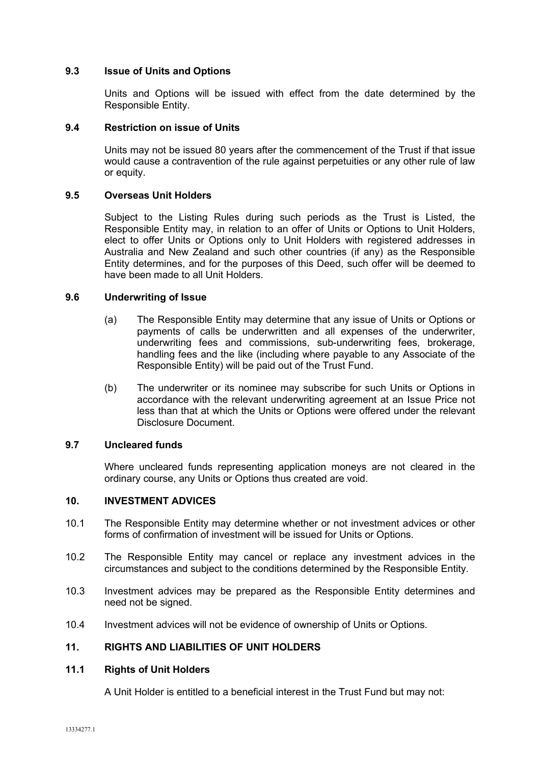### 9.3 Issue of Units and Options

Units and Options will be issued with effect from the date determined by the Responsible Entity.

### 9.4 Restriction on issue of Units

Units may not be issued 80 years after the commencement of the Trust if that issue would cause a contravention of the rule against perpetuities or any other rule of law or equity.

### 9.5 Overseas Unit Holders

Subject to the Listing Rules during such periods as the Trust is Listed, the Responsible Entity may, in relation to an offer of Units or Options to Unit Holders, elect to offer Units or Options only to Unit Holders with registered addresses in Australia and New Zealand and such other countries (if any) as the Responsible Entity determines, and for the purposes of this Deed, such offer will be deemed to have been made to all Unit Holders.

### 9.6 Underwriting of Issue

(a) The Responsible Entity may determine that any issue of Units or Options or payments of calls be underwritten and all expenses of the underwriter, underwriting fees and commissions, sub-underwriting fees, brokerage, handling fees and the like (including where payable to any Associate of the Responsible Entity) will be paid out of the Trust Fund.

(b) The underwriter or its nominee may subscribe for such Units or Options in accordance with the relevant underwriting agreement at an Issue Price not less than that at which the Units or Options were offered under the relevant Disclosure Document.

### 9.7 Uncleared funds

Where uncleared funds representing application moneys are not cleared in the ordinary course, any Units or Options thus created are void.

## 10. INVESTMENT ADVICES

10.1 The Responsible Entity may determine whether or not investment advices or other forms of confirmation of investment will be issued for Units or Options.

10.2 The Responsible Entity may cancel or replace any investment advices in the circumstances and subject to the conditions determined by the Responsible Entity.

10.3 Investment advices may be prepared as the Responsible Entity determines and need not be signed.

10.4 Investment advices will not be evidence of ownership of Units or Options.

## 11. RIGHTS AND LIABILITIES OF UNIT HOLDERS

### 11.1 Rights of Unit Holders

A Unit Holder is entitled to a beneficial interest in the Trust Fund but may not: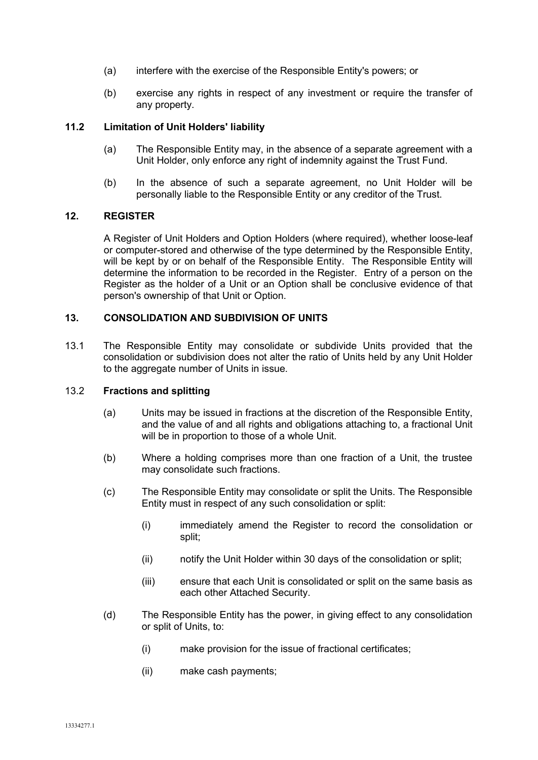(a) interfere with the exercise of the Responsible Entity's powers; or

(b) exercise any rights in respect of any investment or require the transfer of any property.

### 11.2 Limitation of Unit Holders' liability

(a) The Responsible Entity may, in the absence of a separate agreement with a Unit Holder, only enforce any right of indemnity against the Trust Fund.

(b) In the absence of such a separate agreement, no Unit Holder will be personally liable to the Responsible Entity or any creditor of the Trust.

## 12. REGISTER

A Register of Unit Holders and Option Holders (where required), whether loose-leaf or computer-stored and otherwise of the type determined by the Responsible Entity, will be kept by or on behalf of the Responsible Entity. The Responsible Entity will determine the information to be recorded in the Register. Entry of a person on the Register as the holder of a Unit or an Option shall be conclusive evidence of that person's ownership of that Unit or Option.

## 13. CONSOLIDATION AND SUBDIVISION OF UNITS

13.1 The Responsible Entity may consolidate or subdivide Units provided that the consolidation or subdivision does not alter the ratio of Units held by any Unit Holder to the aggregate number of Units in issue.

### 13.2 Fractions and splitting

(a) Units may be issued in fractions at the discretion of the Responsible Entity, and the value of and all rights and obligations attaching to, a fractional Unit will be in proportion to those of a whole Unit.

(b) Where a holding comprises more than one fraction of a Unit, the trustee may consolidate such fractions.

(c) The Responsible Entity may consolidate or split the Units. The Responsible Entity must in respect of any such consolidation or split:

  (i) immediately amend the Register to record the consolidation or split;

  (ii) notify the Unit Holder within 30 days of the consolidation or split;

  (iii) ensure that each Unit is consolidated or split on the same basis as each other Attached Security.

(d) The Responsible Entity has the power, in giving effect to any consolidation or split of Units, to:

  (i) make provision for the issue of fractional certificates;

  (ii) make cash payments;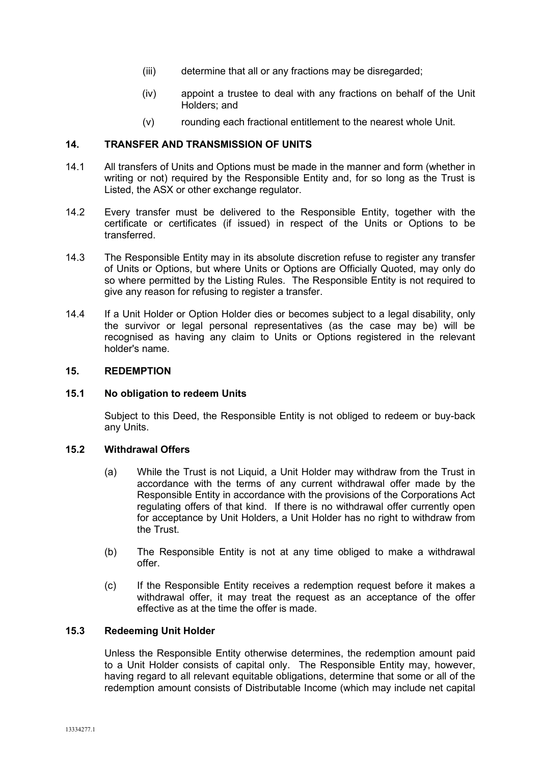(iii) determine that all or any fractions may be disregarded;

(iv) appoint a trustee to deal with any fractions on behalf of the Unit Holders; and

(v) rounding each fractional entitlement to the nearest whole Unit.

## 14. TRANSFER AND TRANSMISSION OF UNITS

14.1 All transfers of Units and Options must be made in the manner and form (whether in writing or not) required by the Responsible Entity and, for so long as the Trust is Listed, the ASX or other exchange regulator.

14.2 Every transfer must be delivered to the Responsible Entity, together with the certificate or certificates (if issued) in respect of the Units or Options to be transferred.

14.3 The Responsible Entity may in its absolute discretion refuse to register any transfer of Units or Options, but where Units or Options are Officially Quoted, may only do so where permitted by the Listing Rules. The Responsible Entity is not required to give any reason for refusing to register a transfer.

14.4 If a Unit Holder or Option Holder dies or becomes subject to a legal disability, only the survivor or legal personal representatives (as the case may be) will be recognised as having any claim to Units or Options registered in the relevant holder's name.

## 15. REDEMPTION

### 15.1 No obligation to redeem Units

Subject to this Deed, the Responsible Entity is not obliged to redeem or buy-back any Units.

### 15.2 Withdrawal Offers

(a) While the Trust is not Liquid, a Unit Holder may withdraw from the Trust in accordance with the terms of any current withdrawal offer made by the Responsible Entity in accordance with the provisions of the Corporations Act regulating offers of that kind. If there is no withdrawal offer currently open for acceptance by Unit Holders, a Unit Holder has no right to withdraw from the Trust.

(b) The Responsible Entity is not at any time obliged to make a withdrawal offer.

(c) If the Responsible Entity receives a redemption request before it makes a withdrawal offer, it may treat the request as an acceptance of the offer effective as at the time the offer is made.

### 15.3 Redeeming Unit Holder

Unless the Responsible Entity otherwise determines, the redemption amount paid to a Unit Holder consists of capital only. The Responsible Entity may, however, having regard to all relevant equitable obligations, determine that some or all of the redemption amount consists of Distributable Income (which may include net capital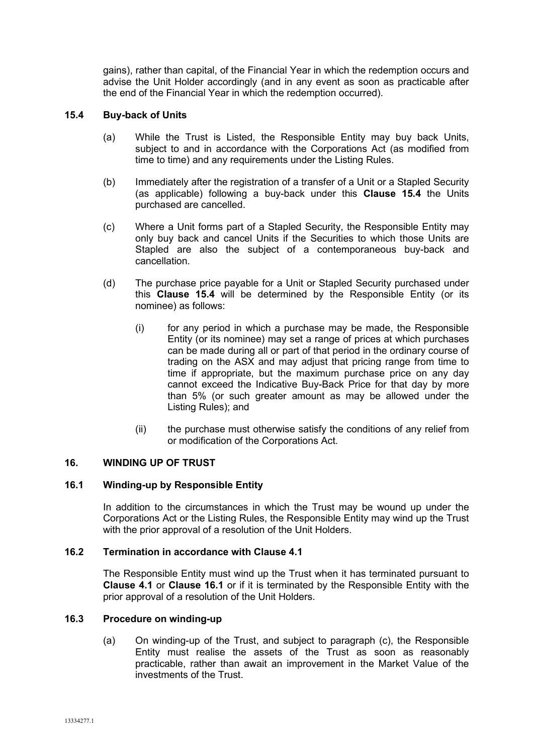gains), rather than capital, of the Financial Year in which the redemption occurs and advise the Unit Holder accordingly (and in any event as soon as practicable after the end of the Financial Year in which the redemption occurred).

### 15.4 Buy-back of Units

(a) While the Trust is Listed, the Responsible Entity may buy back Units, subject to and in accordance with the Corporations Act (as modified from time to time) and any requirements under the Listing Rules.

(b) Immediately after the registration of a transfer of a Unit or a Stapled Security (as applicable) following a buy-back under this **Clause 15.4** the Units purchased are cancelled.

(c) Where a Unit forms part of a Stapled Security, the Responsible Entity may only buy back and cancel Units if the Securities to which those Units are Stapled are also the subject of a contemporaneous buy-back and cancellation.

(d) The purchase price payable for a Unit or Stapled Security purchased under this **Clause 15.4** will be determined by the Responsible Entity (or its nominee) as follows:

(i) for any period in which a purchase may be made, the Responsible Entity (or its nominee) may set a range of prices at which purchases can be made during all or part of that period in the ordinary course of trading on the ASX and may adjust that pricing range from time to time if appropriate, but the maximum purchase price on any day cannot exceed the Indicative Buy-Back Price for that day by more than 5% (or such greater amount as may be allowed under the Listing Rules); and

(ii) the purchase must otherwise satisfy the conditions of any relief from or modification of the Corporations Act.

## 16. WINDING UP OF TRUST

### 16.1 Winding-up by Responsible Entity

In addition to the circumstances in which the Trust may be wound up under the Corporations Act or the Listing Rules, the Responsible Entity may wind up the Trust with the prior approval of a resolution of the Unit Holders.

### 16.2 Termination in accordance with Clause 4.1

The Responsible Entity must wind up the Trust when it has terminated pursuant to **Clause 4.1** or **Clause 16.1** or if it is terminated by the Responsible Entity with the prior approval of a resolution of the Unit Holders.

### 16.3 Procedure on winding-up

(a) On winding-up of the Trust, and subject to paragraph (c), the Responsible Entity must realise the assets of the Trust as soon as reasonably practicable, rather than await an improvement in the Market Value of the investments of the Trust.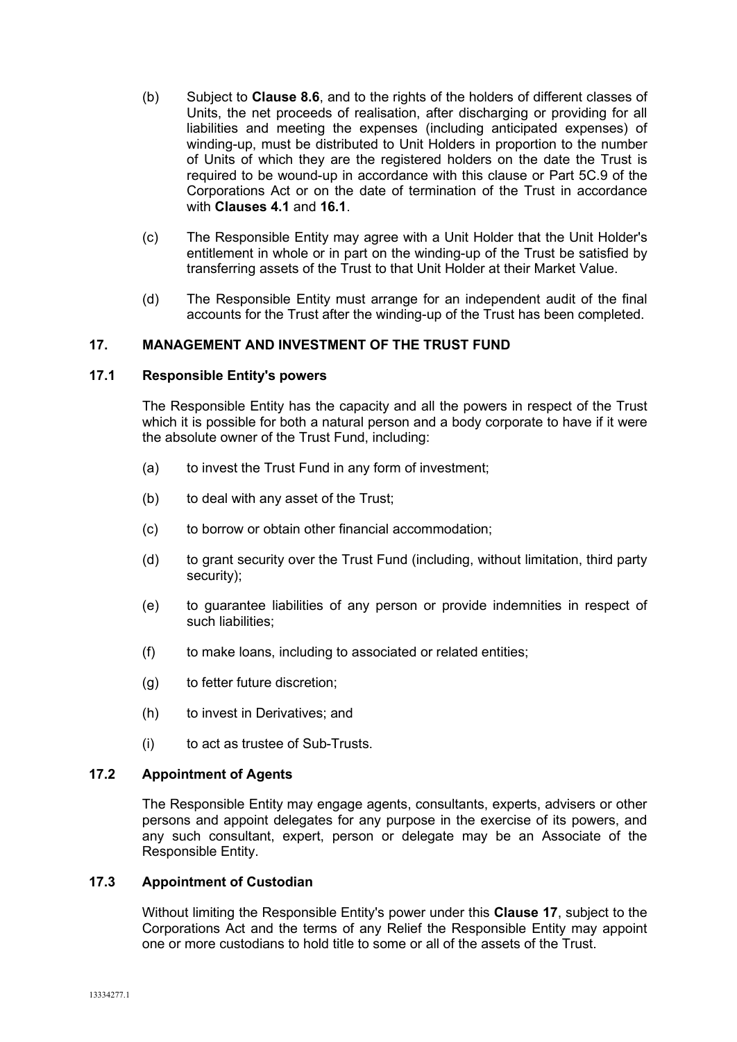(b) Subject to **Clause 8.6**, and to the rights of the holders of different classes of Units, the net proceeds of realisation, after discharging or providing for all liabilities and meeting the expenses (including anticipated expenses) of winding-up, must be distributed to Unit Holders in proportion to the number of Units of which they are the registered holders on the date the Trust is required to be wound-up in accordance with this clause or Part 5C.9 of the Corporations Act or on the date of termination of the Trust in accordance with **Clauses 4.1** and **16.1**.

(c) The Responsible Entity may agree with a Unit Holder that the Unit Holder's entitlement in whole or in part on the winding-up of the Trust be satisfied by transferring assets of the Trust to that Unit Holder at their Market Value.

(d) The Responsible Entity must arrange for an independent audit of the final accounts for the Trust after the winding-up of the Trust has been completed.

## 17. MANAGEMENT AND INVESTMENT OF THE TRUST FUND

### 17.1 Responsible Entity's powers

The Responsible Entity has the capacity and all the powers in respect of the Trust which it is possible for both a natural person and a body corporate to have if it were the absolute owner of the Trust Fund, including:

(a) to invest the Trust Fund in any form of investment;

(b) to deal with any asset of the Trust;

(c) to borrow or obtain other financial accommodation;

(d) to grant security over the Trust Fund (including, without limitation, third party security);

(e) to guarantee liabilities of any person or provide indemnities in respect of such liabilities;

(f) to make loans, including to associated or related entities;

(g) to fetter future discretion;

(h) to invest in Derivatives; and

(i) to act as trustee of Sub-Trusts.

### 17.2 Appointment of Agents

The Responsible Entity may engage agents, consultants, experts, advisers or other persons and appoint delegates for any purpose in the exercise of its powers, and any such consultant, expert, person or delegate may be an Associate of the Responsible Entity.

### 17.3 Appointment of Custodian

Without limiting the Responsible Entity's power under this **Clause 17**, subject to the Corporations Act and the terms of any Relief the Responsible Entity may appoint one or more custodians to hold title to some or all of the assets of the Trust.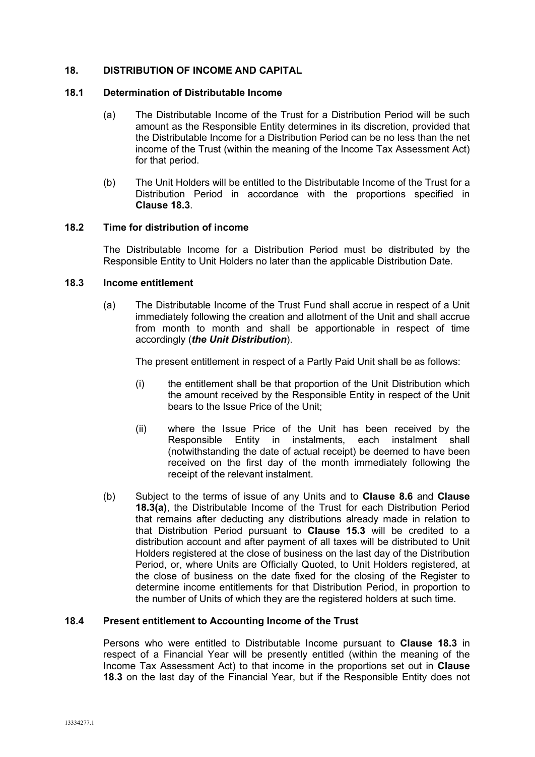## 18. DISTRIBUTION OF INCOME AND CAPITAL

### 18.1 Determination of Distributable Income

(a) The Distributable Income of the Trust for a Distribution Period will be such amount as the Responsible Entity determines in its discretion, provided that the Distributable Income for a Distribution Period can be no less than the net income of the Trust (within the meaning of the Income Tax Assessment Act) for that period.

(b) The Unit Holders will be entitled to the Distributable Income of the Trust for a Distribution Period in accordance with the proportions specified in **Clause 18.3**.

### 18.2 Time for distribution of income

The Distributable Income for a Distribution Period must be distributed by the Responsible Entity to Unit Holders no later than the applicable Distribution Date.

### 18.3 Income entitlement

(a) The Distributable Income of the Trust Fund shall accrue in respect of a Unit immediately following the creation and allotment of the Unit and shall accrue from month to month and shall be apportionable in respect of time accordingly (***the Unit Distribution***).

The present entitlement in respect of a Partly Paid Unit shall be as follows:

(i) the entitlement shall be that proportion of the Unit Distribution which the amount received by the Responsible Entity in respect of the Unit bears to the Issue Price of the Unit;

(ii) where the Issue Price of the Unit has been received by the Responsible Entity in instalments, each instalment shall (notwithstanding the date of actual receipt) be deemed to have been received on the first day of the month immediately following the receipt of the relevant instalment.

(b) Subject to the terms of issue of any Units and to **Clause 8.6** and **Clause 18.3(a)**, the Distributable Income of the Trust for each Distribution Period that remains after deducting any distributions already made in relation to that Distribution Period pursuant to **Clause 15.3** will be credited to a distribution account and after payment of all taxes will be distributed to Unit Holders registered at the close of business on the last day of the Distribution Period, or, where Units are Officially Quoted, to Unit Holders registered, at the close of business on the date fixed for the closing of the Register to determine income entitlements for that Distribution Period, in proportion to the number of Units of which they are the registered holders at such time.

### 18.4 Present entitlement to Accounting Income of the Trust

Persons who were entitled to Distributable Income pursuant to **Clause 18.3** in respect of a Financial Year will be presently entitled (within the meaning of the Income Tax Assessment Act) to that income in the proportions set out in **Clause 18.3** on the last day of the Financial Year, but if the Responsible Entity does not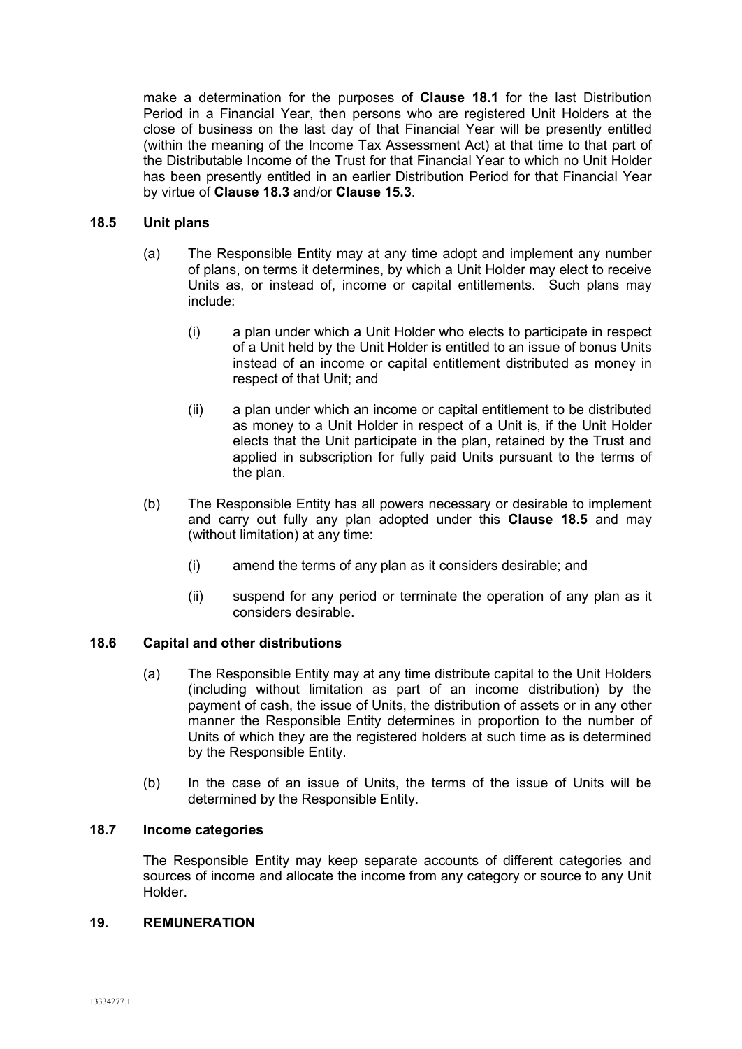make a determination for the purposes of **Clause 18.1** for the last Distribution Period in a Financial Year, then persons who are registered Unit Holders at the close of business on the last day of that Financial Year will be presently entitled (within the meaning of the Income Tax Assessment Act) at that time to that part of the Distributable Income of the Trust for that Financial Year to which no Unit Holder has been presently entitled in an earlier Distribution Period for that Financial Year by virtue of **Clause 18.3** and/or **Clause 15.3**.

### 18.5 Unit plans

(a) The Responsible Entity may at any time adopt and implement any number of plans, on terms it determines, by which a Unit Holder may elect to receive Units as, or instead of, income or capital entitlements. Such plans may include:

  (i) a plan under which a Unit Holder who elects to participate in respect of a Unit held by the Unit Holder is entitled to an issue of bonus Units instead of an income or capital entitlement distributed as money in respect of that Unit; and

  (ii) a plan under which an income or capital entitlement to be distributed as money to a Unit Holder in respect of a Unit is, if the Unit Holder elects that the Unit participate in the plan, retained by the Trust and applied in subscription for fully paid Units pursuant to the terms of the plan.

(b) The Responsible Entity has all powers necessary or desirable to implement and carry out fully any plan adopted under this **Clause 18.5** and may (without limitation) at any time:

  (i) amend the terms of any plan as it considers desirable; and

  (ii) suspend for any period or terminate the operation of any plan as it considers desirable.

### 18.6 Capital and other distributions

(a) The Responsible Entity may at any time distribute capital to the Unit Holders (including without limitation as part of an income distribution) by the payment of cash, the issue of Units, the distribution of assets or in any other manner the Responsible Entity determines in proportion to the number of Units of which they are the registered holders at such time as is determined by the Responsible Entity.

(b) In the case of an issue of Units, the terms of the issue of Units will be determined by the Responsible Entity.

### 18.7 Income categories

The Responsible Entity may keep separate accounts of different categories and sources of income and allocate the income from any category or source to any Unit Holder.

## 19. REMUNERATION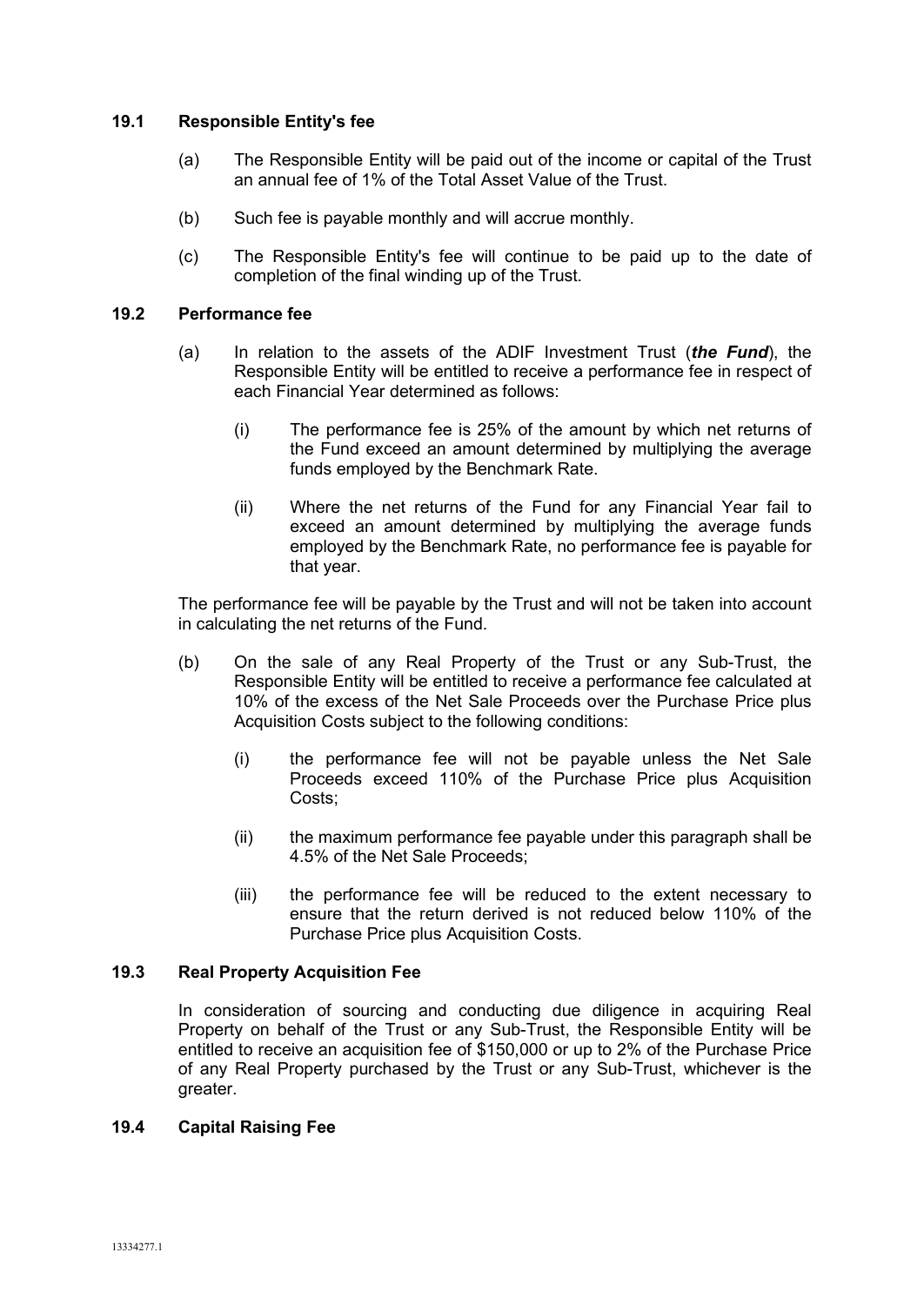### 19.1 Responsible Entity's fee

(a) The Responsible Entity will be paid out of the income or capital of the Trust an annual fee of 1% of the Total Asset Value of the Trust.

(b) Such fee is payable monthly and will accrue monthly.

(c) The Responsible Entity's fee will continue to be paid up to the date of completion of the final winding up of the Trust.

### 19.2 Performance fee

(a) In relation to the assets of the ADIF Investment Trust (***the Fund***), the Responsible Entity will be entitled to receive a performance fee in respect of each Financial Year determined as follows:

   (i) The performance fee is 25% of the amount by which net returns of the Fund exceed an amount determined by multiplying the average funds employed by the Benchmark Rate.

   (ii) Where the net returns of the Fund for any Financial Year fail to exceed an amount determined by multiplying the average funds employed by the Benchmark Rate, no performance fee is payable for that year.

The performance fee will be payable by the Trust and will not be taken into account in calculating the net returns of the Fund.

(b) On the sale of any Real Property of the Trust or any Sub-Trust, the Responsible Entity will be entitled to receive a performance fee calculated at 10% of the excess of the Net Sale Proceeds over the Purchase Price plus Acquisition Costs subject to the following conditions:

   (i) the performance fee will not be payable unless the Net Sale Proceeds exceed 110% of the Purchase Price plus Acquisition Costs;

   (ii) the maximum performance fee payable under this paragraph shall be 4.5% of the Net Sale Proceeds;

   (iii) the performance fee will be reduced to the extent necessary to ensure that the return derived is not reduced below 110% of the Purchase Price plus Acquisition Costs.

### 19.3 Real Property Acquisition Fee

In consideration of sourcing and conducting due diligence in acquiring Real Property on behalf of the Trust or any Sub-Trust, the Responsible Entity will be entitled to receive an acquisition fee of $150,000 or up to 2% of the Purchase Price of any Real Property purchased by the Trust or any Sub-Trust, whichever is the greater.

### 19.4 Capital Raising Fee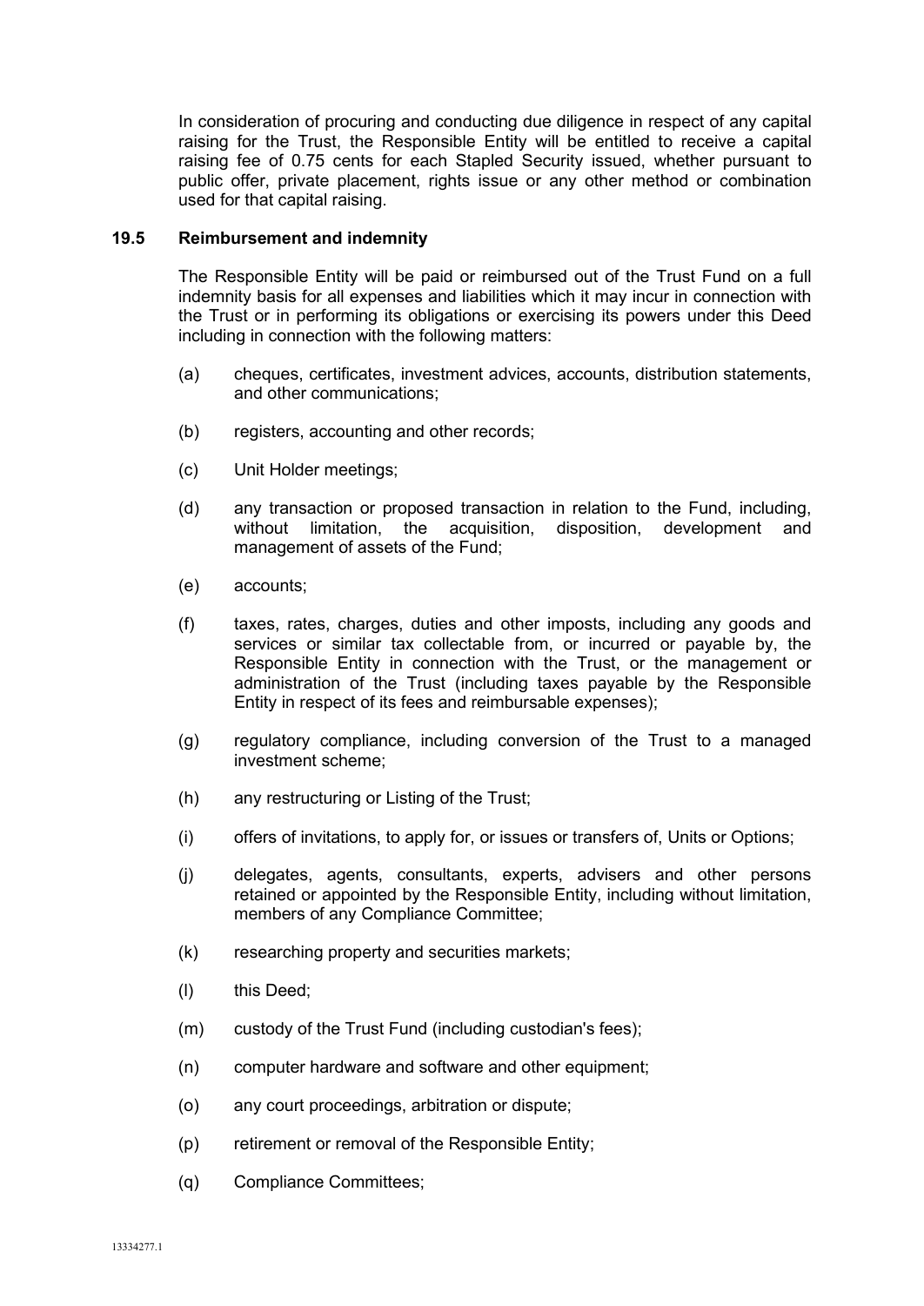In consideration of procuring and conducting due diligence in respect of any capital raising for the Trust, the Responsible Entity will be entitled to receive a capital raising fee of 0.75 cents for each Stapled Security issued, whether pursuant to public offer, private placement, rights issue or any other method or combination used for that capital raising.

### 19.5 Reimbursement and indemnity

The Responsible Entity will be paid or reimbursed out of the Trust Fund on a full indemnity basis for all expenses and liabilities which it may incur in connection with the Trust or in performing its obligations or exercising its powers under this Deed including in connection with the following matters:

(a) cheques, certificates, investment advices, accounts, distribution statements, and other communications;

(b) registers, accounting and other records;

(c) Unit Holder meetings;

(d) any transaction or proposed transaction in relation to the Fund, including, without limitation, the acquisition, disposition, development and management of assets of the Fund;

(e) accounts;

(f) taxes, rates, charges, duties and other imposts, including any goods and services or similar tax collectable from, or incurred or payable by, the Responsible Entity in connection with the Trust, or the management or administration of the Trust (including taxes payable by the Responsible Entity in respect of its fees and reimbursable expenses);

(g) regulatory compliance, including conversion of the Trust to a managed investment scheme;

(h) any restructuring or Listing of the Trust;

(i) offers of invitations, to apply for, or issues or transfers of, Units or Options;

(j) delegates, agents, consultants, experts, advisers and other persons retained or appointed by the Responsible Entity, including without limitation, members of any Compliance Committee;

(k) researching property and securities markets;

(l) this Deed;

(m) custody of the Trust Fund (including custodian's fees);

(n) computer hardware and software and other equipment;

(o) any court proceedings, arbitration or dispute;

(p) retirement or removal of the Responsible Entity;

(q) Compliance Committees;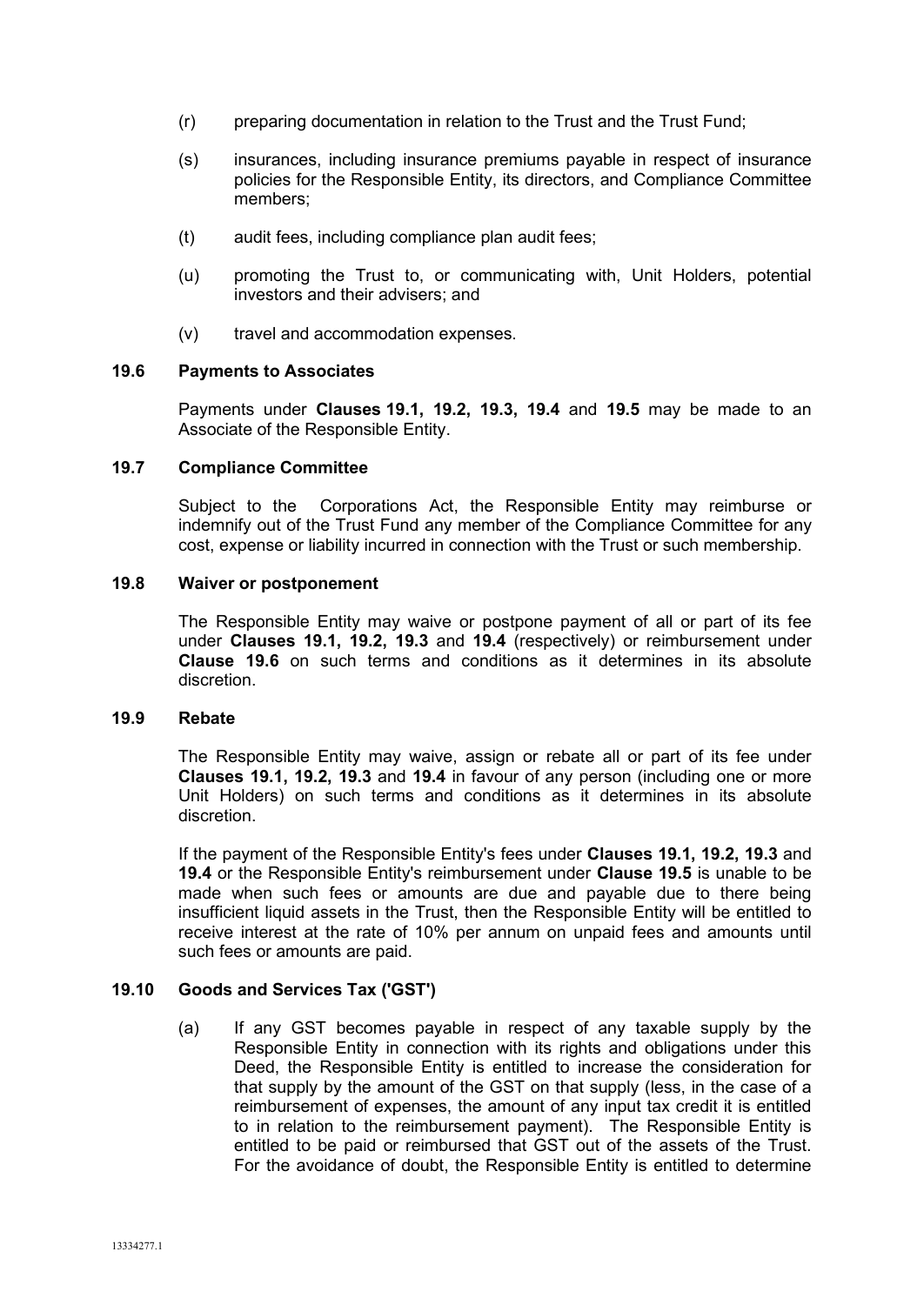(r) preparing documentation in relation to the Trust and the Trust Fund;

(s) insurances, including insurance premiums payable in respect of insurance policies for the Responsible Entity, its directors, and Compliance Committee members;

(t) audit fees, including compliance plan audit fees;

(u) promoting the Trust to, or communicating with, Unit Holders, potential investors and their advisers; and

(v) travel and accommodation expenses.

### 19.6 Payments to Associates

Payments under **Clauses 19.1, 19.2, 19.3, 19.4** and **19.5** may be made to an Associate of the Responsible Entity.

### 19.7 Compliance Committee

Subject to the Corporations Act, the Responsible Entity may reimburse or indemnify out of the Trust Fund any member of the Compliance Committee for any cost, expense or liability incurred in connection with the Trust or such membership.

### 19.8 Waiver or postponement

The Responsible Entity may waive or postpone payment of all or part of its fee under **Clauses 19.1, 19.2, 19.3** and **19.4** (respectively) or reimbursement under **Clause 19.6** on such terms and conditions as it determines in its absolute discretion.

### 19.9 Rebate

The Responsible Entity may waive, assign or rebate all or part of its fee under **Clauses 19.1, 19.2, 19.3** and **19.4** in favour of any person (including one or more Unit Holders) on such terms and conditions as it determines in its absolute discretion.

If the payment of the Responsible Entity's fees under **Clauses 19.1, 19.2, 19.3** and **19.4** or the Responsible Entity's reimbursement under **Clause 19.5** is unable to be made when such fees or amounts are due and payable due to there being insufficient liquid assets in the Trust, then the Responsible Entity will be entitled to receive interest at the rate of 10% per annum on unpaid fees and amounts until such fees or amounts are paid.

### 19.10 Goods and Services Tax ('GST')

(a) If any GST becomes payable in respect of any taxable supply by the Responsible Entity in connection with its rights and obligations under this Deed, the Responsible Entity is entitled to increase the consideration for that supply by the amount of the GST on that supply (less, in the case of a reimbursement of expenses, the amount of any input tax credit it is entitled to in relation to the reimbursement payment). The Responsible Entity is entitled to be paid or reimbursed that GST out of the assets of the Trust. For the avoidance of doubt, the Responsible Entity is entitled to determine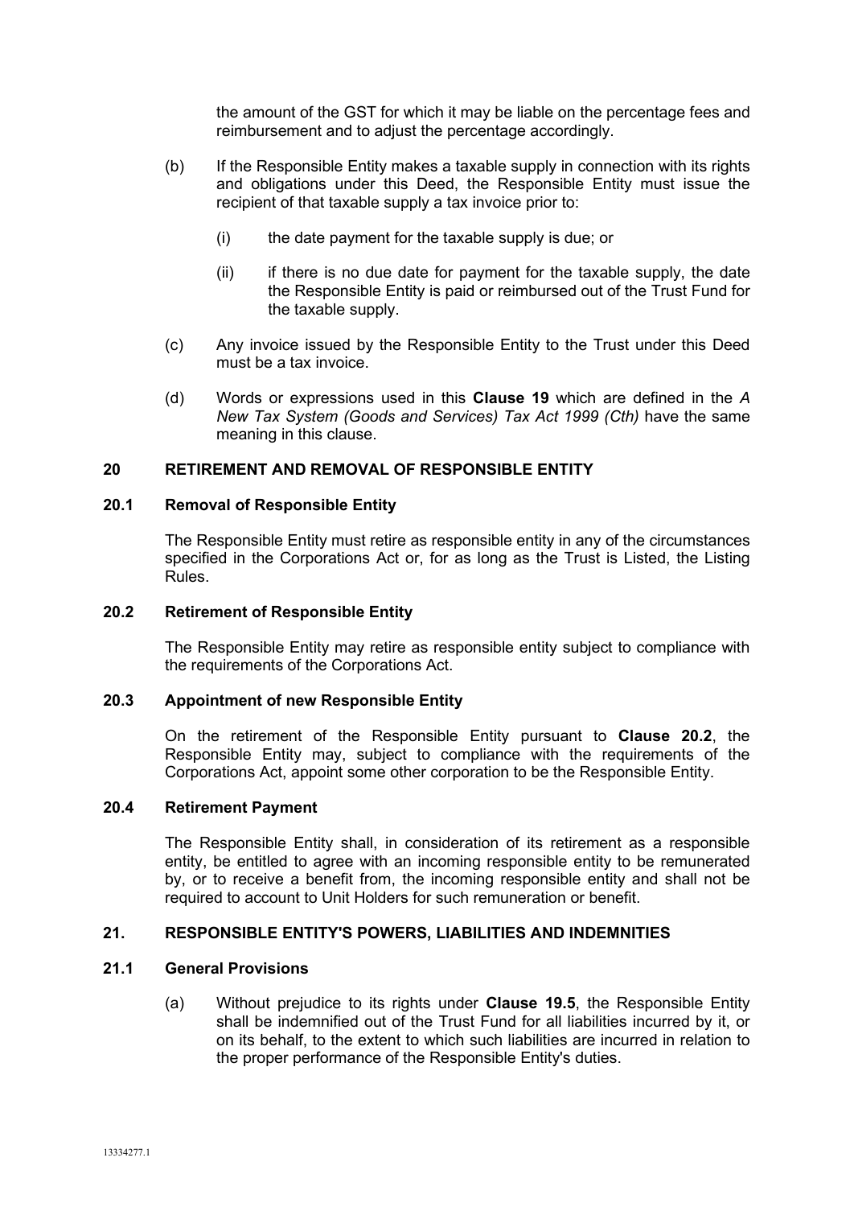the amount of the GST for which it may be liable on the percentage fees and reimbursement and to adjust the percentage accordingly.

(b) If the Responsible Entity makes a taxable supply in connection with its rights and obligations under this Deed, the Responsible Entity must issue the recipient of that taxable supply a tax invoice prior to:

(i) the date payment for the taxable supply is due; or

(ii) if there is no due date for payment for the taxable supply, the date the Responsible Entity is paid or reimbursed out of the Trust Fund for the taxable supply.

(c) Any invoice issued by the Responsible Entity to the Trust under this Deed must be a tax invoice.

(d) Words or expressions used in this **Clause 19** which are defined in the *A New Tax System (Goods and Services) Tax Act 1999 (Cth)* have the same meaning in this clause.

## 20 RETIREMENT AND REMOVAL OF RESPONSIBLE ENTITY

### 20.1 Removal of Responsible Entity

The Responsible Entity must retire as responsible entity in any of the circumstances specified in the Corporations Act or, for as long as the Trust is Listed, the Listing Rules.

### 20.2 Retirement of Responsible Entity

The Responsible Entity may retire as responsible entity subject to compliance with the requirements of the Corporations Act.

### 20.3 Appointment of new Responsible Entity

On the retirement of the Responsible Entity pursuant to **Clause 20.2**, the Responsible Entity may, subject to compliance with the requirements of the Corporations Act, appoint some other corporation to be the Responsible Entity.

### 20.4 Retirement Payment

The Responsible Entity shall, in consideration of its retirement as a responsible entity, be entitled to agree with an incoming responsible entity to be remunerated by, or to receive a benefit from, the incoming responsible entity and shall not be required to account to Unit Holders for such remuneration or benefit.

## 21. RESPONSIBLE ENTITY'S POWERS, LIABILITIES AND INDEMNITIES

### 21.1 General Provisions

(a) Without prejudice to its rights under **Clause 19.5**, the Responsible Entity shall be indemnified out of the Trust Fund for all liabilities incurred by it, or on its behalf, to the extent to which such liabilities are incurred in relation to the proper performance of the Responsible Entity's duties.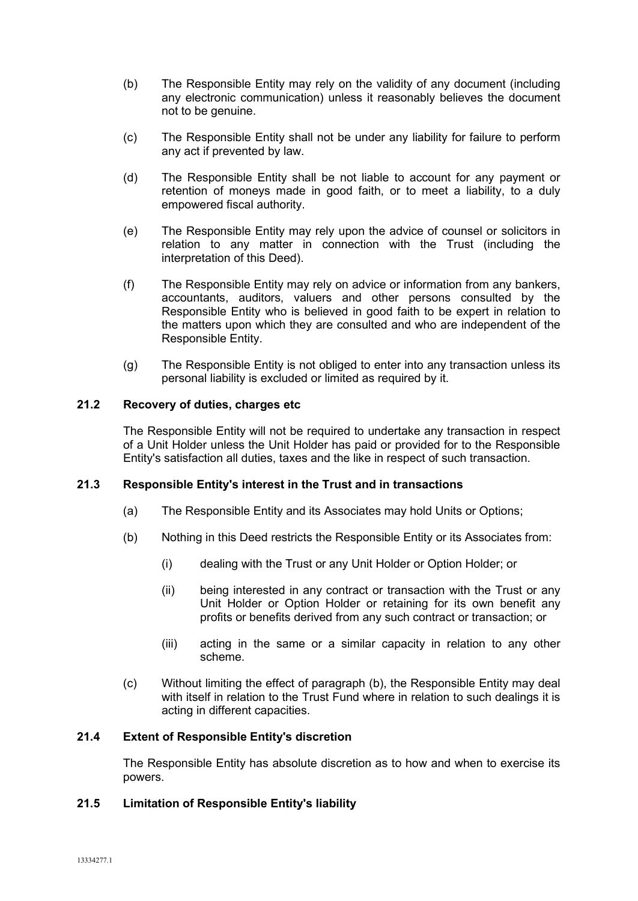(b) The Responsible Entity may rely on the validity of any document (including any electronic communication) unless it reasonably believes the document not to be genuine.

(c) The Responsible Entity shall not be under any liability for failure to perform any act if prevented by law.

(d) The Responsible Entity shall be not liable to account for any payment or retention of moneys made in good faith, or to meet a liability, to a duly empowered fiscal authority.

(e) The Responsible Entity may rely upon the advice of counsel or solicitors in relation to any matter in connection with the Trust (including the interpretation of this Deed).

(f) The Responsible Entity may rely on advice or information from any bankers, accountants, auditors, valuers and other persons consulted by the Responsible Entity who is believed in good faith to be expert in relation to the matters upon which they are consulted and who are independent of the Responsible Entity.

(g) The Responsible Entity is not obliged to enter into any transaction unless its personal liability is excluded or limited as required by it.

### 21.2 Recovery of duties, charges etc

The Responsible Entity will not be required to undertake any transaction in respect of a Unit Holder unless the Unit Holder has paid or provided for to the Responsible Entity's satisfaction all duties, taxes and the like in respect of such transaction.

### 21.3 Responsible Entity's interest in the Trust and in transactions

(a) The Responsible Entity and its Associates may hold Units or Options;

(b) Nothing in this Deed restricts the Responsible Entity or its Associates from:

(i) dealing with the Trust or any Unit Holder or Option Holder; or

(ii) being interested in any contract or transaction with the Trust or any Unit Holder or Option Holder or retaining for its own benefit any profits or benefits derived from any such contract or transaction; or

(iii) acting in the same or a similar capacity in relation to any other scheme.

(c) Without limiting the effect of paragraph (b), the Responsible Entity may deal with itself in relation to the Trust Fund where in relation to such dealings it is acting in different capacities.

### 21.4 Extent of Responsible Entity's discretion

The Responsible Entity has absolute discretion as to how and when to exercise its powers.

### 21.5 Limitation of Responsible Entity's liability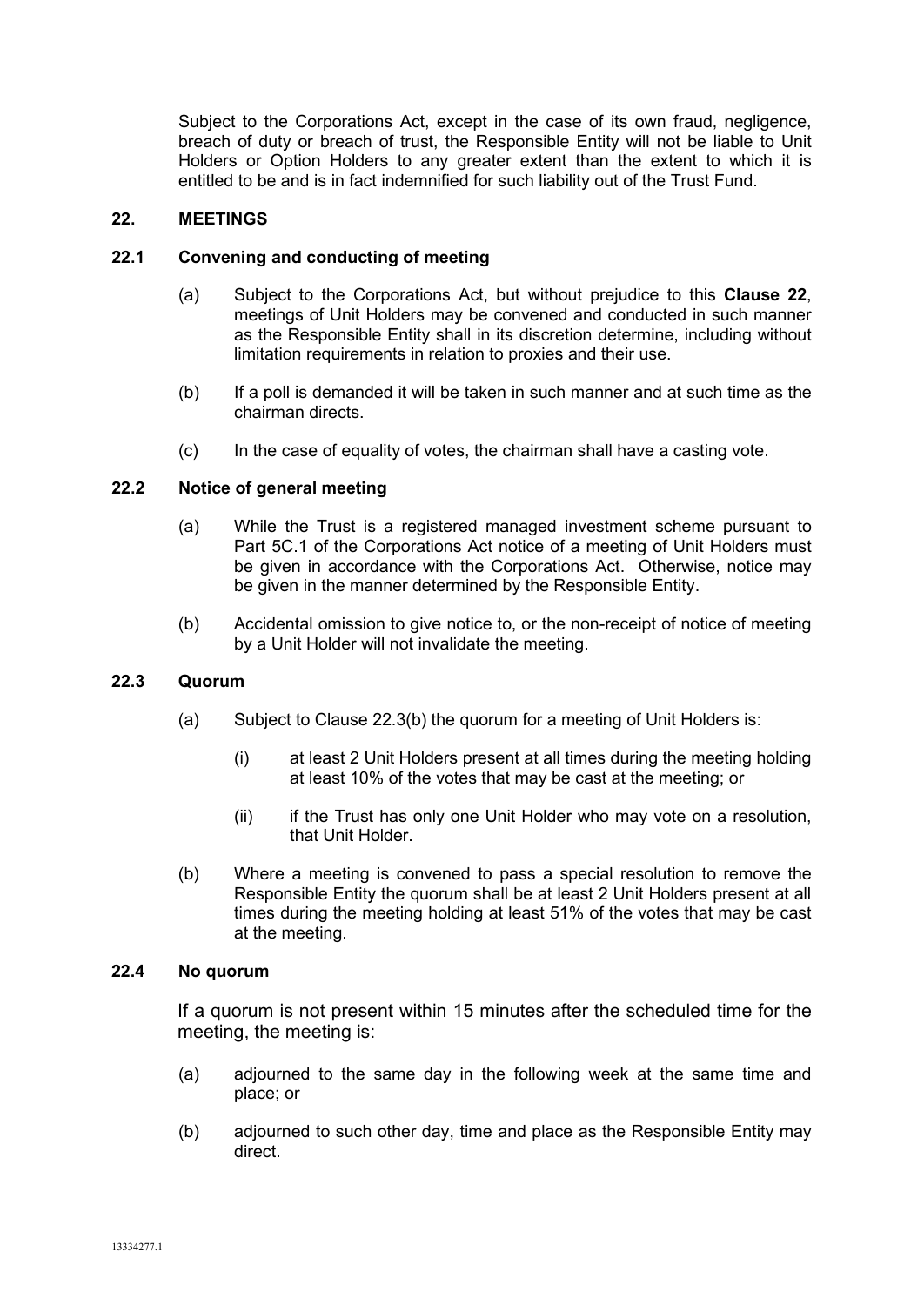Subject to the Corporations Act, except in the case of its own fraud, negligence, breach of duty or breach of trust, the Responsible Entity will not be liable to Unit Holders or Option Holders to any greater extent than the extent to which it is entitled to be and is in fact indemnified for such liability out of the Trust Fund.

## 22. MEETINGS

### 22.1 Convening and conducting of meeting

(a) Subject to the Corporations Act, but without prejudice to this **Clause 22**, meetings of Unit Holders may be convened and conducted in such manner as the Responsible Entity shall in its discretion determine, including without limitation requirements in relation to proxies and their use.

(b) If a poll is demanded it will be taken in such manner and at such time as the chairman directs.

(c) In the case of equality of votes, the chairman shall have a casting vote.

### 22.2 Notice of general meeting

(a) While the Trust is a registered managed investment scheme pursuant to Part 5C.1 of the Corporations Act notice of a meeting of Unit Holders must be given in accordance with the Corporations Act. Otherwise, notice may be given in the manner determined by the Responsible Entity.

(b) Accidental omission to give notice to, or the non-receipt of notice of meeting by a Unit Holder will not invalidate the meeting.

### 22.3 Quorum

(a) Subject to Clause 22.3(b) the quorum for a meeting of Unit Holders is:

(i) at least 2 Unit Holders present at all times during the meeting holding at least 10% of the votes that may be cast at the meeting; or

(ii) if the Trust has only one Unit Holder who may vote on a resolution, that Unit Holder.

(b) Where a meeting is convened to pass a special resolution to remove the Responsible Entity the quorum shall be at least 2 Unit Holders present at all times during the meeting holding at least 51% of the votes that may be cast at the meeting.

### 22.4 No quorum

If a quorum is not present within 15 minutes after the scheduled time for the meeting, the meeting is:

(a) adjourned to the same day in the following week at the same time and place; or

(b) adjourned to such other day, time and place as the Responsible Entity may direct.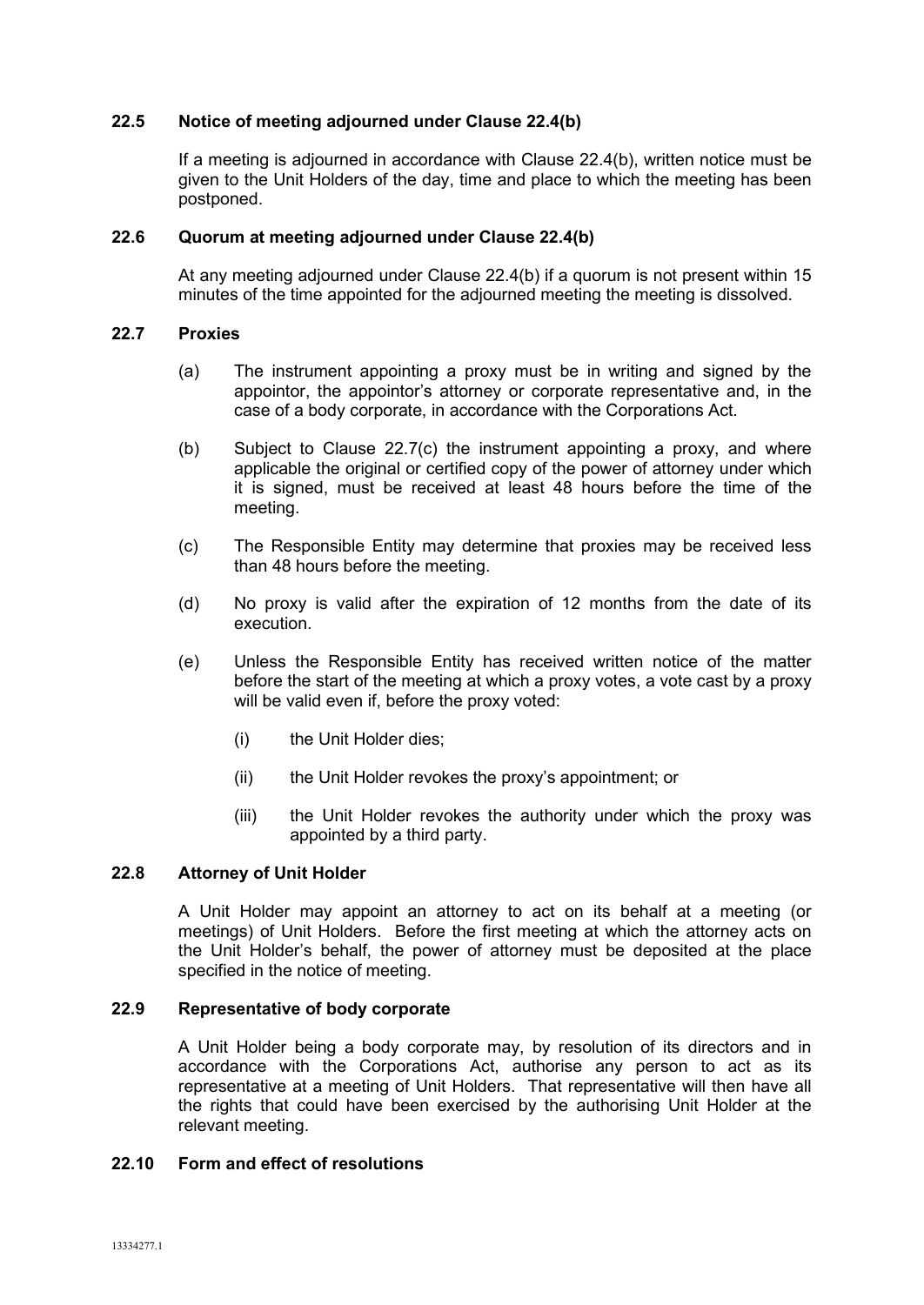### 22.5 Notice of meeting adjourned under Clause 22.4(b)

If a meeting is adjourned in accordance with Clause 22.4(b), written notice must be given to the Unit Holders of the day, time and place to which the meeting has been postponed.

### 22.6 Quorum at meeting adjourned under Clause 22.4(b)

At any meeting adjourned under Clause 22.4(b) if a quorum is not present within 15 minutes of the time appointed for the adjourned meeting the meeting is dissolved.

### 22.7 Proxies

(a) The instrument appointing a proxy must be in writing and signed by the appointor, the appointor's attorney or corporate representative and, in the case of a body corporate, in accordance with the Corporations Act.

(b) Subject to Clause 22.7(c) the instrument appointing a proxy, and where applicable the original or certified copy of the power of attorney under which it is signed, must be received at least 48 hours before the time of the meeting.

(c) The Responsible Entity may determine that proxies may be received less than 48 hours before the meeting.

(d) No proxy is valid after the expiration of 12 months from the date of its execution.

(e) Unless the Responsible Entity has received written notice of the matter before the start of the meeting at which a proxy votes, a vote cast by a proxy will be valid even if, before the proxy voted:

  (i) the Unit Holder dies;

  (ii) the Unit Holder revokes the proxy's appointment; or

  (iii) the Unit Holder revokes the authority under which the proxy was appointed by a third party.

### 22.8 Attorney of Unit Holder

A Unit Holder may appoint an attorney to act on its behalf at a meeting (or meetings) of Unit Holders. Before the first meeting at which the attorney acts on the Unit Holder's behalf, the power of attorney must be deposited at the place specified in the notice of meeting.

### 22.9 Representative of body corporate

A Unit Holder being a body corporate may, by resolution of its directors and in accordance with the Corporations Act, authorise any person to act as its representative at a meeting of Unit Holders. That representative will then have all the rights that could have been exercised by the authorising Unit Holder at the relevant meeting.

### 22.10 Form and effect of resolutions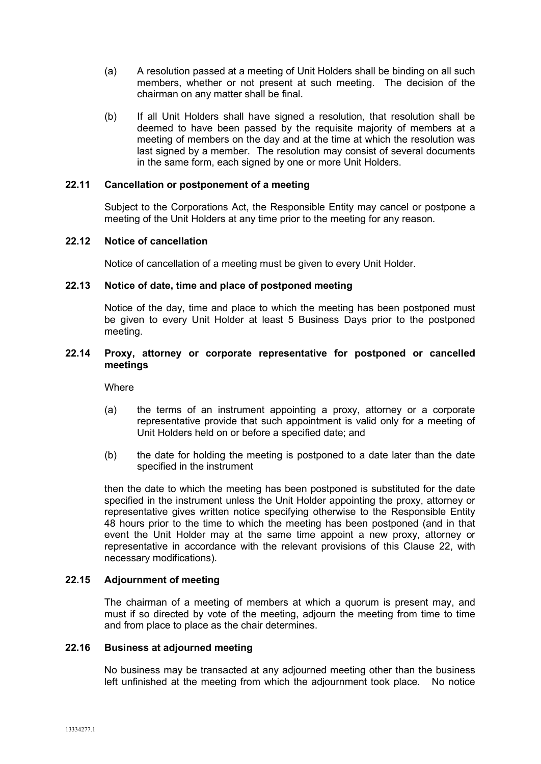(a) A resolution passed at a meeting of Unit Holders shall be binding on all such members, whether or not present at such meeting. The decision of the chairman on any matter shall be final.

(b) If all Unit Holders shall have signed a resolution, that resolution shall be deemed to have been passed by the requisite majority of members at a meeting of members on the day and at the time at which the resolution was last signed by a member. The resolution may consist of several documents in the same form, each signed by one or more Unit Holders.

### 22.11 Cancellation or postponement of a meeting

Subject to the Corporations Act, the Responsible Entity may cancel or postpone a meeting of the Unit Holders at any time prior to the meeting for any reason.

### 22.12 Notice of cancellation

Notice of cancellation of a meeting must be given to every Unit Holder.

### 22.13 Notice of date, time and place of postponed meeting

Notice of the day, time and place to which the meeting has been postponed must be given to every Unit Holder at least 5 Business Days prior to the postponed meeting.

### 22.14 Proxy, attorney or corporate representative for postponed or cancelled meetings

Where

(a) the terms of an instrument appointing a proxy, attorney or a corporate representative provide that such appointment is valid only for a meeting of Unit Holders held on or before a specified date; and

(b) the date for holding the meeting is postponed to a date later than the date specified in the instrument

then the date to which the meeting has been postponed is substituted for the date specified in the instrument unless the Unit Holder appointing the proxy, attorney or representative gives written notice specifying otherwise to the Responsible Entity 48 hours prior to the time to which the meeting has been postponed (and in that event the Unit Holder may at the same time appoint a new proxy, attorney or representative in accordance with the relevant provisions of this Clause 22, with necessary modifications).

### 22.15 Adjournment of meeting

The chairman of a meeting of members at which a quorum is present may, and must if so directed by vote of the meeting, adjourn the meeting from time to time and from place to place as the chair determines.

### 22.16 Business at adjourned meeting

No business may be transacted at any adjourned meeting other than the business left unfinished at the meeting from which the adjournment took place. No notice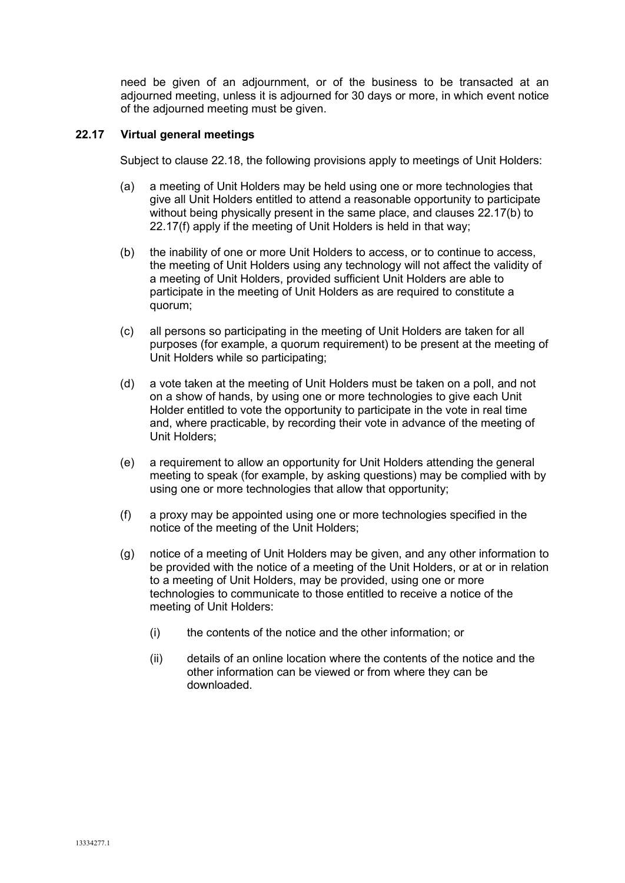need be given of an adjournment, or of the business to be transacted at an adjourned meeting, unless it is adjourned for 30 days or more, in which event notice of the adjourned meeting must be given.

### 22.17 Virtual general meetings

Subject to clause 22.18, the following provisions apply to meetings of Unit Holders:

(a) a meeting of Unit Holders may be held using one or more technologies that give all Unit Holders entitled to attend a reasonable opportunity to participate without being physically present in the same place, and clauses 22.17(b) to 22.17(f) apply if the meeting of Unit Holders is held in that way;

(b) the inability of one or more Unit Holders to access, or to continue to access, the meeting of Unit Holders using any technology will not affect the validity of a meeting of Unit Holders, provided sufficient Unit Holders are able to participate in the meeting of Unit Holders as are required to constitute a quorum;

(c) all persons so participating in the meeting of Unit Holders are taken for all purposes (for example, a quorum requirement) to be present at the meeting of Unit Holders while so participating;

(d) a vote taken at the meeting of Unit Holders must be taken on a poll, and not on a show of hands, by using one or more technologies to give each Unit Holder entitled to vote the opportunity to participate in the vote in real time and, where practicable, by recording their vote in advance of the meeting of Unit Holders;

(e) a requirement to allow an opportunity for Unit Holders attending the general meeting to speak (for example, by asking questions) may be complied with by using one or more technologies that allow that opportunity;

(f) a proxy may be appointed using one or more technologies specified in the notice of the meeting of the Unit Holders;

(g) notice of a meeting of Unit Holders may be given, and any other information to be provided with the notice of a meeting of the Unit Holders, or at or in relation to a meeting of Unit Holders, may be provided, using one or more technologies to communicate to those entitled to receive a notice of the meeting of Unit Holders:

   (i) the contents of the notice and the other information; or

   (ii) details of an online location where the contents of the notice and the other information can be viewed or from where they can be downloaded.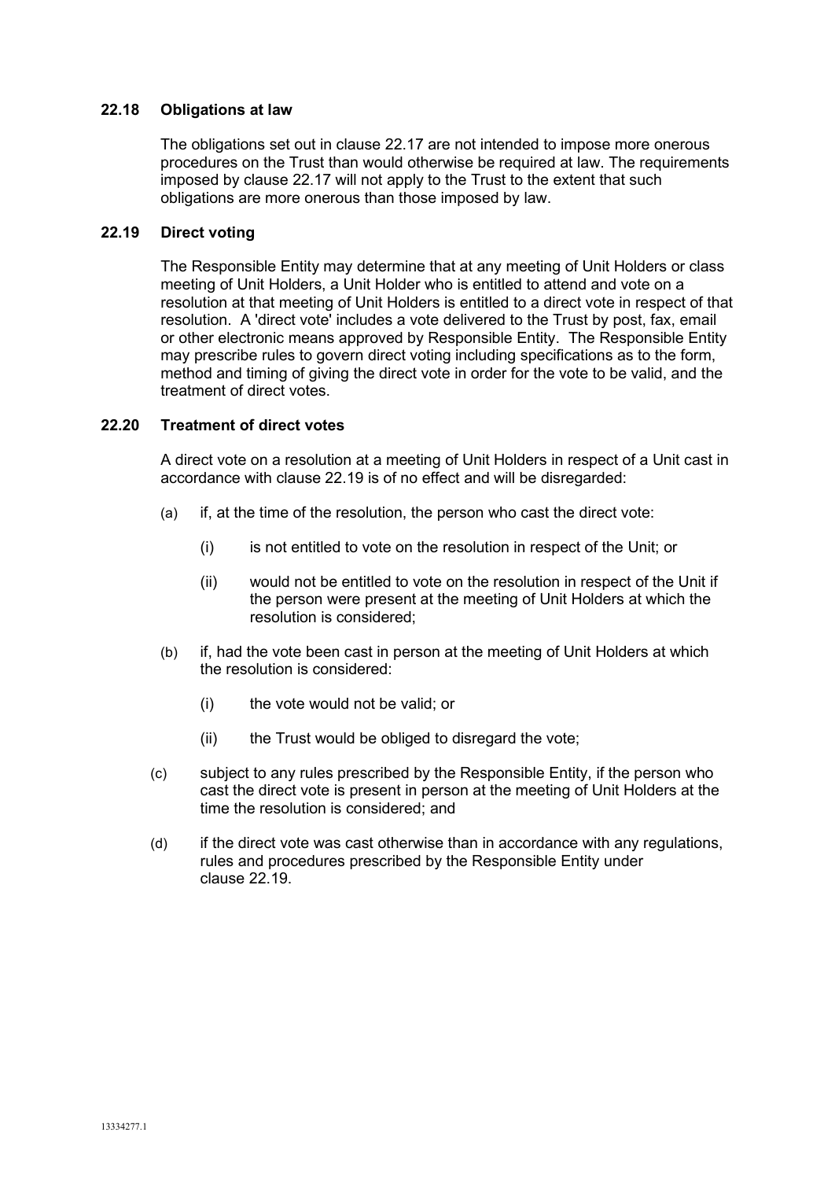### 22.18 Obligations at law

The obligations set out in clause 22.17 are not intended to impose more onerous procedures on the Trust than would otherwise be required at law. The requirements imposed by clause 22.17 will not apply to the Trust to the extent that such obligations are more onerous than those imposed by law.

### 22.19 Direct voting

The Responsible Entity may determine that at any meeting of Unit Holders or class meeting of Unit Holders, a Unit Holder who is entitled to attend and vote on a resolution at that meeting of Unit Holders is entitled to a direct vote in respect of that resolution. A 'direct vote' includes a vote delivered to the Trust by post, fax, email or other electronic means approved by Responsible Entity. The Responsible Entity may prescribe rules to govern direct voting including specifications as to the form, method and timing of giving the direct vote in order for the vote to be valid, and the treatment of direct votes.

### 22.20 Treatment of direct votes

A direct vote on a resolution at a meeting of Unit Holders in respect of a Unit cast in accordance with clause 22.19 is of no effect and will be disregarded:

(a) if, at the time of the resolution, the person who cast the direct vote:

  (i) is not entitled to vote on the resolution in respect of the Unit; or

  (ii) would not be entitled to vote on the resolution in respect of the Unit if the person were present at the meeting of Unit Holders at which the resolution is considered;

(b) if, had the vote been cast in person at the meeting of Unit Holders at which the resolution is considered:

  (i) the vote would not be valid; or

  (ii) the Trust would be obliged to disregard the vote;

(c) subject to any rules prescribed by the Responsible Entity, if the person who cast the direct vote is present in person at the meeting of Unit Holders at the time the resolution is considered; and

(d) if the direct vote was cast otherwise than in accordance with any regulations, rules and procedures prescribed by the Responsible Entity under clause 22.19.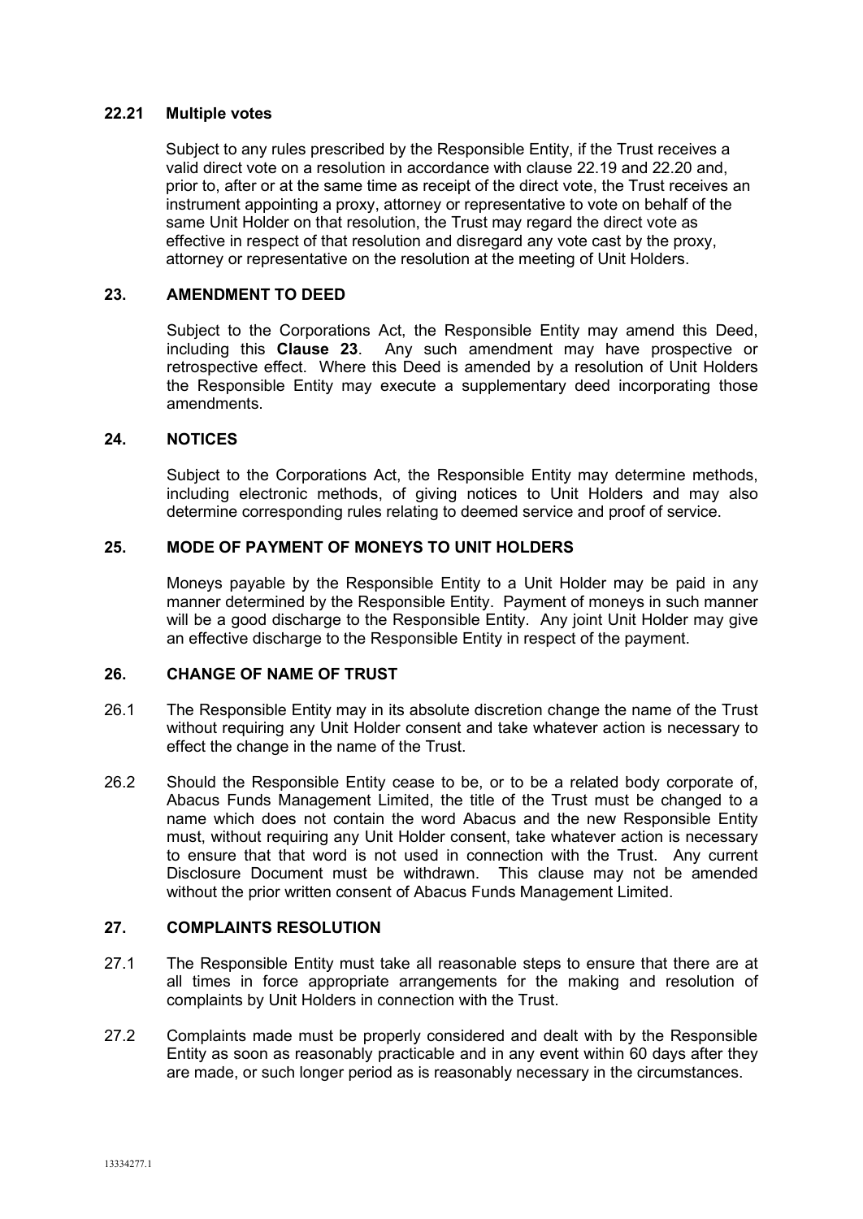### 22.21 Multiple votes

Subject to any rules prescribed by the Responsible Entity, if the Trust receives a valid direct vote on a resolution in accordance with clause 22.19 and 22.20 and, prior to, after or at the same time as receipt of the direct vote, the Trust receives an instrument appointing a proxy, attorney or representative to vote on behalf of the same Unit Holder on that resolution, the Trust may regard the direct vote as effective in respect of that resolution and disregard any vote cast by the proxy, attorney or representative on the resolution at the meeting of Unit Holders.

## 23. AMENDMENT TO DEED

Subject to the Corporations Act, the Responsible Entity may amend this Deed, including this **Clause 23**. Any such amendment may have prospective or retrospective effect. Where this Deed is amended by a resolution of Unit Holders the Responsible Entity may execute a supplementary deed incorporating those amendments.

## 24. NOTICES

Subject to the Corporations Act, the Responsible Entity may determine methods, including electronic methods, of giving notices to Unit Holders and may also determine corresponding rules relating to deemed service and proof of service.

## 25. MODE OF PAYMENT OF MONEYS TO UNIT HOLDERS

Moneys payable by the Responsible Entity to a Unit Holder may be paid in any manner determined by the Responsible Entity. Payment of moneys in such manner will be a good discharge to the Responsible Entity. Any joint Unit Holder may give an effective discharge to the Responsible Entity in respect of the payment.

## 26. CHANGE OF NAME OF TRUST

26.1 The Responsible Entity may in its absolute discretion change the name of the Trust without requiring any Unit Holder consent and take whatever action is necessary to effect the change in the name of the Trust.

26.2 Should the Responsible Entity cease to be, or to be a related body corporate of, Abacus Funds Management Limited, the title of the Trust must be changed to a name which does not contain the word Abacus and the new Responsible Entity must, without requiring any Unit Holder consent, take whatever action is necessary to ensure that that word is not used in connection with the Trust. Any current Disclosure Document must be withdrawn. This clause may not be amended without the prior written consent of Abacus Funds Management Limited.

## 27. COMPLAINTS RESOLUTION

27.1 The Responsible Entity must take all reasonable steps to ensure that there are at all times in force appropriate arrangements for the making and resolution of complaints by Unit Holders in connection with the Trust.

27.2 Complaints made must be properly considered and dealt with by the Responsible Entity as soon as reasonably practicable and in any event within 60 days after they are made, or such longer period as is reasonably necessary in the circumstances.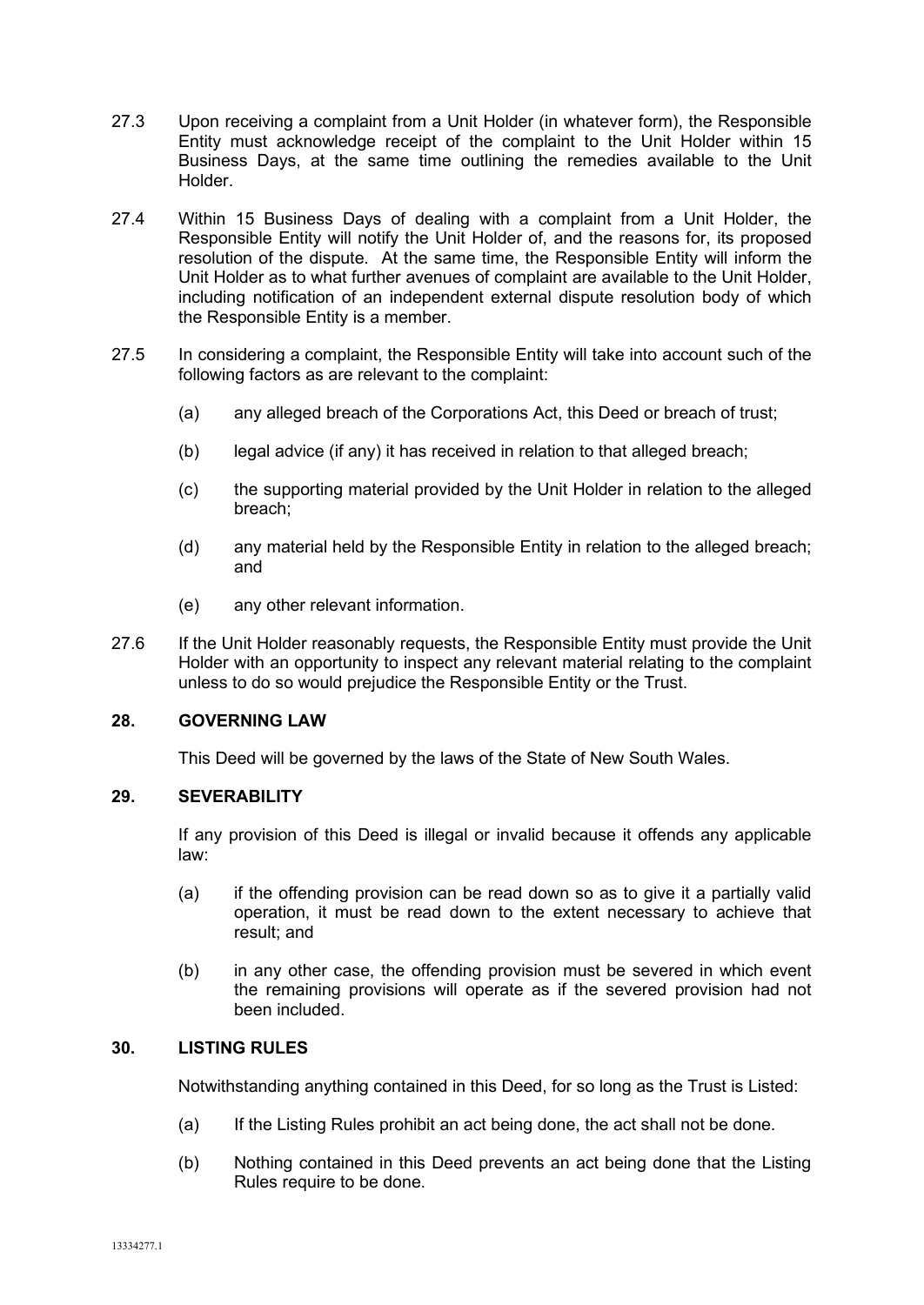27.3 Upon receiving a complaint from a Unit Holder (in whatever form), the Responsible Entity must acknowledge receipt of the complaint to the Unit Holder within 15 Business Days, at the same time outlining the remedies available to the Unit Holder.

27.4 Within 15 Business Days of dealing with a complaint from a Unit Holder, the Responsible Entity will notify the Unit Holder of, and the reasons for, its proposed resolution of the dispute. At the same time, the Responsible Entity will inform the Unit Holder as to what further avenues of complaint are available to the Unit Holder, including notification of an independent external dispute resolution body of which the Responsible Entity is a member.

27.5 In considering a complaint, the Responsible Entity will take into account such of the following factors as are relevant to the complaint:

(a) any alleged breach of the Corporations Act, this Deed or breach of trust;

(b) legal advice (if any) it has received in relation to that alleged breach;

(c) the supporting material provided by the Unit Holder in relation to the alleged breach;

(d) any material held by the Responsible Entity in relation to the alleged breach; and

(e) any other relevant information.

27.6 If the Unit Holder reasonably requests, the Responsible Entity must provide the Unit Holder with an opportunity to inspect any relevant material relating to the complaint unless to do so would prejudice the Responsible Entity or the Trust.

## 28. GOVERNING LAW

This Deed will be governed by the laws of the State of New South Wales.

## 29. SEVERABILITY

If any provision of this Deed is illegal or invalid because it offends any applicable law:

(a) if the offending provision can be read down so as to give it a partially valid operation, it must be read down to the extent necessary to achieve that result; and

(b) in any other case, the offending provision must be severed in which event the remaining provisions will operate as if the severed provision had not been included.

## 30. LISTING RULES

Notwithstanding anything contained in this Deed, for so long as the Trust is Listed:

(a) If the Listing Rules prohibit an act being done, the act shall not be done.

(b) Nothing contained in this Deed prevents an act being done that the Listing Rules require to be done.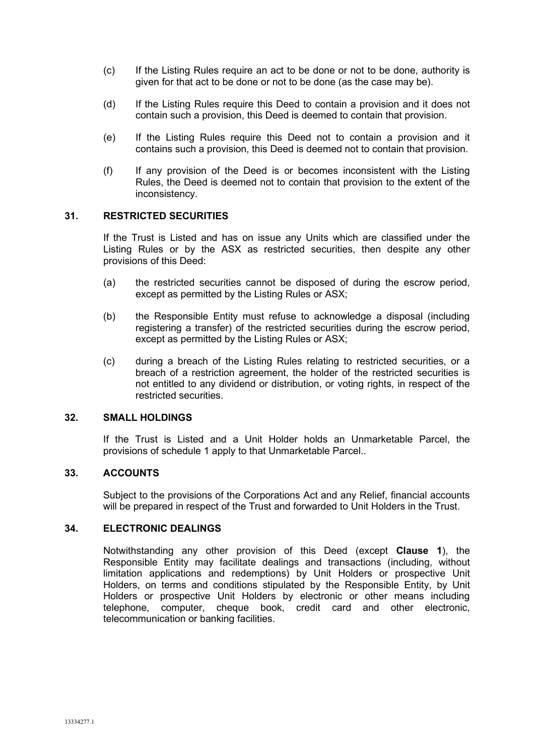(c) If the Listing Rules require an act to be done or not to be done, authority is given for that act to be done or not to be done (as the case may be).

(d) If the Listing Rules require this Deed to contain a provision and it does not contain such a provision, this Deed is deemed to contain that provision.

(e) If the Listing Rules require this Deed not to contain a provision and it contains such a provision, this Deed is deemed not to contain that provision.

(f) If any provision of the Deed is or becomes inconsistent with the Listing Rules, the Deed is deemed not to contain that provision to the extent of the inconsistency.

## 31. RESTRICTED SECURITIES

If the Trust is Listed and has on issue any Units which are classified under the Listing Rules or by the ASX as restricted securities, then despite any other provisions of this Deed:

(a) the restricted securities cannot be disposed of during the escrow period, except as permitted by the Listing Rules or ASX;

(b) the Responsible Entity must refuse to acknowledge a disposal (including registering a transfer) of the restricted securities during the escrow period, except as permitted by the Listing Rules or ASX;

(c) during a breach of the Listing Rules relating to restricted securities, or a breach of a restriction agreement, the holder of the restricted securities is not entitled to any dividend or distribution, or voting rights, in respect of the restricted securities.

## 32. SMALL HOLDINGS

If the Trust is Listed and a Unit Holder holds an Unmarketable Parcel, the provisions of schedule 1 apply to that Unmarketable Parcel..

## 33. ACCOUNTS

Subject to the provisions of the Corporations Act and any Relief, financial accounts will be prepared in respect of the Trust and forwarded to Unit Holders in the Trust.

## 34. ELECTRONIC DEALINGS

Notwithstanding any other provision of this Deed (except **Clause 1**), the Responsible Entity may facilitate dealings and transactions (including, without limitation applications and redemptions) by Unit Holders or prospective Unit Holders, on terms and conditions stipulated by the Responsible Entity, by Unit Holders or prospective Unit Holders by electronic or other means including telephone, computer, cheque book, credit card and other electronic, telecommunication or banking facilities.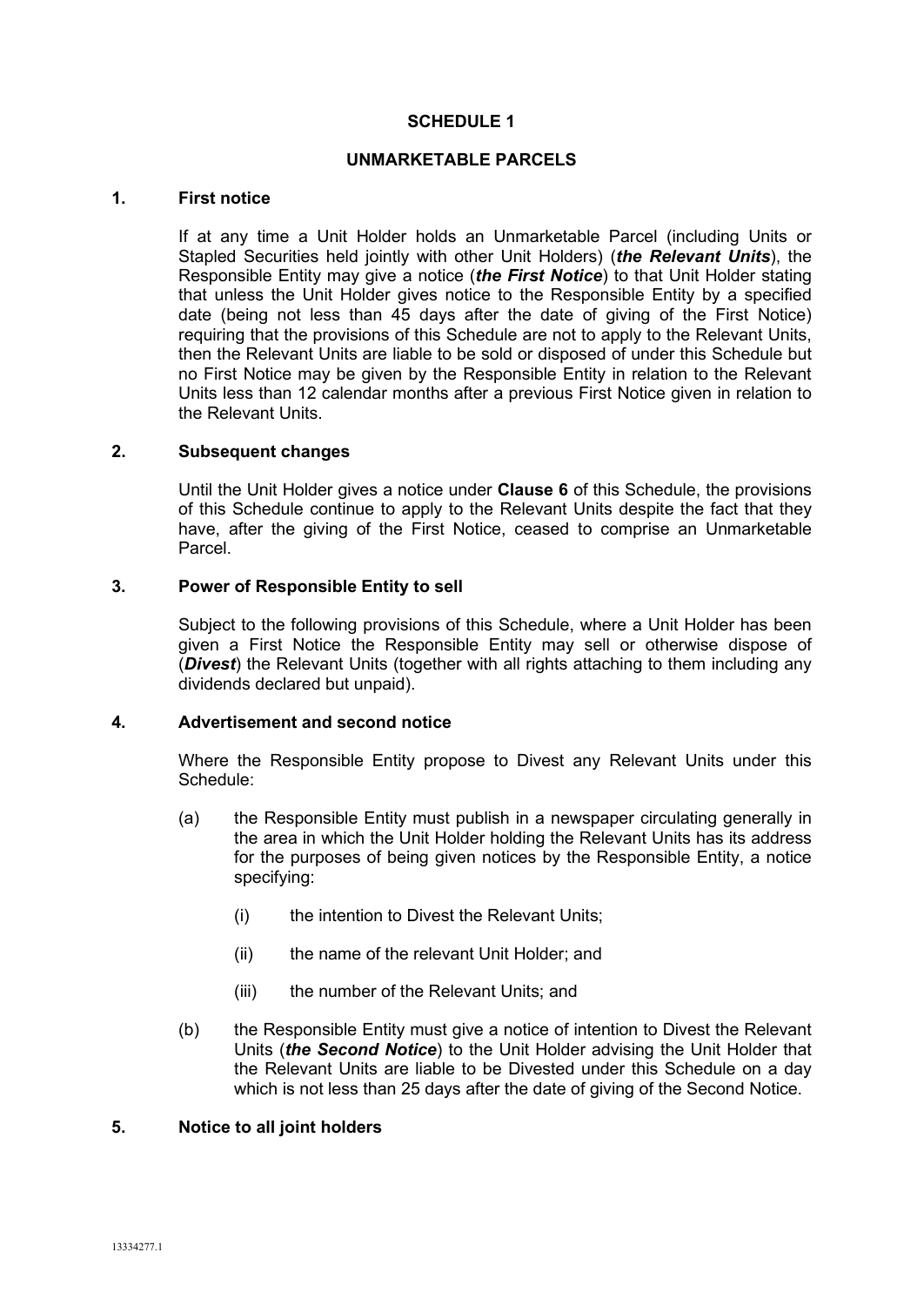# SCHEDULE 1

## UNMARKETABLE PARCELS

### 1. First notice

If at any time a Unit Holder holds an Unmarketable Parcel (including Units or Stapled Securities held jointly with other Unit Holders) (***the Relevant Units***), the Responsible Entity may give a notice (***the First Notice***) to that Unit Holder stating that unless the Unit Holder gives notice to the Responsible Entity by a specified date (being not less than 45 days after the date of giving of the First Notice) requiring that the provisions of this Schedule are not to apply to the Relevant Units, then the Relevant Units are liable to be sold or disposed of under this Schedule but no First Notice may be given by the Responsible Entity in relation to the Relevant Units less than 12 calendar months after a previous First Notice given in relation to the Relevant Units.

### 2. Subsequent changes

Until the Unit Holder gives a notice under **Clause 6** of this Schedule, the provisions of this Schedule continue to apply to the Relevant Units despite the fact that they have, after the giving of the First Notice, ceased to comprise an Unmarketable Parcel.

### 3. Power of Responsible Entity to sell

Subject to the following provisions of this Schedule, where a Unit Holder has been given a First Notice the Responsible Entity may sell or otherwise dispose of (***Divest***) the Relevant Units (together with all rights attaching to them including any dividends declared but unpaid).

### 4. Advertisement and second notice

Where the Responsible Entity propose to Divest any Relevant Units under this Schedule:

(a) the Responsible Entity must publish in a newspaper circulating generally in the area in which the Unit Holder holding the Relevant Units has its address for the purposes of being given notices by the Responsible Entity, a notice specifying:

 (i) the intention to Divest the Relevant Units;

 (ii) the name of the relevant Unit Holder; and

 (iii) the number of the Relevant Units; and

(b) the Responsible Entity must give a notice of intention to Divest the Relevant Units (***the Second Notice***) to the Unit Holder advising the Unit Holder that the Relevant Units are liable to be Divested under this Schedule on a day which is not less than 25 days after the date of giving of the Second Notice.

### 5. Notice to all joint holders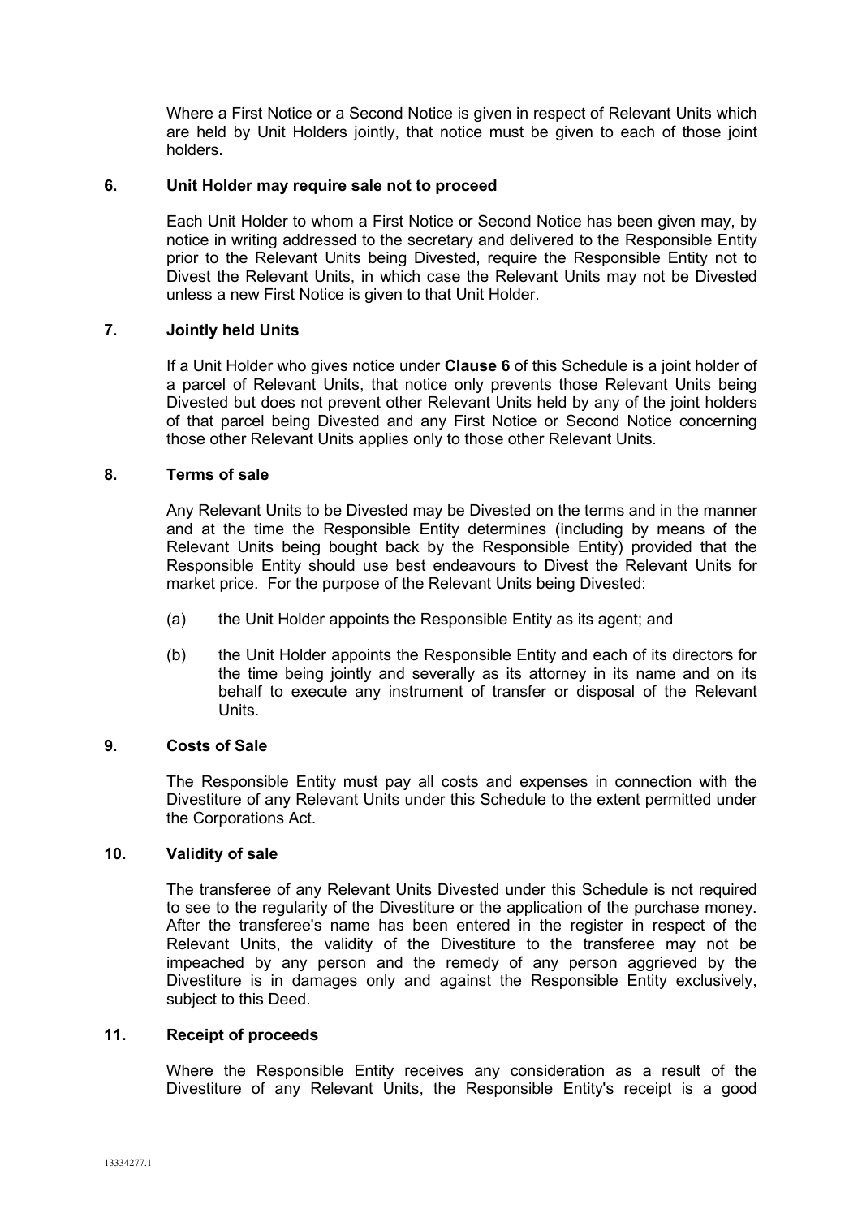Where a First Notice or a Second Notice is given in respect of Relevant Units which are held by Unit Holders jointly, that notice must be given to each of those joint holders.

### 6. Unit Holder may require sale not to proceed

Each Unit Holder to whom a First Notice or Second Notice has been given may, by notice in writing addressed to the secretary and delivered to the Responsible Entity prior to the Relevant Units being Divested, require the Responsible Entity not to Divest the Relevant Units, in which case the Relevant Units may not be Divested unless a new First Notice is given to that Unit Holder.

### 7. Jointly held Units

If a Unit Holder who gives notice under **Clause 6** of this Schedule is a joint holder of a parcel of Relevant Units, that notice only prevents those Relevant Units being Divested but does not prevent other Relevant Units held by any of the joint holders of that parcel being Divested and any First Notice or Second Notice concerning those other Relevant Units applies only to those other Relevant Units.

### 8. Terms of sale

Any Relevant Units to be Divested may be Divested on the terms and in the manner and at the time the Responsible Entity determines (including by means of the Relevant Units being bought back by the Responsible Entity) provided that the Responsible Entity should use best endeavours to Divest the Relevant Units for market price. For the purpose of the Relevant Units being Divested:

(a) the Unit Holder appoints the Responsible Entity as its agent; and

(b) the Unit Holder appoints the Responsible Entity and each of its directors for the time being jointly and severally as its attorney in its name and on its behalf to execute any instrument of transfer or disposal of the Relevant Units.

### 9. Costs of Sale

The Responsible Entity must pay all costs and expenses in connection with the Divestiture of any Relevant Units under this Schedule to the extent permitted under the Corporations Act.

### 10. Validity of sale

The transferee of any Relevant Units Divested under this Schedule is not required to see to the regularity of the Divestiture or the application of the purchase money. After the transferee's name has been entered in the register in respect of the Relevant Units, the validity of the Divestiture to the transferee may not be impeached by any person and the remedy of any person aggrieved by the Divestiture is in damages only and against the Responsible Entity exclusively, subject to this Deed.

### 11. Receipt of proceeds

Where the Responsible Entity receives any consideration as a result of the Divestiture of any Relevant Units, the Responsible Entity's receipt is a good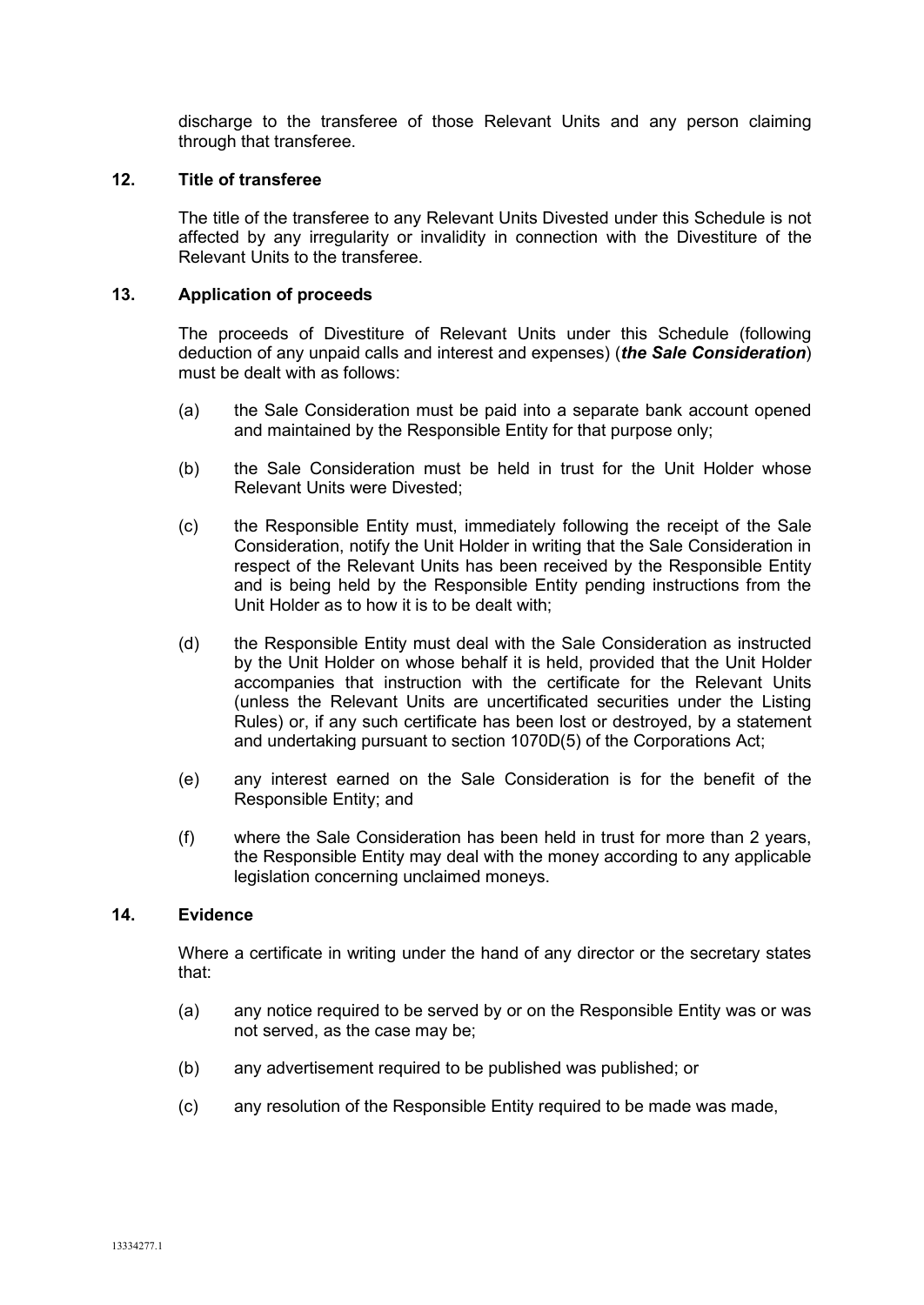discharge to the transferee of those Relevant Units and any person claiming through that transferee.

## 12. Title of transferee

The title of the transferee to any Relevant Units Divested under this Schedule is not affected by any irregularity or invalidity in connection with the Divestiture of the Relevant Units to the transferee.

## 13. Application of proceeds

The proceeds of Divestiture of Relevant Units under this Schedule (following deduction of any unpaid calls and interest and expenses) (***the Sale Consideration***) must be dealt with as follows:

(a) the Sale Consideration must be paid into a separate bank account opened and maintained by the Responsible Entity for that purpose only;

(b) the Sale Consideration must be held in trust for the Unit Holder whose Relevant Units were Divested;

(c) the Responsible Entity must, immediately following the receipt of the Sale Consideration, notify the Unit Holder in writing that the Sale Consideration in respect of the Relevant Units has been received by the Responsible Entity and is being held by the Responsible Entity pending instructions from the Unit Holder as to how it is to be dealt with;

(d) the Responsible Entity must deal with the Sale Consideration as instructed by the Unit Holder on whose behalf it is held, provided that the Unit Holder accompanies that instruction with the certificate for the Relevant Units (unless the Relevant Units are uncertificated securities under the Listing Rules) or, if any such certificate has been lost or destroyed, by a statement and undertaking pursuant to section 1070D(5) of the Corporations Act;

(e) any interest earned on the Sale Consideration is for the benefit of the Responsible Entity; and

(f) where the Sale Consideration has been held in trust for more than 2 years, the Responsible Entity may deal with the money according to any applicable legislation concerning unclaimed moneys.

## 14. Evidence

Where a certificate in writing under the hand of any director or the secretary states that:

(a) any notice required to be served by or on the Responsible Entity was or was not served, as the case may be;

(b) any advertisement required to be published was published; or

(c) any resolution of the Responsible Entity required to be made was made,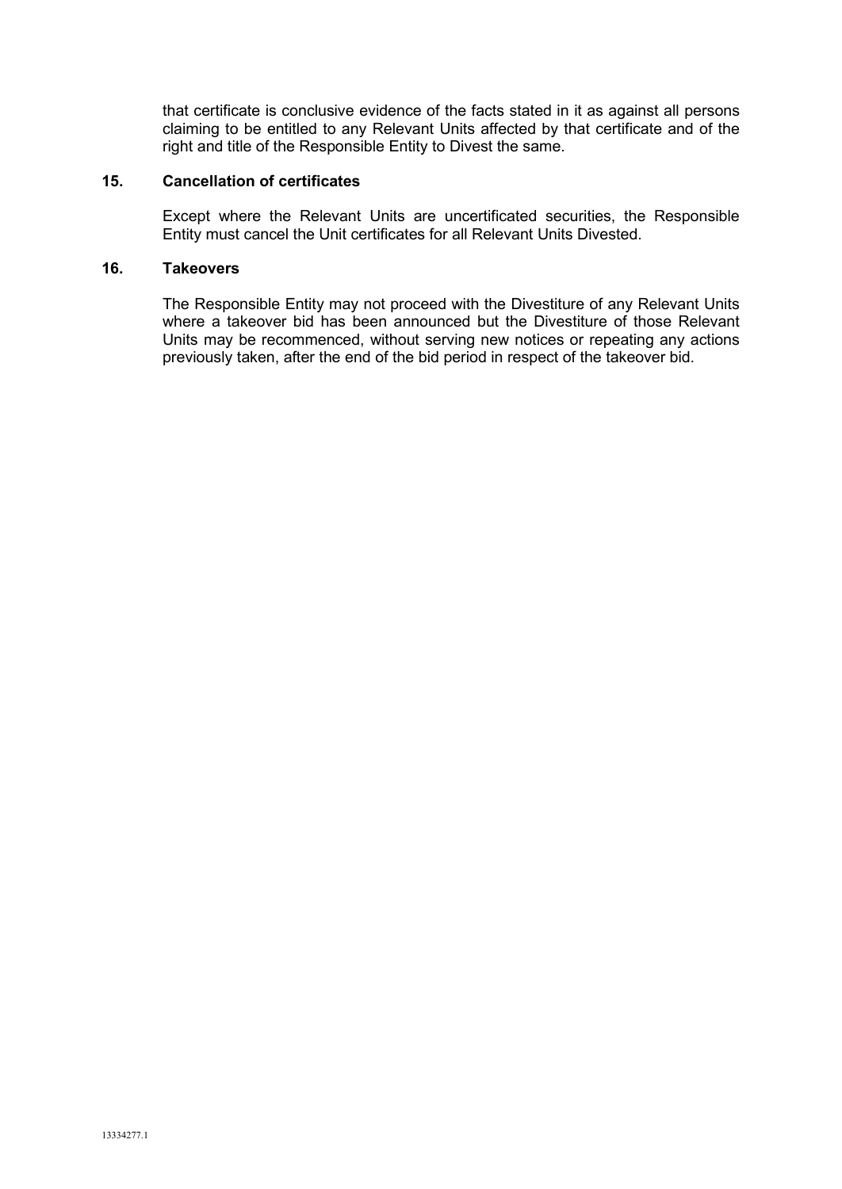that certificate is conclusive evidence of the facts stated in it as against all persons claiming to be entitled to any Relevant Units affected by that certificate and of the right and title of the Responsible Entity to Divest the same.

## 15. Cancellation of certificates

Except where the Relevant Units are uncertificated securities, the Responsible Entity must cancel the Unit certificates for all Relevant Units Divested.

## 16. Takeovers

The Responsible Entity may not proceed with the Divestiture of any Relevant Units where a takeover bid has been announced but the Divestiture of those Relevant Units may be recommenced, without serving new notices or repeating any actions previously taken, after the end of the bid period in respect of the takeover bid.